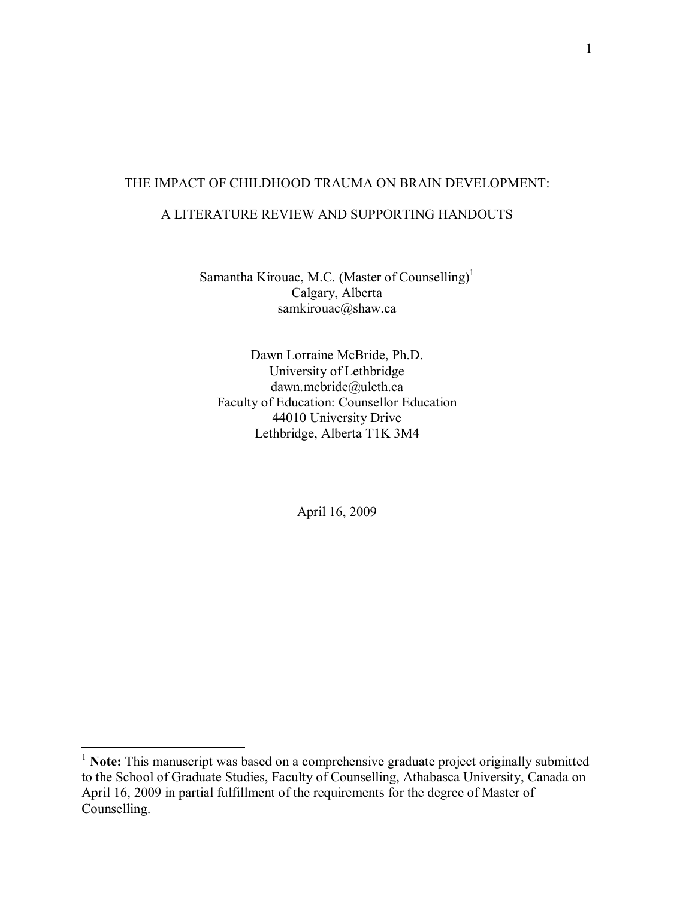# THE IMPACT OF CHILDHOOD TRAUMA ON BRAIN DEVELOPMENT:

# A LITERATURE REVIEW AND SUPPORTING HANDOUTS

Samantha Kirouac, M.C. (Master of Counselling)[1]
Calgary, Alberta
samkirouac@shaw.ca

Dawn Lorraine McBride, Ph.D.
University of Lethbridge
dawn.mcbride@uleth.ca
Faculty of Education: Counsellor Education
44010 University Drive
Lethbridge, Alberta T1K 3M4

April 16, 2009

---

[1] **Note:** This manuscript was based on a comprehensive graduate project originally submitted to the School of Graduate Studies, Faculty of Counselling, Athabasca University, Canada on April 16, 2009 in partial fulfillment of the requirements for the degree of Master of Counselling.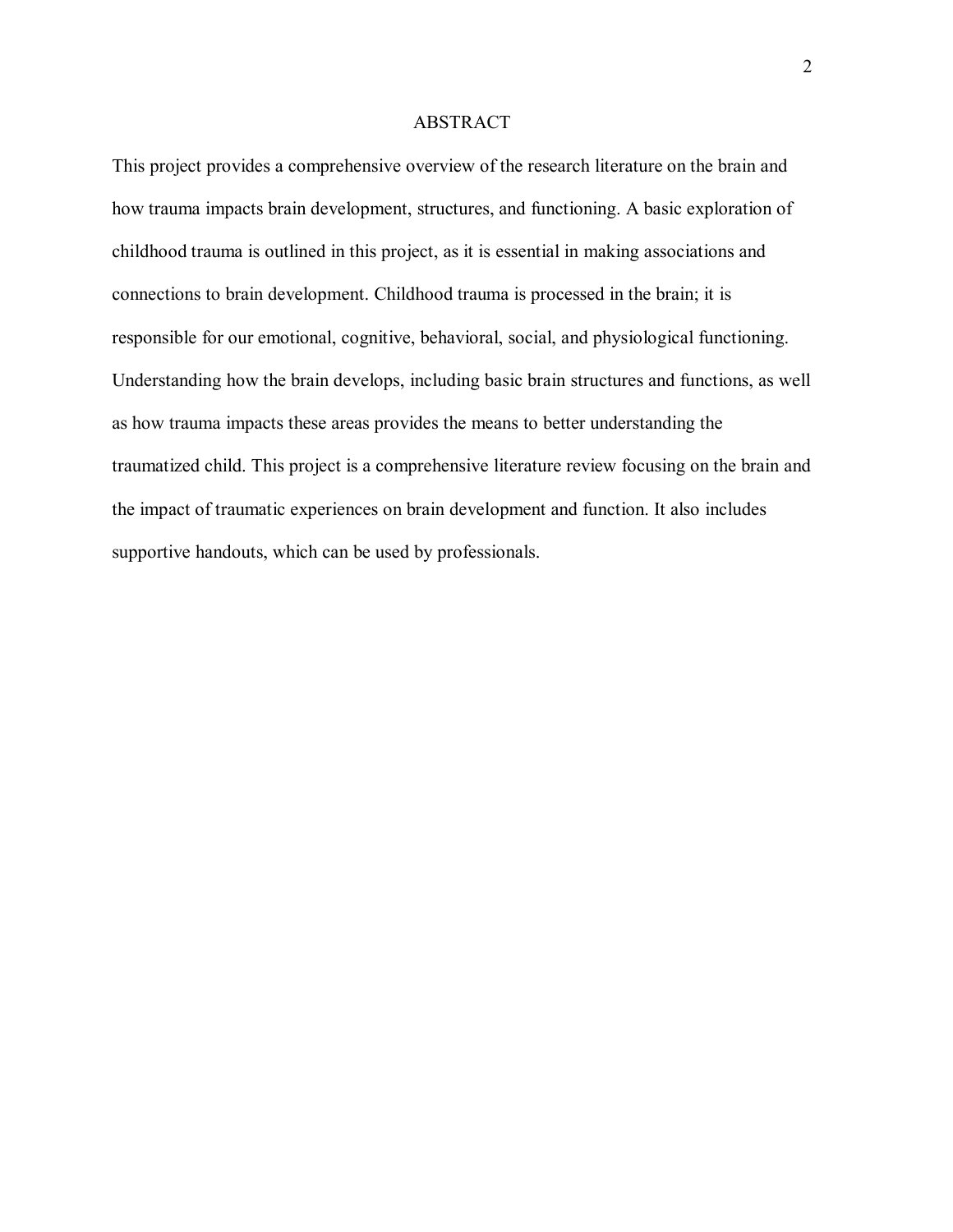# ABSTRACT

This project provides a comprehensive overview of the research literature on the brain and how trauma impacts brain development, structures, and functioning. A basic exploration of childhood trauma is outlined in this project, as it is essential in making associations and connections to brain development. Childhood trauma is processed in the brain; it is responsible for our emotional, cognitive, behavioral, social, and physiological functioning. Understanding how the brain develops, including basic brain structures and functions, as well as how trauma impacts these areas provides the means to better understanding the traumatized child. This project is a comprehensive literature review focusing on the brain and the impact of traumatic experiences on brain development and function. It also includes supportive handouts, which can be used by professionals.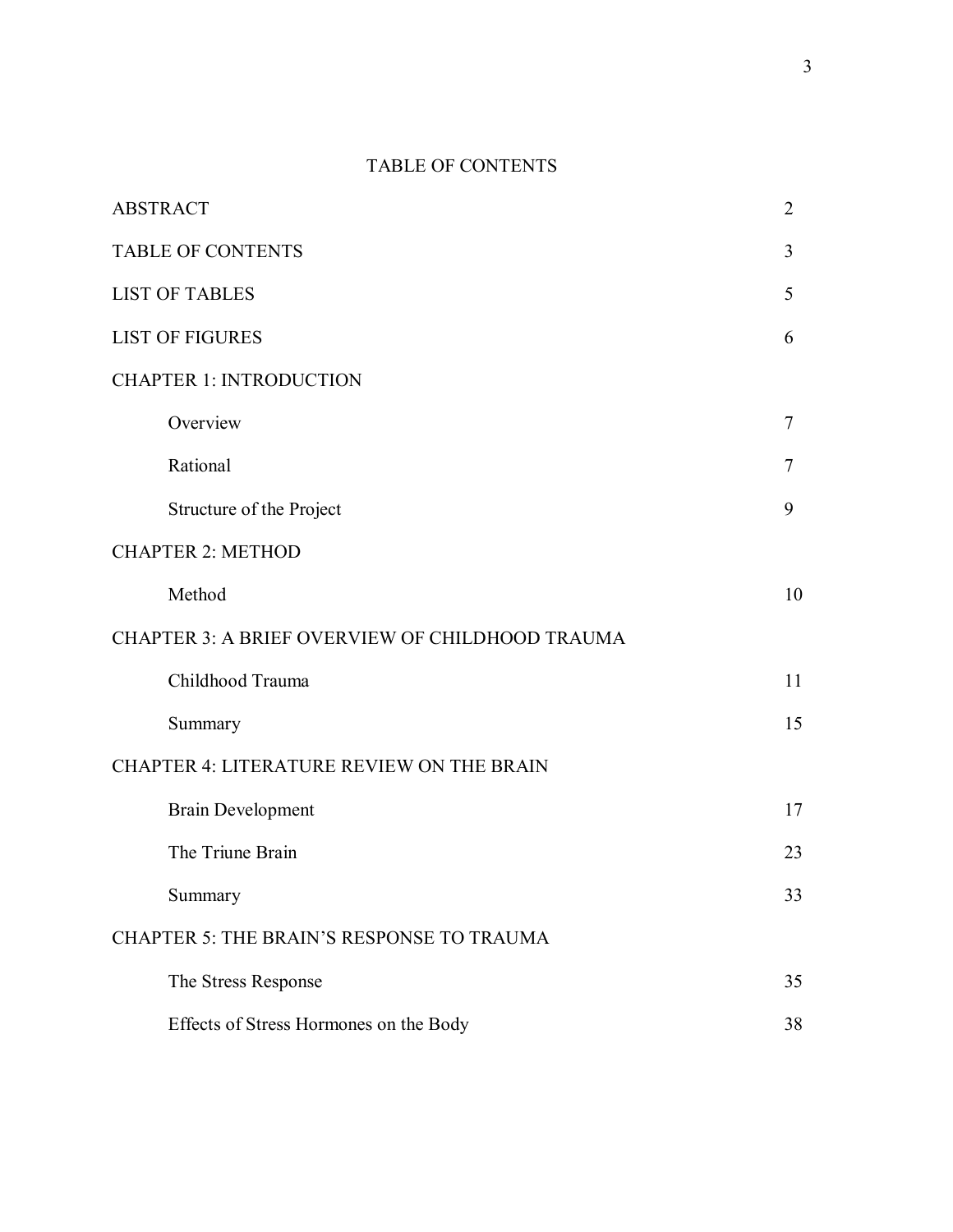# TABLE OF CONTENTS

| | |
|---|---|
| ABSTRACT | 2 |
| TABLE OF CONTENTS | 3 |
| LIST OF TABLES | 5 |
| LIST OF FIGURES | 6 |
| CHAPTER 1: INTRODUCTION | |
| Overview | 7 |
| Rational | 7 |
| Structure of the Project | 9 |
| CHAPTER 2: METHOD | |
| Method | 10 |
| CHAPTER 3: A BRIEF OVERVIEW OF CHILDHOOD TRAUMA | |
| Childhood Trauma | 11 |
| Summary | 15 |
| CHAPTER 4: LITERATURE REVIEW ON THE BRAIN | |
| Brain Development | 17 |
| The Triune Brain | 23 |
| Summary | 33 |
| CHAPTER 5: THE BRAIN'S RESPONSE TO TRAUMA | |
| The Stress Response | 35 |
| Effects of Stress Hormones on the Body | 38 |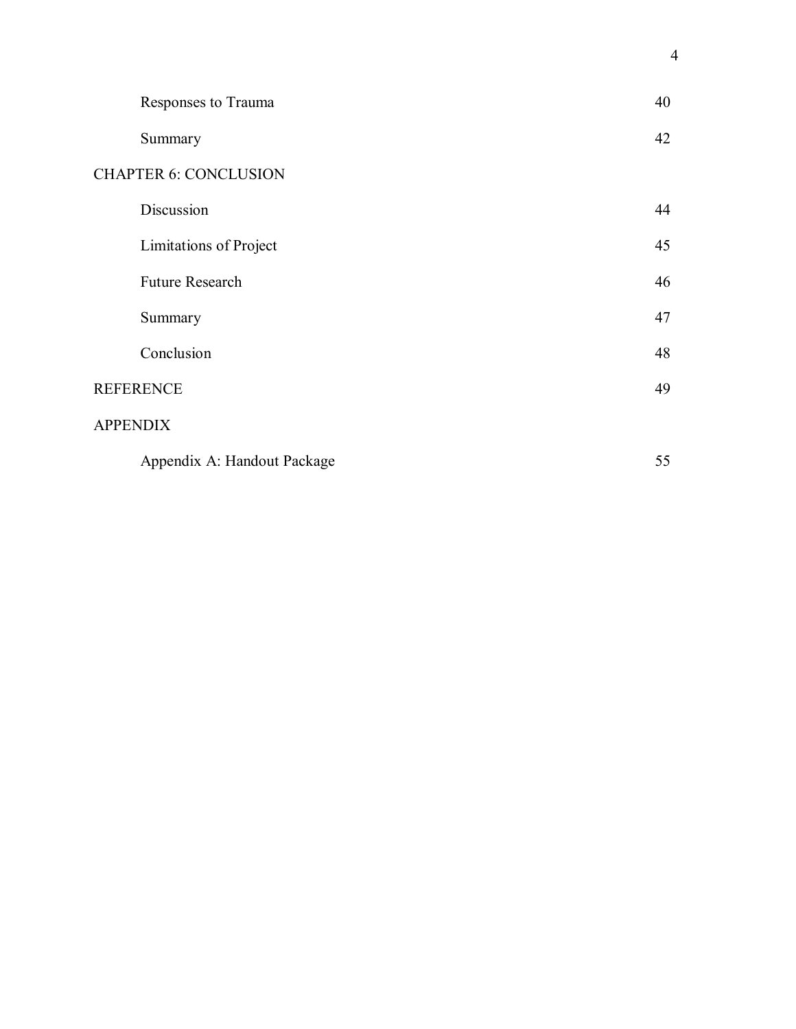| | |
|---|---|
| Responses to Trauma | 40 |
| Summary | 42 |
| CHAPTER 6: CONCLUSION | |
| Discussion | 44 |
| Limitations of Project | 45 |
| Future Research | 46 |
| Summary | 47 |
| Conclusion | 48 |
| REFERENCE | 49 |
| APPENDIX | |
| Appendix A: Handout Package | 55 |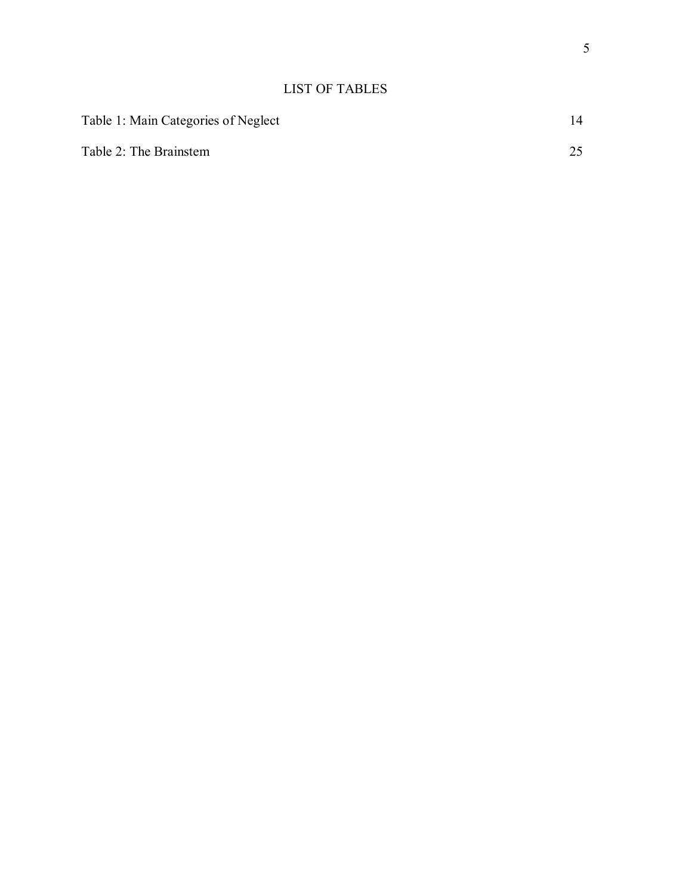# LIST OF TABLES

Table 1: Main Categories of Neglect 14

Table 2: The Brainstem 25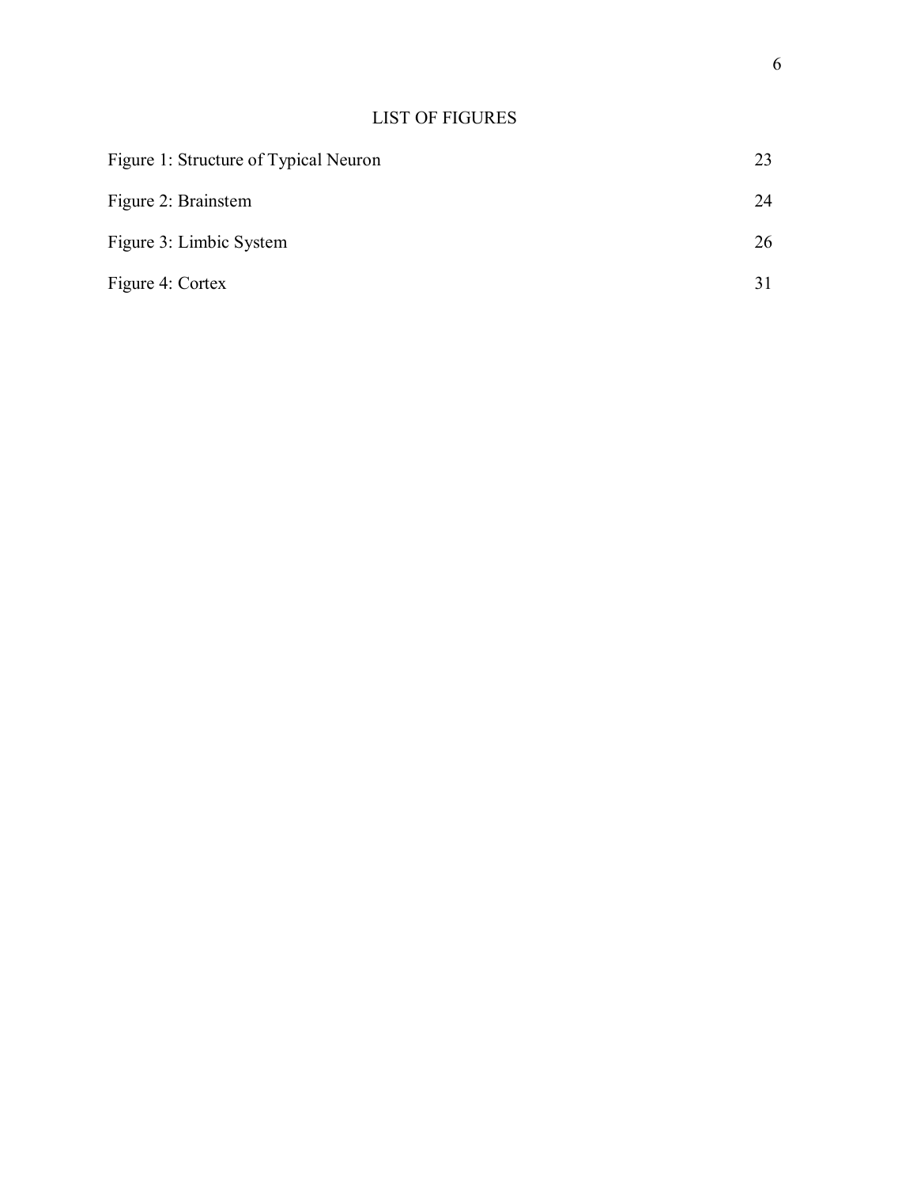# LIST OF FIGURES

| | |
|---|---|
| Figure 1: Structure of Typical Neuron | 23 |
| Figure 2: Brainstem | 24 |
| Figure 3: Limbic System | 26 |
| Figure 4: Cortex | 31 |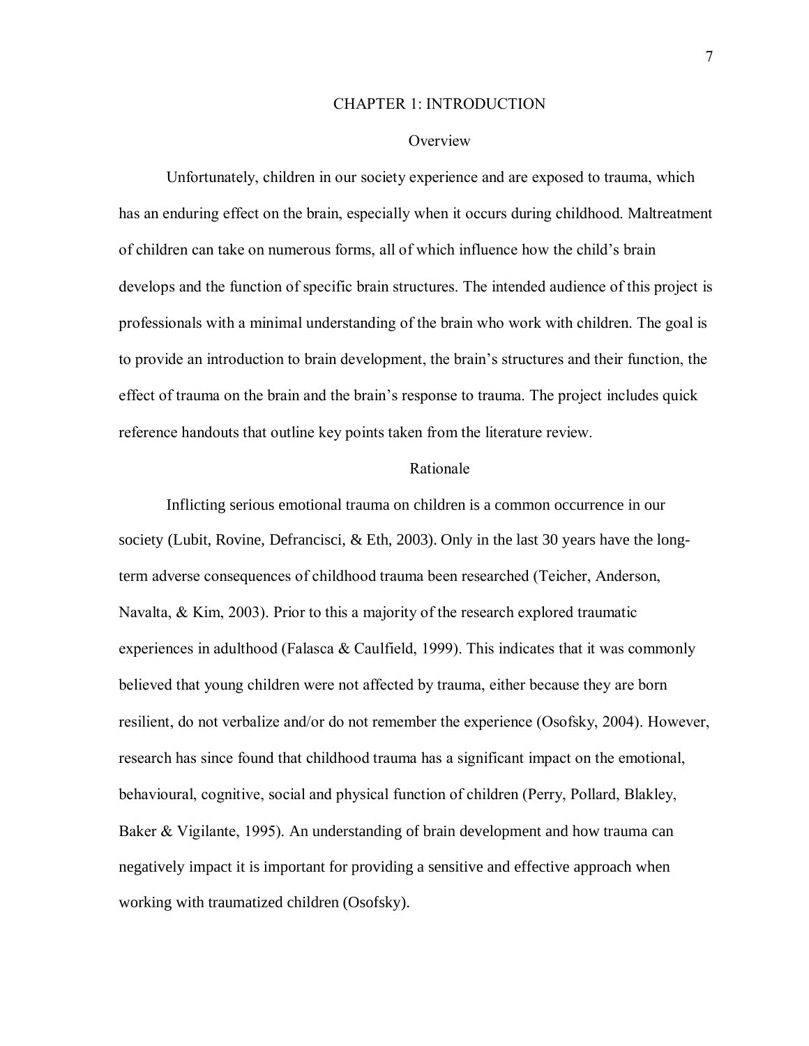# CHAPTER 1: INTRODUCTION

## Overview

Unfortunately, children in our society experience and are exposed to trauma, which has an enduring effect on the brain, especially when it occurs during childhood. Maltreatment of children can take on numerous forms, all of which influence how the child's brain develops and the function of specific brain structures. The intended audience of this project is professionals with a minimal understanding of the brain who work with children. The goal is to provide an introduction to brain development, the brain's structures and their function, the effect of trauma on the brain and the brain's response to trauma. The project includes quick reference handouts that outline key points taken from the literature review.

## Rationale

Inflicting serious emotional trauma on children is a common occurrence in our society (Lubit, Rovine, Defrancisci, & Eth, 2003). Only in the last 30 years have the long-term adverse consequences of childhood trauma been researched (Teicher, Anderson, Navalta, & Kim, 2003). Prior to this a majority of the research explored traumatic experiences in adulthood (Falasca & Caulfield, 1999). This indicates that it was commonly believed that young children were not affected by trauma, either because they are born resilient, do not verbalize and/or do not remember the experience (Osofsky, 2004). However, research has since found that childhood trauma has a significant impact on the emotional, behavioural, cognitive, social and physical function of children (Perry, Pollard, Blakley, Baker & Vigilante, 1995). An understanding of brain development and how trauma can negatively impact it is important for providing a sensitive and effective approach when working with traumatized children (Osofsky).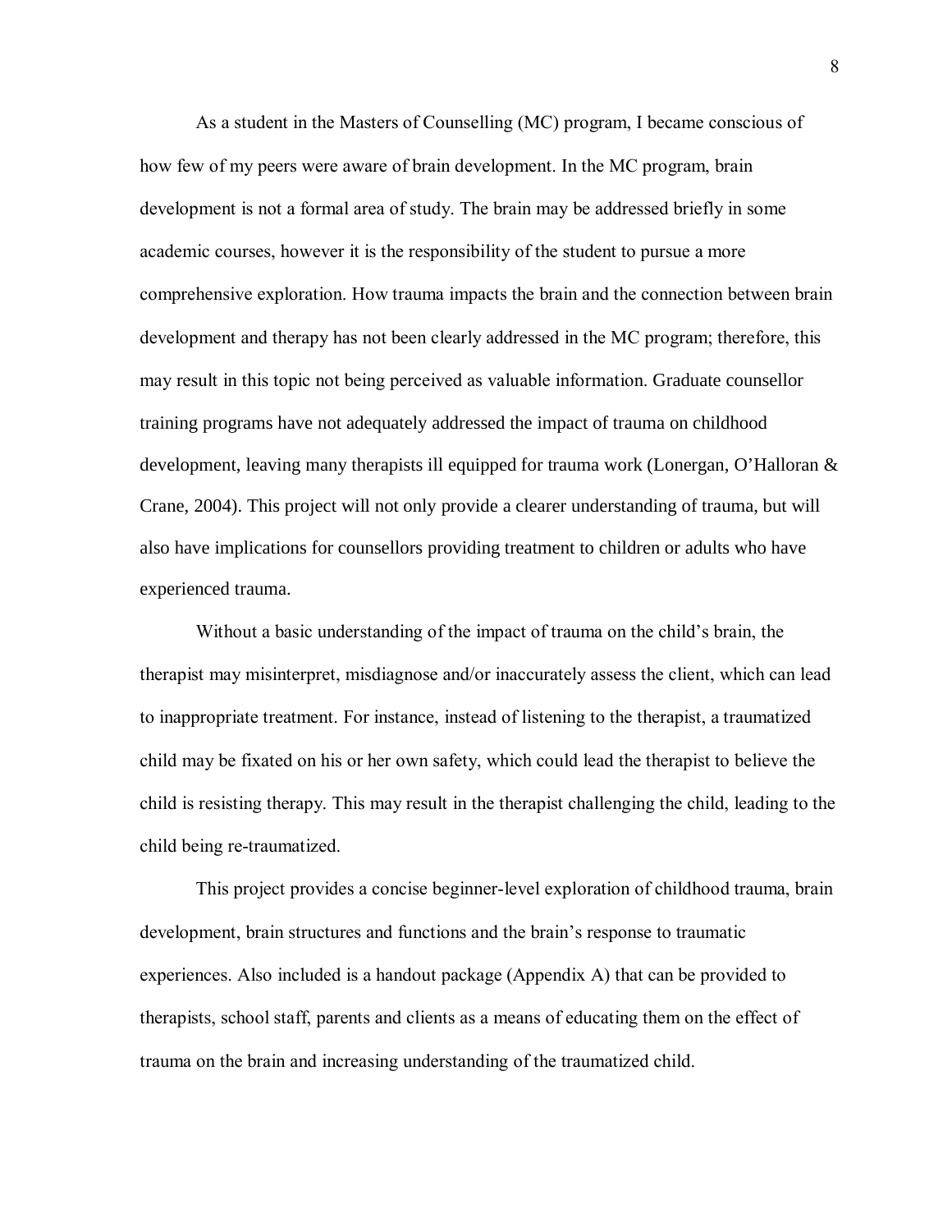As a student in the Masters of Counselling (MC) program, I became conscious of how few of my peers were aware of brain development. In the MC program, brain development is not a formal area of study. The brain may be addressed briefly in some academic courses, however it is the responsibility of the student to pursue a more comprehensive exploration. How trauma impacts the brain and the connection between brain development and therapy has not been clearly addressed in the MC program; therefore, this may result in this topic not being perceived as valuable information. Graduate counsellor training programs have not adequately addressed the impact of trauma on childhood development, leaving many therapists ill equipped for trauma work (Lonergan, O'Halloran & Crane, 2004). This project will not only provide a clearer understanding of trauma, but will also have implications for counsellors providing treatment to children or adults who have experienced trauma.

Without a basic understanding of the impact of trauma on the child's brain, the therapist may misinterpret, misdiagnose and/or inaccurately assess the client, which can lead to inappropriate treatment. For instance, instead of listening to the therapist, a traumatized child may be fixated on his or her own safety, which could lead the therapist to believe the child is resisting therapy. This may result in the therapist challenging the child, leading to the child being re-traumatized.

This project provides a concise beginner-level exploration of childhood trauma, brain development, brain structures and functions and the brain's response to traumatic experiences. Also included is a handout package (Appendix A) that can be provided to therapists, school staff, parents and clients as a means of educating them on the effect of trauma on the brain and increasing understanding of the traumatized child.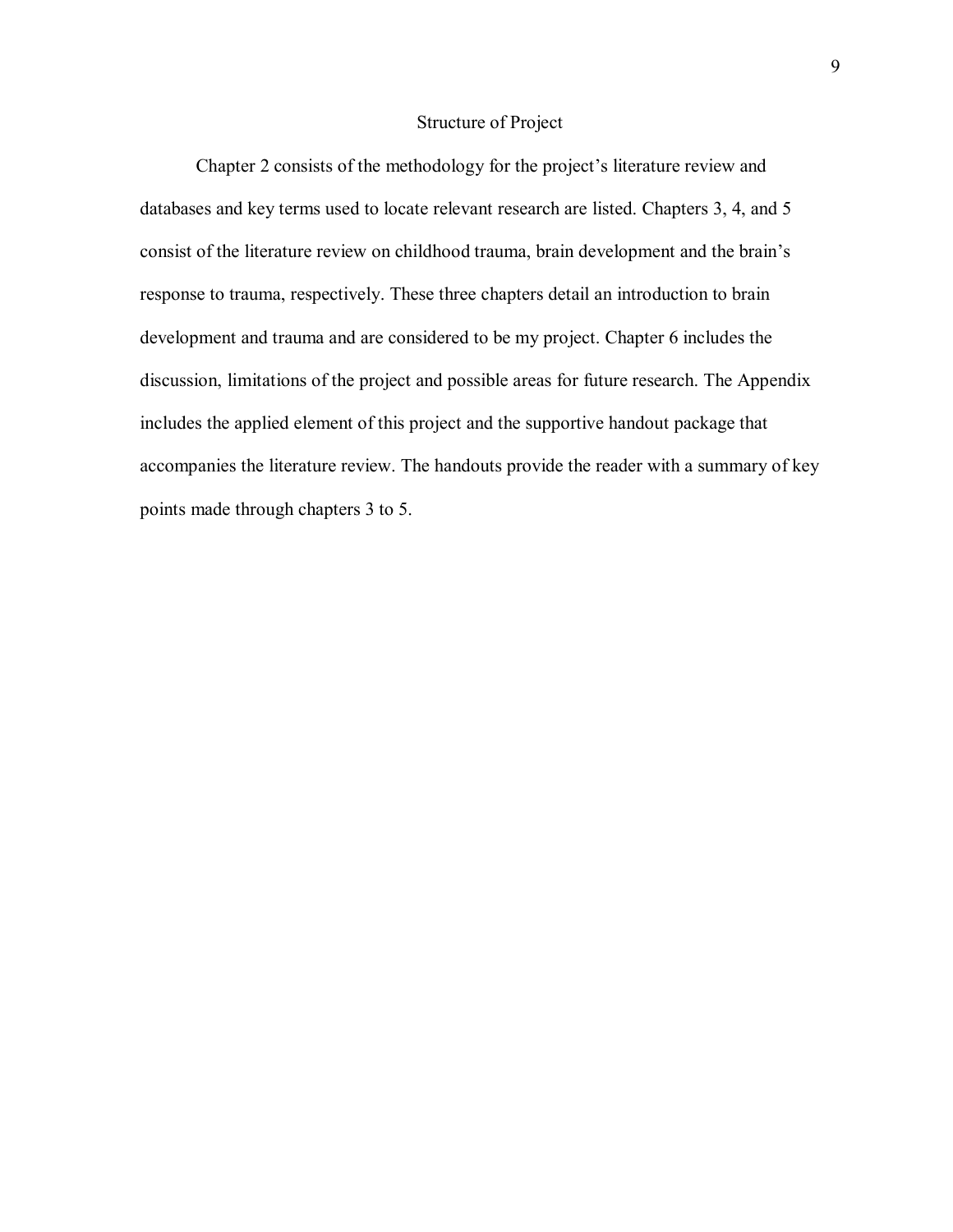## Structure of Project

Chapter 2 consists of the methodology for the project's literature review and databases and key terms used to locate relevant research are listed. Chapters 3, 4, and 5 consist of the literature review on childhood trauma, brain development and the brain's response to trauma, respectively. These three chapters detail an introduction to brain development and trauma and are considered to be my project. Chapter 6 includes the discussion, limitations of the project and possible areas for future research. The Appendix includes the applied element of this project and the supportive handout package that accompanies the literature review. The handouts provide the reader with a summary of key points made through chapters 3 to 5.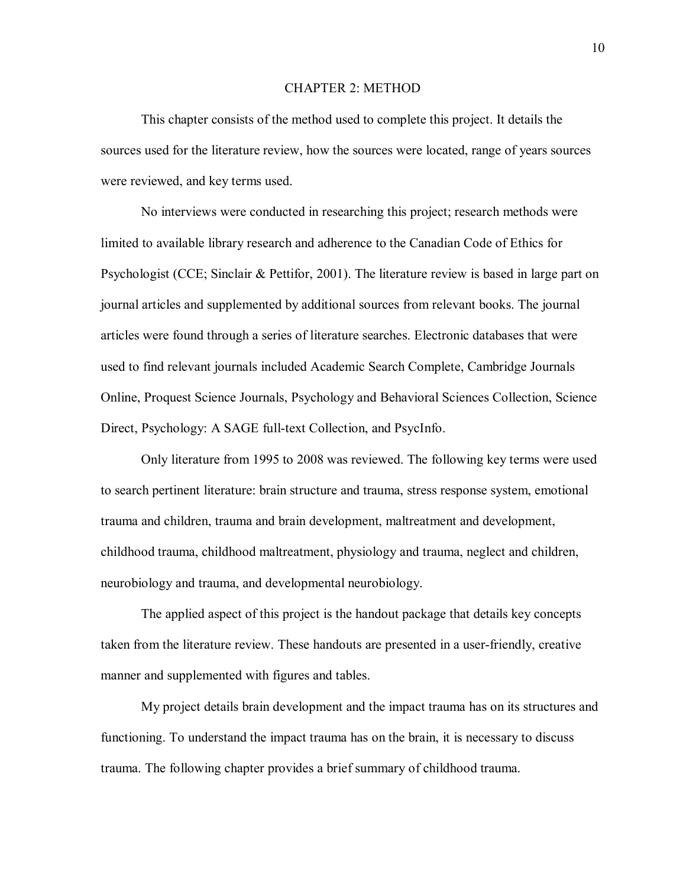# CHAPTER 2: METHOD

This chapter consists of the method used to complete this project. It details the sources used for the literature review, how the sources were located, range of years sources were reviewed, and key terms used.

No interviews were conducted in researching this project; research methods were limited to available library research and adherence to the Canadian Code of Ethics for Psychologist (CCE; Sinclair & Pettifor, 2001). The literature review is based in large part on journal articles and supplemented by additional sources from relevant books. The journal articles were found through a series of literature searches. Electronic databases that were used to find relevant journals included Academic Search Complete, Cambridge Journals Online, Proquest Science Journals, Psychology and Behavioral Sciences Collection, Science Direct, Psychology: A SAGE full-text Collection, and PsycInfo.

Only literature from 1995 to 2008 was reviewed. The following key terms were used to search pertinent literature: brain structure and trauma, stress response system, emotional trauma and children, trauma and brain development, maltreatment and development, childhood trauma, childhood maltreatment, physiology and trauma, neglect and children, neurobiology and trauma, and developmental neurobiology.

The applied aspect of this project is the handout package that details key concepts taken from the literature review. These handouts are presented in a user-friendly, creative manner and supplemented with figures and tables.

My project details brain development and the impact trauma has on its structures and functioning. To understand the impact trauma has on the brain, it is necessary to discuss trauma. The following chapter provides a brief summary of childhood trauma.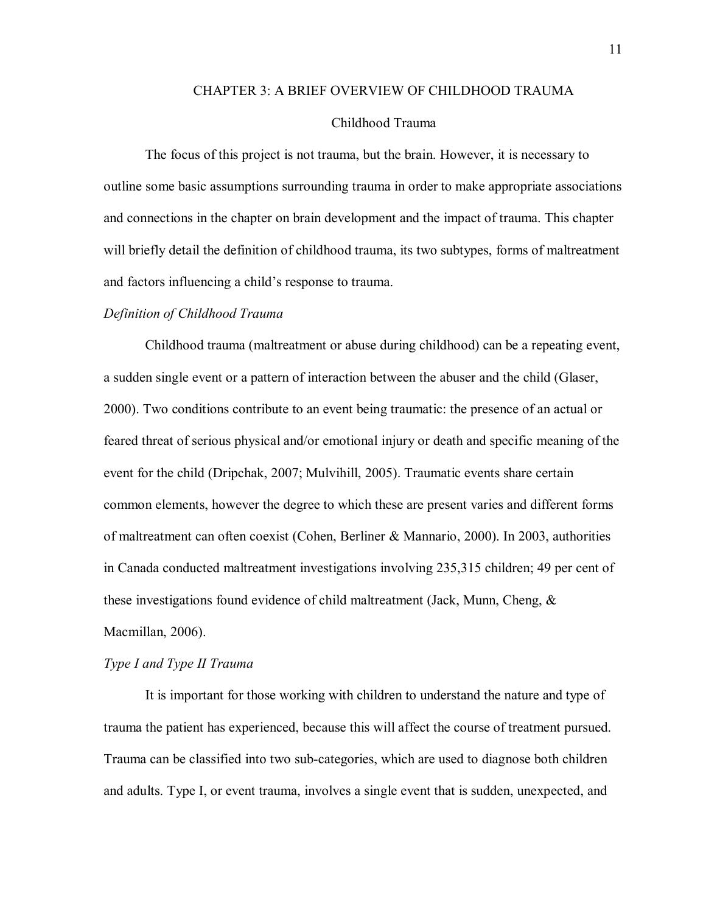# CHAPTER 3: A BRIEF OVERVIEW OF CHILDHOOD TRAUMA

## Childhood Trauma

The focus of this project is not trauma, but the brain. However, it is necessary to outline some basic assumptions surrounding trauma in order to make appropriate associations and connections in the chapter on brain development and the impact of trauma. This chapter will briefly detail the definition of childhood trauma, its two subtypes, forms of maltreatment and factors influencing a child's response to trauma.

### *Definition of Childhood Trauma*

Childhood trauma (maltreatment or abuse during childhood) can be a repeating event, a sudden single event or a pattern of interaction between the abuser and the child (Glaser, 2000). Two conditions contribute to an event being traumatic: the presence of an actual or feared threat of serious physical and/or emotional injury or death and specific meaning of the event for the child (Dripchak, 2007; Mulvihill, 2005). Traumatic events share certain common elements, however the degree to which these are present varies and different forms of maltreatment can often coexist (Cohen, Berliner & Mannario, 2000). In 2003, authorities in Canada conducted maltreatment investigations involving 235,315 children; 49 per cent of these investigations found evidence of child maltreatment (Jack, Munn, Cheng, & Macmillan, 2006).

### *Type I and Type II Trauma*

It is important for those working with children to understand the nature and type of trauma the patient has experienced, because this will affect the course of treatment pursued. Trauma can be classified into two sub-categories, which are used to diagnose both children and adults. Type I, or event trauma, involves a single event that is sudden, unexpected, and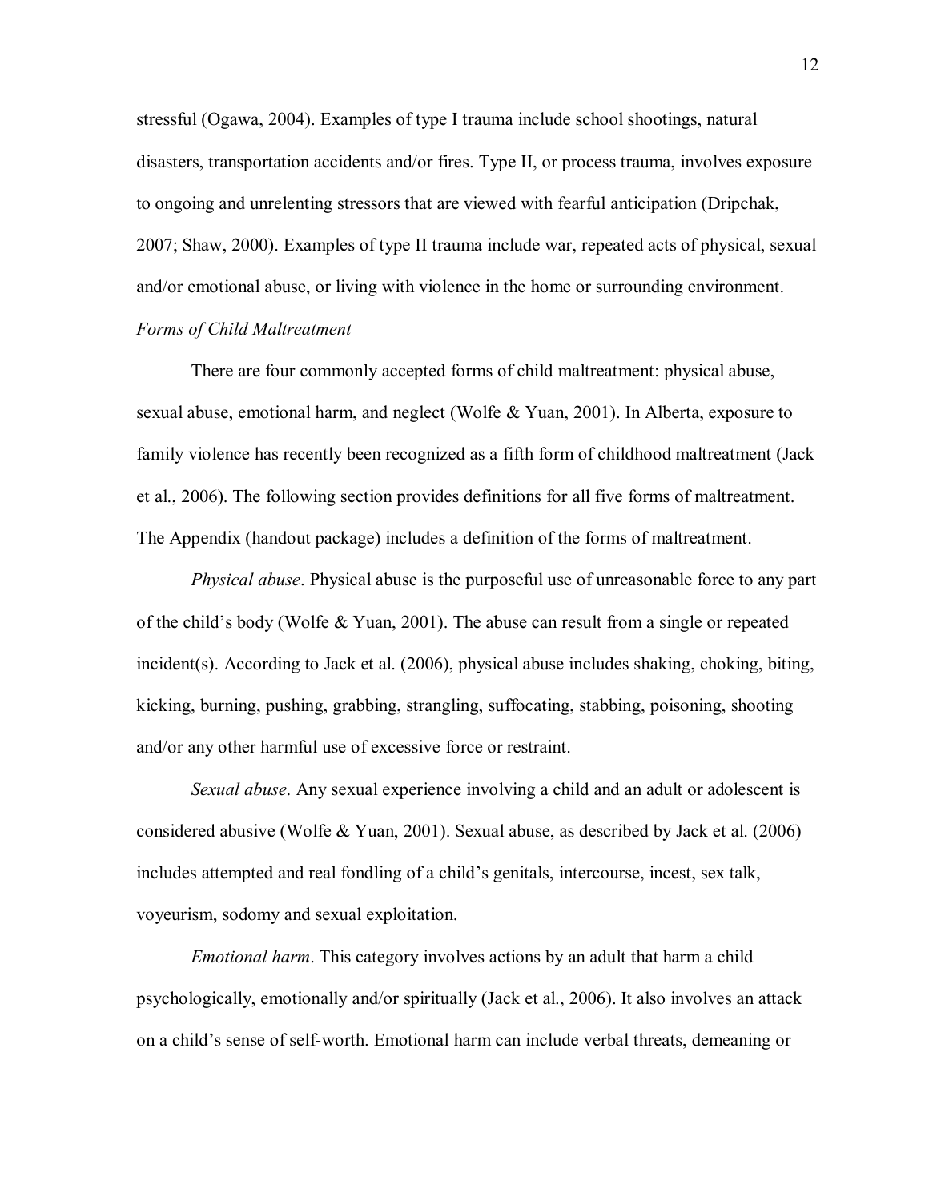stressful (Ogawa, 2004). Examples of type I trauma include school shootings, natural disasters, transportation accidents and/or fires. Type II, or process trauma, involves exposure to ongoing and unrelenting stressors that are viewed with fearful anticipation (Dripchak, 2007; Shaw, 2000). Examples of type II trauma include war, repeated acts of physical, sexual and/or emotional abuse, or living with violence in the home or surrounding environment.

### *Forms of Child Maltreatment*

There are four commonly accepted forms of child maltreatment: physical abuse, sexual abuse, emotional harm, and neglect (Wolfe & Yuan, 2001). In Alberta, exposure to family violence has recently been recognized as a fifth form of childhood maltreatment (Jack et al., 2006). The following section provides definitions for all five forms of maltreatment. The Appendix (handout package) includes a definition of the forms of maltreatment.

*Physical abuse*. Physical abuse is the purposeful use of unreasonable force to any part of the child's body (Wolfe & Yuan, 2001). The abuse can result from a single or repeated incident(s). According to Jack et al. (2006), physical abuse includes shaking, choking, biting, kicking, burning, pushing, grabbing, strangling, suffocating, stabbing, poisoning, shooting and/or any other harmful use of excessive force or restraint.

*Sexual abuse*. Any sexual experience involving a child and an adult or adolescent is considered abusive (Wolfe & Yuan, 2001). Sexual abuse, as described by Jack et al. (2006) includes attempted and real fondling of a child's genitals, intercourse, incest, sex talk, voyeurism, sodomy and sexual exploitation.

*Emotional harm*. This category involves actions by an adult that harm a child psychologically, emotionally and/or spiritually (Jack et al., 2006). It also involves an attack on a child's sense of self-worth. Emotional harm can include verbal threats, demeaning or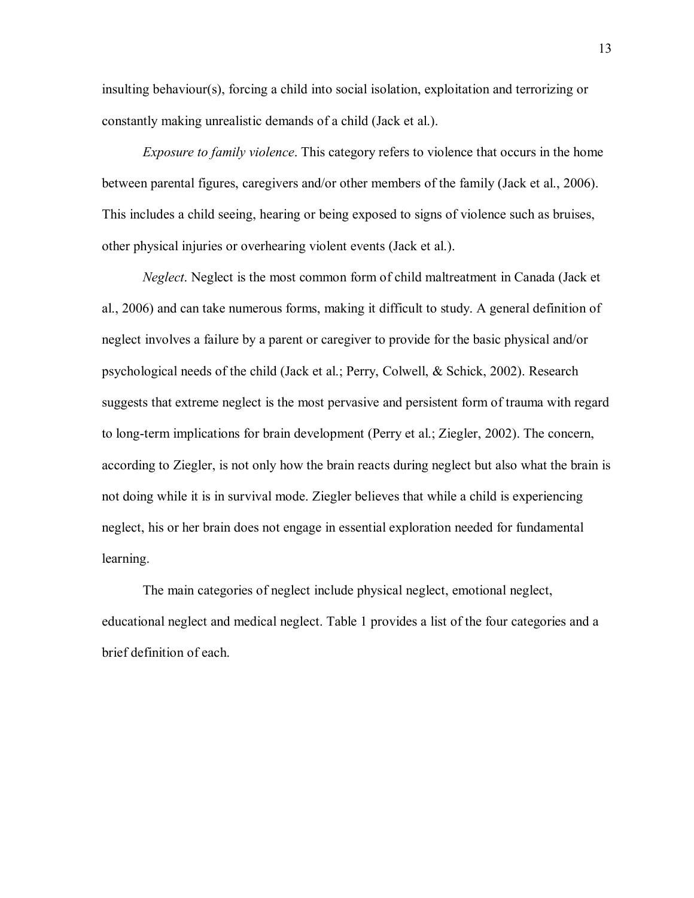insulting behaviour(s), forcing a child into social isolation, exploitation and terrorizing or constantly making unrealistic demands of a child (Jack et al.).

*Exposure to family violence*. This category refers to violence that occurs in the home between parental figures, caregivers and/or other members of the family (Jack et al., 2006). This includes a child seeing, hearing or being exposed to signs of violence such as bruises, other physical injuries or overhearing violent events (Jack et al.).

*Neglect*. Neglect is the most common form of child maltreatment in Canada (Jack et al., 2006) and can take numerous forms, making it difficult to study. A general definition of neglect involves a failure by a parent or caregiver to provide for the basic physical and/or psychological needs of the child (Jack et al.; Perry, Colwell, & Schick, 2002). Research suggests that extreme neglect is the most pervasive and persistent form of trauma with regard to long-term implications for brain development (Perry et al.; Ziegler, 2002). The concern, according to Ziegler, is not only how the brain reacts during neglect but also what the brain is not doing while it is in survival mode. Ziegler believes that while a child is experiencing neglect, his or her brain does not engage in essential exploration needed for fundamental learning.

The main categories of neglect include physical neglect, emotional neglect, educational neglect and medical neglect. Table 1 provides a list of the four categories and a brief definition of each.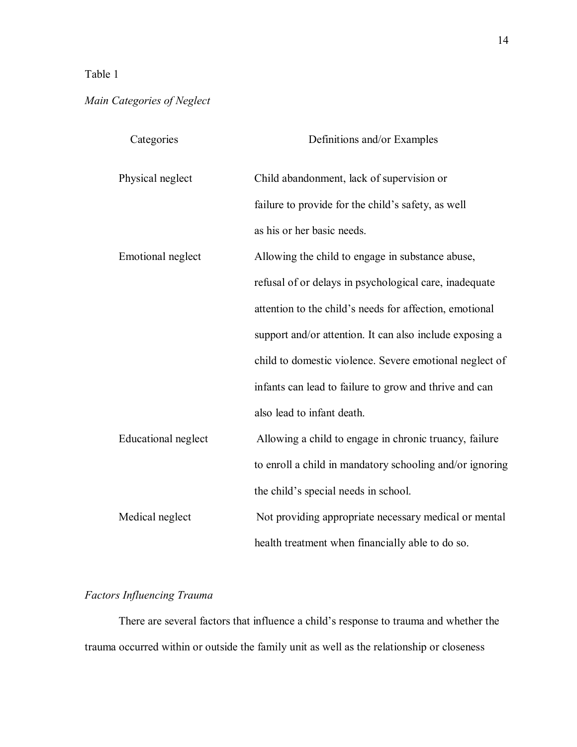Table 1

*Main Categories of Neglect*

| Categories | Definitions and/or Examples |
| --- | --- |
| Physical neglect | Child abandonment, lack of supervision or failure to provide for the child's safety, as well as his or her basic needs. |
| Emotional neglect | Allowing the child to engage in substance abuse, refusal of or delays in psychological care, inadequate attention to the child's needs for affection, emotional support and/or attention. It can also include exposing a child to domestic violence. Severe emotional neglect of infants can lead to failure to grow and thrive and can also lead to infant death. |
| Educational neglect | Allowing a child to engage in chronic truancy, failure to enroll a child in mandatory schooling and/or ignoring the child's special needs in school. |
| Medical neglect | Not providing appropriate necessary medical or mental health treatment when financially able to do so. |

*Factors Influencing Trauma*

There are several factors that influence a child's response to trauma and whether the trauma occurred within or outside the family unit as well as the relationship or closeness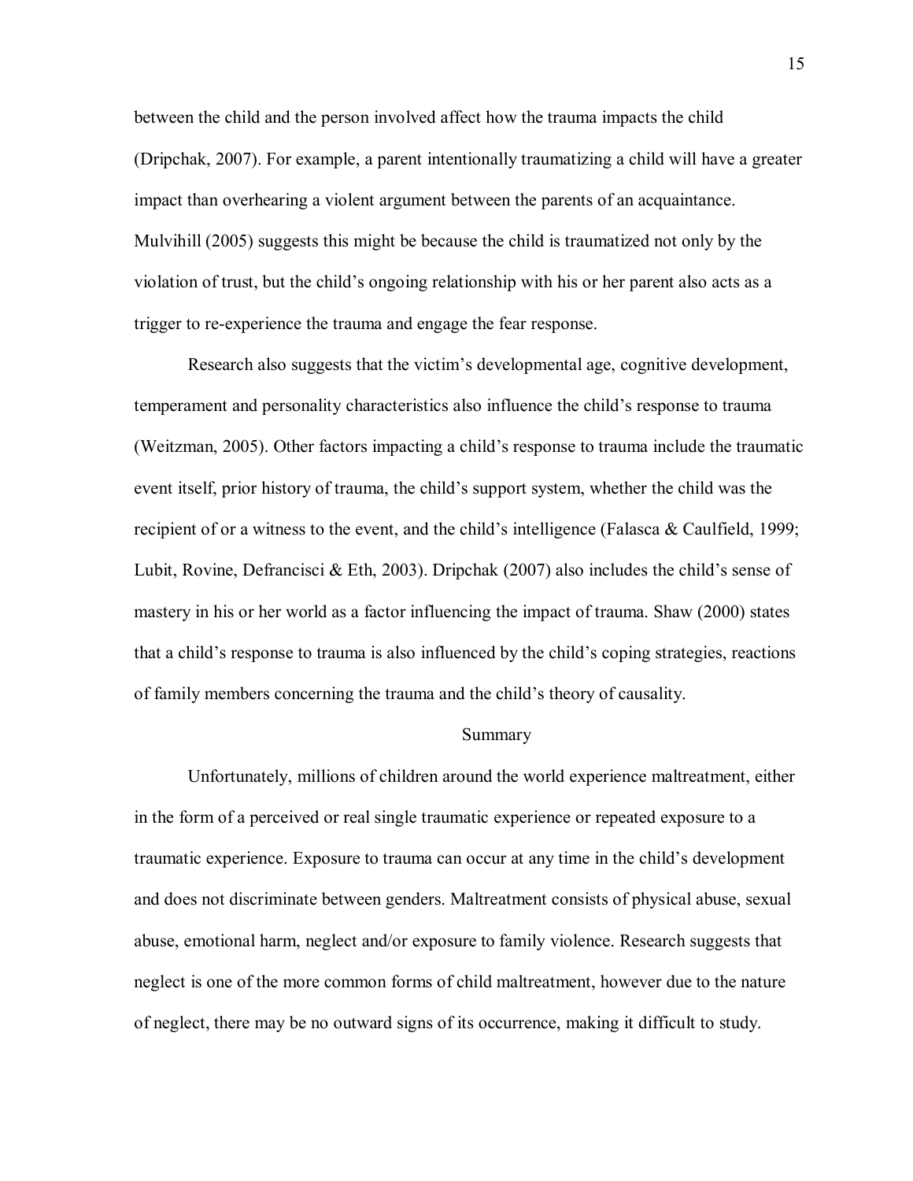between the child and the person involved affect how the trauma impacts the child (Dripchak, 2007). For example, a parent intentionally traumatizing a child will have a greater impact than overhearing a violent argument between the parents of an acquaintance. Mulvihill (2005) suggests this might be because the child is traumatized not only by the violation of trust, but the child's ongoing relationship with his or her parent also acts as a trigger to re-experience the trauma and engage the fear response.

Research also suggests that the victim's developmental age, cognitive development, temperament and personality characteristics also influence the child's response to trauma (Weitzman, 2005). Other factors impacting a child's response to trauma include the traumatic event itself, prior history of trauma, the child's support system, whether the child was the recipient of or a witness to the event, and the child's intelligence (Falasca & Caulfield, 1999; Lubit, Rovine, Defrancisci & Eth, 2003). Dripchak (2007) also includes the child's sense of mastery in his or her world as a factor influencing the impact of trauma. Shaw (2000) states that a child's response to trauma is also influenced by the child's coping strategies, reactions of family members concerning the trauma and the child's theory of causality.

## Summary

Unfortunately, millions of children around the world experience maltreatment, either in the form of a perceived or real single traumatic experience or repeated exposure to a traumatic experience. Exposure to trauma can occur at any time in the child's development and does not discriminate between genders. Maltreatment consists of physical abuse, sexual abuse, emotional harm, neglect and/or exposure to family violence. Research suggests that neglect is one of the more common forms of child maltreatment, however due to the nature of neglect, there may be no outward signs of its occurrence, making it difficult to study.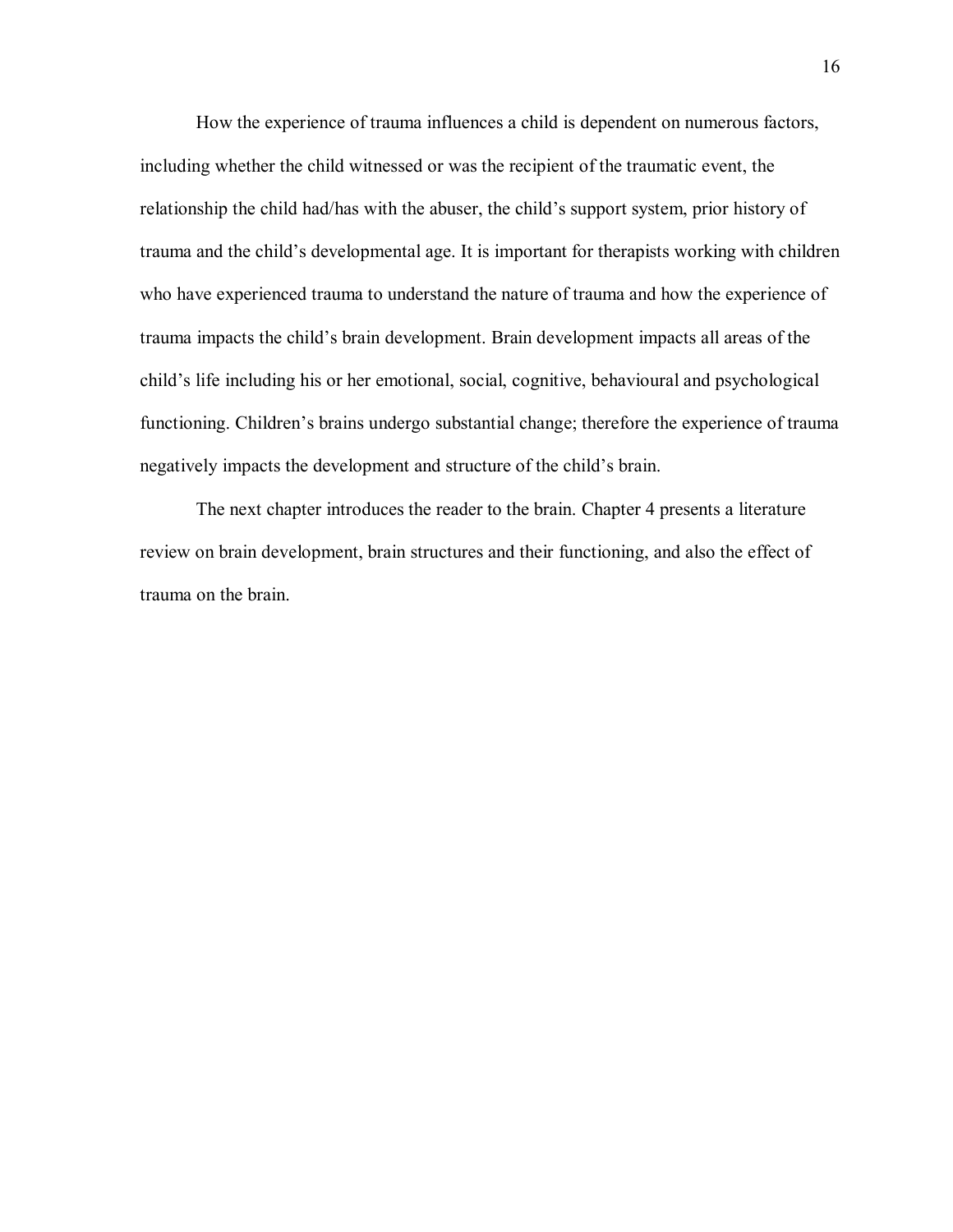How the experience of trauma influences a child is dependent on numerous factors, including whether the child witnessed or was the recipient of the traumatic event, the relationship the child had/has with the abuser, the child's support system, prior history of trauma and the child's developmental age. It is important for therapists working with children who have experienced trauma to understand the nature of trauma and how the experience of trauma impacts the child's brain development. Brain development impacts all areas of the child's life including his or her emotional, social, cognitive, behavioural and psychological functioning. Children's brains undergo substantial change; therefore the experience of trauma negatively impacts the development and structure of the child's brain.

The next chapter introduces the reader to the brain. Chapter 4 presents a literature review on brain development, brain structures and their functioning, and also the effect of trauma on the brain.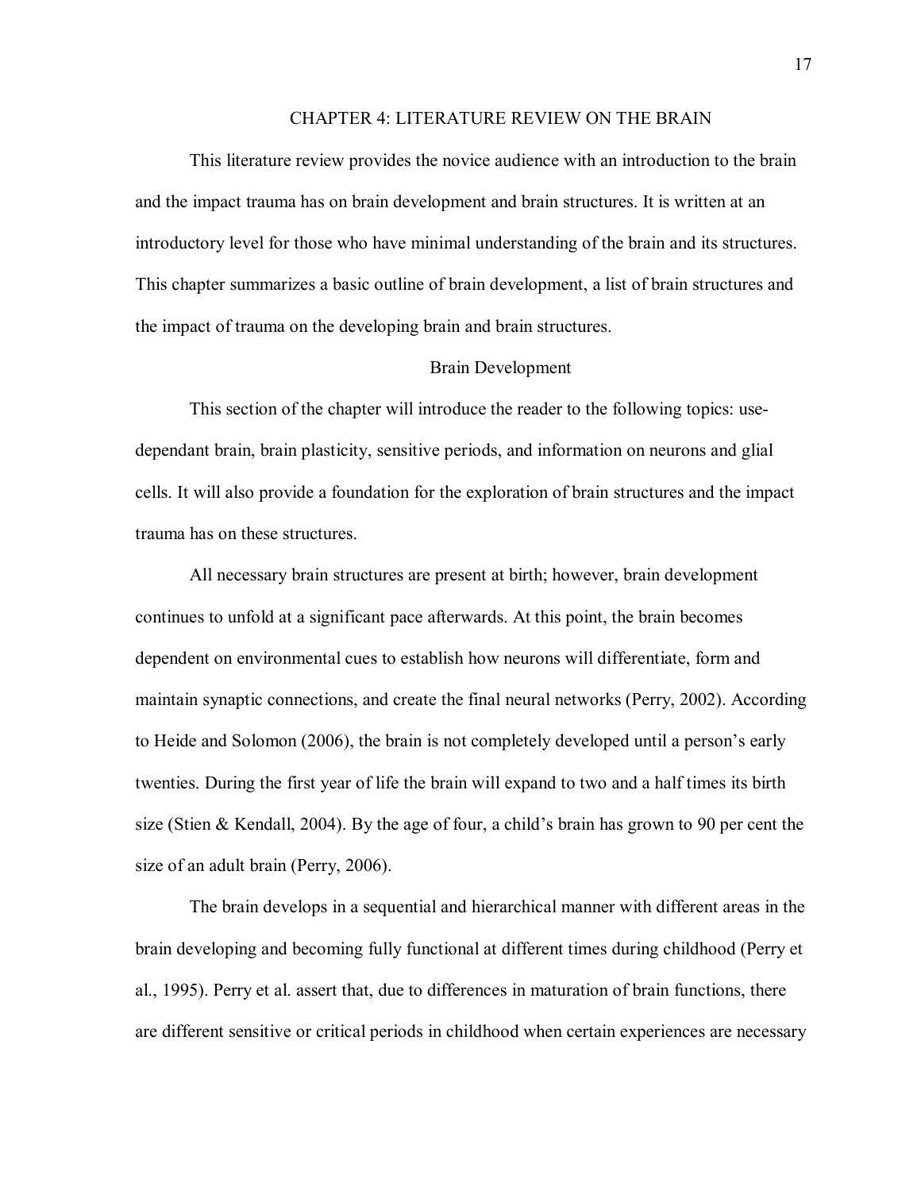# CHAPTER 4: LITERATURE REVIEW ON THE BRAIN

This literature review provides the novice audience with an introduction to the brain and the impact trauma has on brain development and brain structures. It is written at an introductory level for those who have minimal understanding of the brain and its structures. This chapter summarizes a basic outline of brain development, a list of brain structures and the impact of trauma on the developing brain and brain structures.

## Brain Development

This section of the chapter will introduce the reader to the following topics: use-dependant brain, brain plasticity, sensitive periods, and information on neurons and glial cells. It will also provide a foundation for the exploration of brain structures and the impact trauma has on these structures.

All necessary brain structures are present at birth; however, brain development continues to unfold at a significant pace afterwards. At this point, the brain becomes dependent on environmental cues to establish how neurons will differentiate, form and maintain synaptic connections, and create the final neural networks (Perry, 2002). According to Heide and Solomon (2006), the brain is not completely developed until a person's early twenties. During the first year of life the brain will expand to two and a half times its birth size (Stien & Kendall, 2004). By the age of four, a child's brain has grown to 90 per cent the size of an adult brain (Perry, 2006).

The brain develops in a sequential and hierarchical manner with different areas in the brain developing and becoming fully functional at different times during childhood (Perry et al., 1995). Perry et al. assert that, due to differences in maturation of brain functions, there are different sensitive or critical periods in childhood when certain experiences are necessary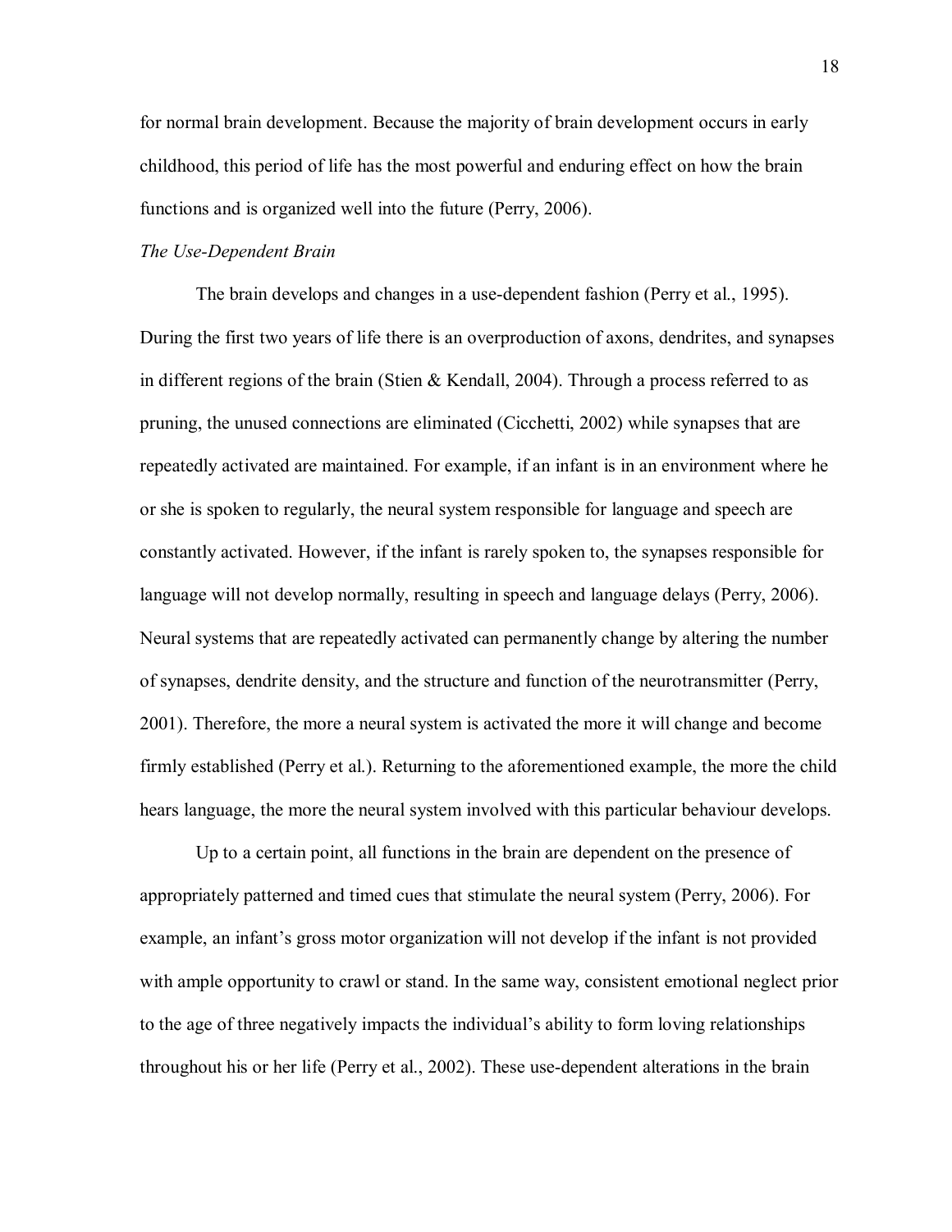for normal brain development. Because the majority of brain development occurs in early childhood, this period of life has the most powerful and enduring effect on how the brain functions and is organized well into the future (Perry, 2006).

*The Use-Dependent Brain*

The brain develops and changes in a use-dependent fashion (Perry et al., 1995). During the first two years of life there is an overproduction of axons, dendrites, and synapses in different regions of the brain (Stien & Kendall, 2004). Through a process referred to as pruning, the unused connections are eliminated (Cicchetti, 2002) while synapses that are repeatedly activated are maintained. For example, if an infant is in an environment where he or she is spoken to regularly, the neural system responsible for language and speech are constantly activated. However, if the infant is rarely spoken to, the synapses responsible for language will not develop normally, resulting in speech and language delays (Perry, 2006). Neural systems that are repeatedly activated can permanently change by altering the number of synapses, dendrite density, and the structure and function of the neurotransmitter (Perry, 2001). Therefore, the more a neural system is activated the more it will change and become firmly established (Perry et al.). Returning to the aforementioned example, the more the child hears language, the more the neural system involved with this particular behaviour develops.

Up to a certain point, all functions in the brain are dependent on the presence of appropriately patterned and timed cues that stimulate the neural system (Perry, 2006). For example, an infant's gross motor organization will not develop if the infant is not provided with ample opportunity to crawl or stand. In the same way, consistent emotional neglect prior to the age of three negatively impacts the individual's ability to form loving relationships throughout his or her life (Perry et al., 2002). These use-dependent alterations in the brain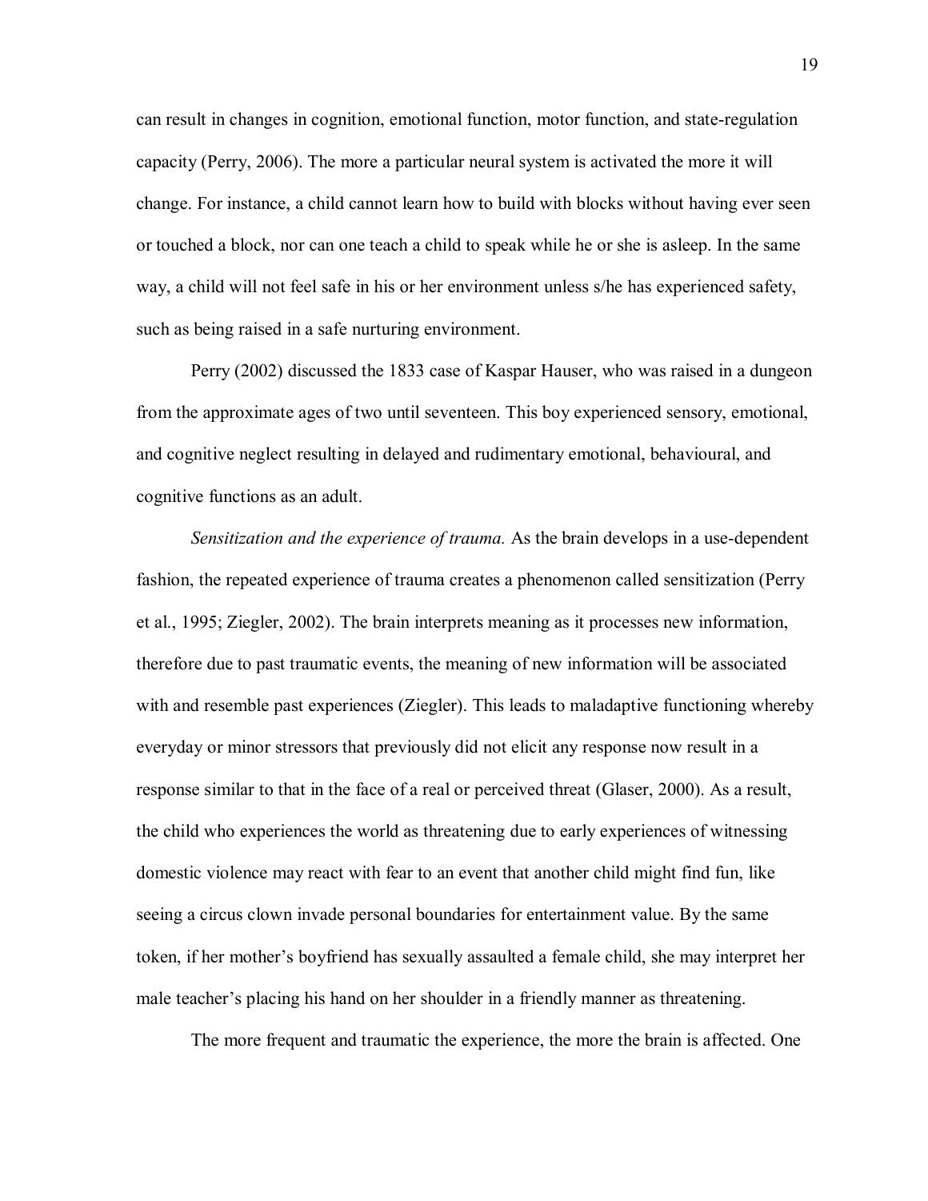can result in changes in cognition, emotional function, motor function, and state-regulation capacity (Perry, 2006). The more a particular neural system is activated the more it will change. For instance, a child cannot learn how to build with blocks without having ever seen or touched a block, nor can one teach a child to speak while he or she is asleep. In the same way, a child will not feel safe in his or her environment unless s/he has experienced safety, such as being raised in a safe nurturing environment.

Perry (2002) discussed the 1833 case of Kaspar Hauser, who was raised in a dungeon from the approximate ages of two until seventeen. This boy experienced sensory, emotional, and cognitive neglect resulting in delayed and rudimentary emotional, behavioural, and cognitive functions as an adult.

*Sensitization and the experience of trauma.* As the brain develops in a use-dependent fashion, the repeated experience of trauma creates a phenomenon called sensitization (Perry et al., 1995; Ziegler, 2002). The brain interprets meaning as it processes new information, therefore due to past traumatic events, the meaning of new information will be associated with and resemble past experiences (Ziegler). This leads to maladaptive functioning whereby everyday or minor stressors that previously did not elicit any response now result in a response similar to that in the face of a real or perceived threat (Glaser, 2000). As a result, the child who experiences the world as threatening due to early experiences of witnessing domestic violence may react with fear to an event that another child might find fun, like seeing a circus clown invade personal boundaries for entertainment value. By the same token, if her mother's boyfriend has sexually assaulted a female child, she may interpret her male teacher's placing his hand on her shoulder in a friendly manner as threatening.

The more frequent and traumatic the experience, the more the brain is affected. One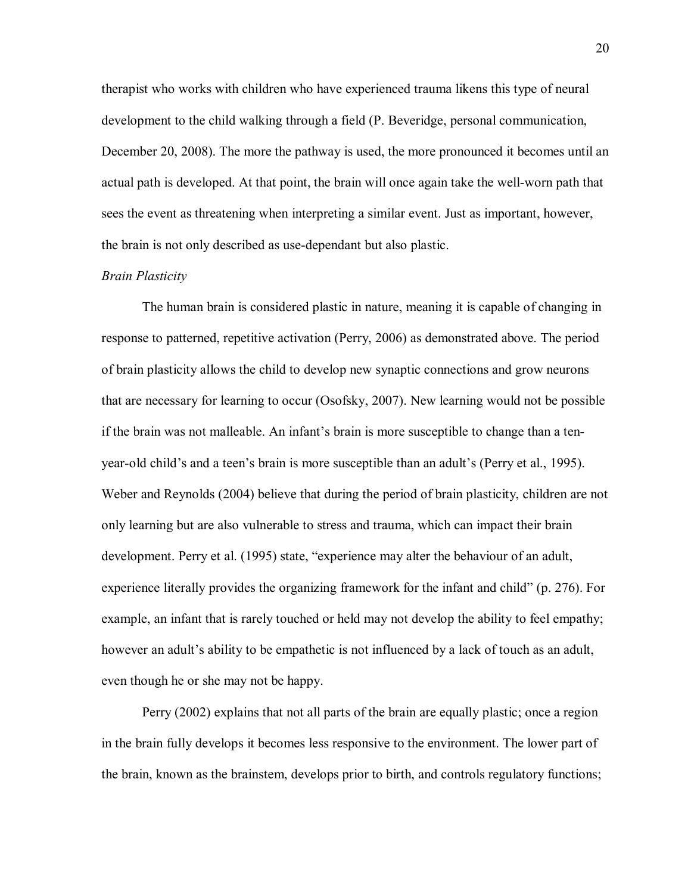therapist who works with children who have experienced trauma likens this type of neural development to the child walking through a field (P. Beveridge, personal communication, December 20, 2008). The more the pathway is used, the more pronounced it becomes until an actual path is developed. At that point, the brain will once again take the well-worn path that sees the event as threatening when interpreting a similar event. Just as important, however, the brain is not only described as use-dependant but also plastic.

*Brain Plasticity*

The human brain is considered plastic in nature, meaning it is capable of changing in response to patterned, repetitive activation (Perry, 2006) as demonstrated above. The period of brain plasticity allows the child to develop new synaptic connections and grow neurons that are necessary for learning to occur (Osofsky, 2007). New learning would not be possible if the brain was not malleable. An infant's brain is more susceptible to change than a ten-year-old child's and a teen's brain is more susceptible than an adult's (Perry et al., 1995). Weber and Reynolds (2004) believe that during the period of brain plasticity, children are not only learning but are also vulnerable to stress and trauma, which can impact their brain development. Perry et al. (1995) state, "experience may alter the behaviour of an adult, experience literally provides the organizing framework for the infant and child" (p. 276). For example, an infant that is rarely touched or held may not develop the ability to feel empathy; however an adult's ability to be empathetic is not influenced by a lack of touch as an adult, even though he or she may not be happy.

Perry (2002) explains that not all parts of the brain are equally plastic; once a region in the brain fully develops it becomes less responsive to the environment. The lower part of the brain, known as the brainstem, develops prior to birth, and controls regulatory functions;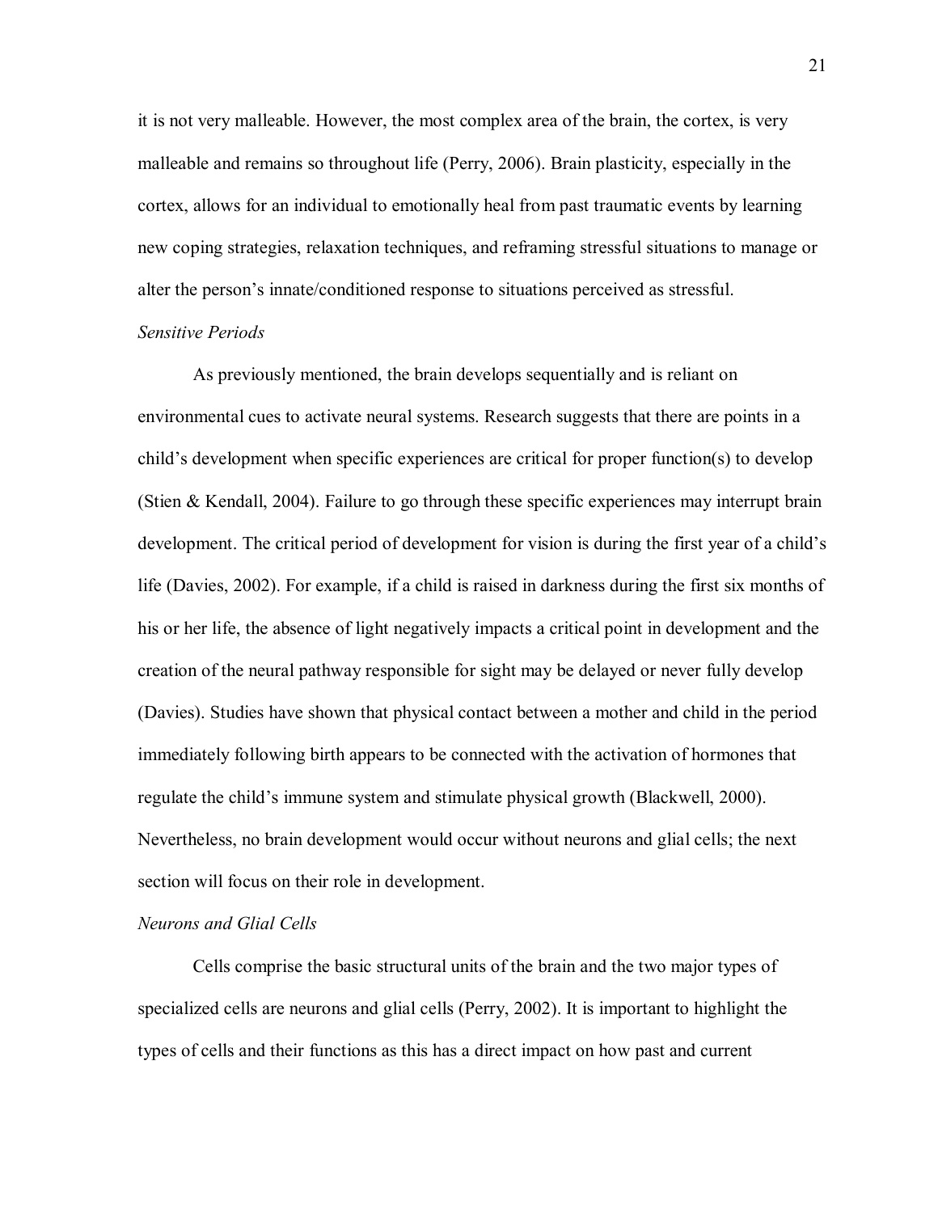it is not very malleable. However, the most complex area of the brain, the cortex, is very malleable and remains so throughout life (Perry, 2006). Brain plasticity, especially in the cortex, allows for an individual to emotionally heal from past traumatic events by learning new coping strategies, relaxation techniques, and reframing stressful situations to manage or alter the person's innate/conditioned response to situations perceived as stressful.

### *Sensitive Periods*

As previously mentioned, the brain develops sequentially and is reliant on environmental cues to activate neural systems. Research suggests that there are points in a child's development when specific experiences are critical for proper function(s) to develop (Stien & Kendall, 2004). Failure to go through these specific experiences may interrupt brain development. The critical period of development for vision is during the first year of a child's life (Davies, 2002). For example, if a child is raised in darkness during the first six months of his or her life, the absence of light negatively impacts a critical point in development and the creation of the neural pathway responsible for sight may be delayed or never fully develop (Davies). Studies have shown that physical contact between a mother and child in the period immediately following birth appears to be connected with the activation of hormones that regulate the child's immune system and stimulate physical growth (Blackwell, 2000). Nevertheless, no brain development would occur without neurons and glial cells; the next section will focus on their role in development.

### *Neurons and Glial Cells*

Cells comprise the basic structural units of the brain and the two major types of specialized cells are neurons and glial cells (Perry, 2002). It is important to highlight the types of cells and their functions as this has a direct impact on how past and current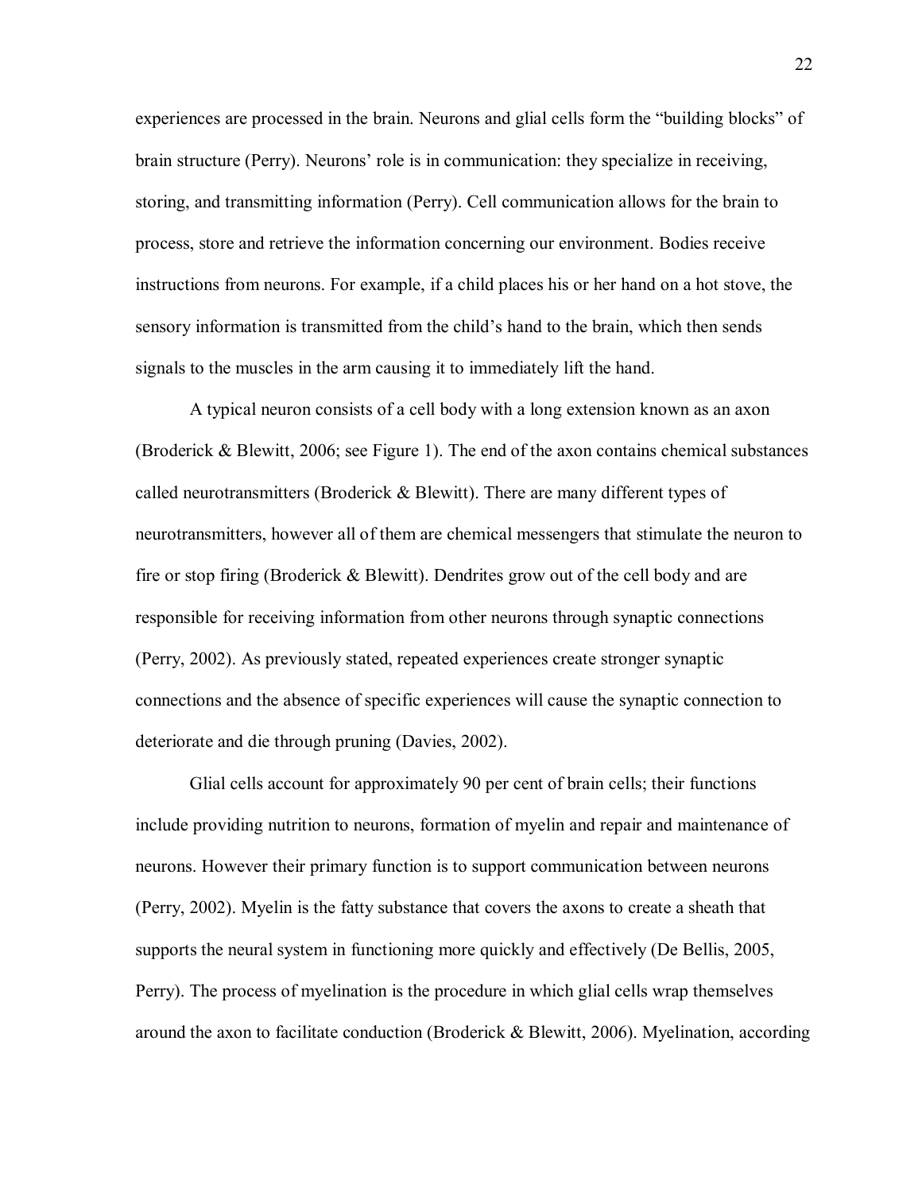experiences are processed in the brain. Neurons and glial cells form the "building blocks" of brain structure (Perry). Neurons' role is in communication: they specialize in receiving, storing, and transmitting information (Perry). Cell communication allows for the brain to process, store and retrieve the information concerning our environment. Bodies receive instructions from neurons. For example, if a child places his or her hand on a hot stove, the sensory information is transmitted from the child's hand to the brain, which then sends signals to the muscles in the arm causing it to immediately lift the hand.

A typical neuron consists of a cell body with a long extension known as an axon (Broderick & Blewitt, 2006; see Figure 1). The end of the axon contains chemical substances called neurotransmitters (Broderick & Blewitt). There are many different types of neurotransmitters, however all of them are chemical messengers that stimulate the neuron to fire or stop firing (Broderick & Blewitt). Dendrites grow out of the cell body and are responsible for receiving information from other neurons through synaptic connections (Perry, 2002). As previously stated, repeated experiences create stronger synaptic connections and the absence of specific experiences will cause the synaptic connection to deteriorate and die through pruning (Davies, 2002).

Glial cells account for approximately 90 per cent of brain cells; their functions include providing nutrition to neurons, formation of myelin and repair and maintenance of neurons. However their primary function is to support communication between neurons (Perry, 2002). Myelin is the fatty substance that covers the axons to create a sheath that supports the neural system in functioning more quickly and effectively (De Bellis, 2005, Perry). The process of myelination is the procedure in which glial cells wrap themselves around the axon to facilitate conduction (Broderick & Blewitt, 2006). Myelination, according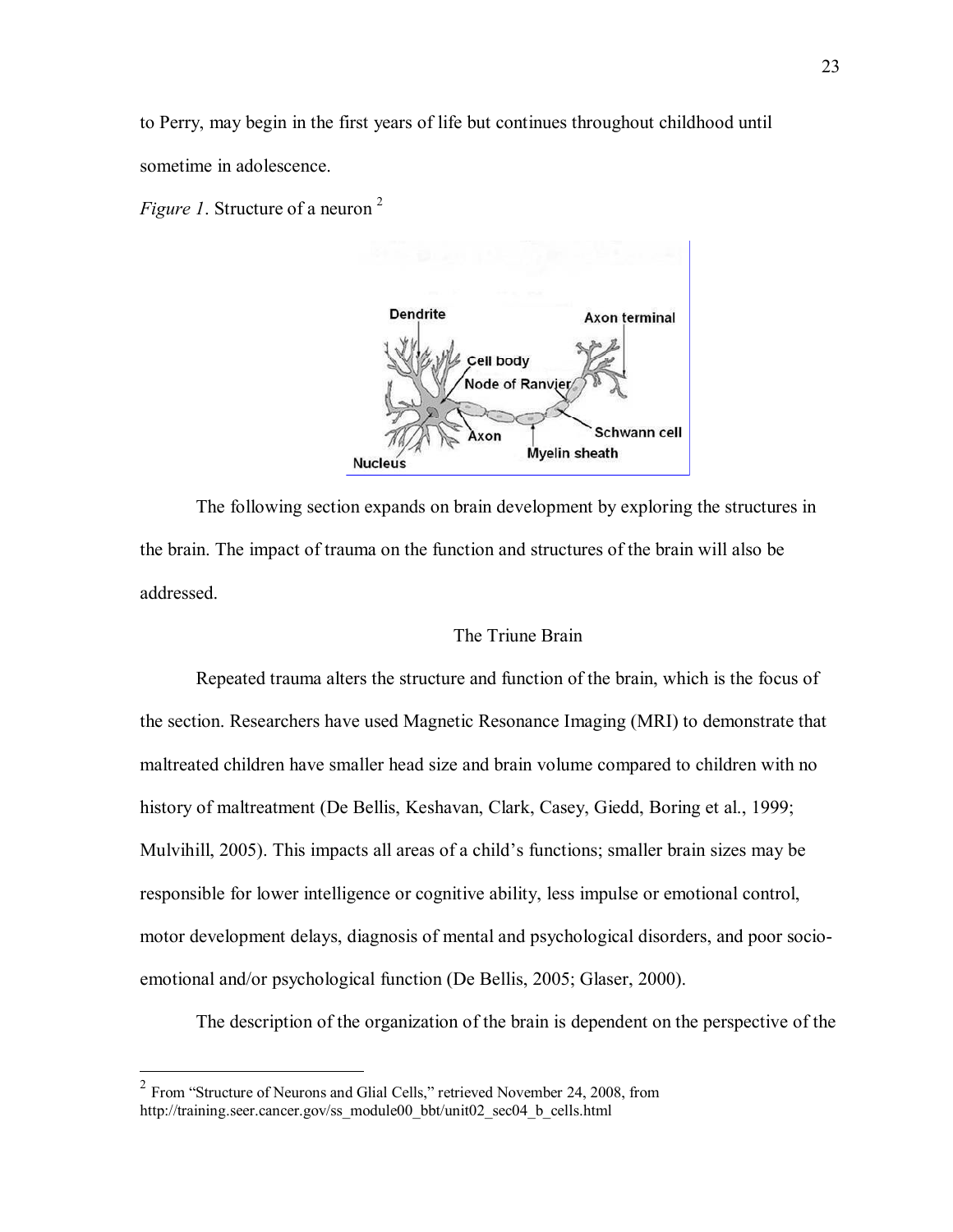to Perry, may begin in the first years of life but continues throughout childhood until sometime in adolescence.

*Figure 1*. Structure of a neuron [2]

The following section expands on brain development by exploring the structures in the brain. The impact of trauma on the function and structures of the brain will also be addressed.

## The Triune Brain

Repeated trauma alters the structure and function of the brain, which is the focus of the section. Researchers have used Magnetic Resonance Imaging (MRI) to demonstrate that maltreated children have smaller head size and brain volume compared to children with no history of maltreatment (De Bellis, Keshavan, Clark, Casey, Giedd, Boring et al., 1999; Mulvihill, 2005). This impacts all areas of a child's functions; smaller brain sizes may be responsible for lower intelligence or cognitive ability, less impulse or emotional control, motor development delays, diagnosis of mental and psychological disorders, and poor socio-emotional and/or psychological function (De Bellis, 2005; Glaser, 2000).

The description of the organization of the brain is dependent on the perspective of the

---

[2] From "Structure of Neurons and Glial Cells," retrieved November 24, 2008, from http://training.seer.cancer.gov/ss_module00_bbt/unit02_sec04_b_cells.html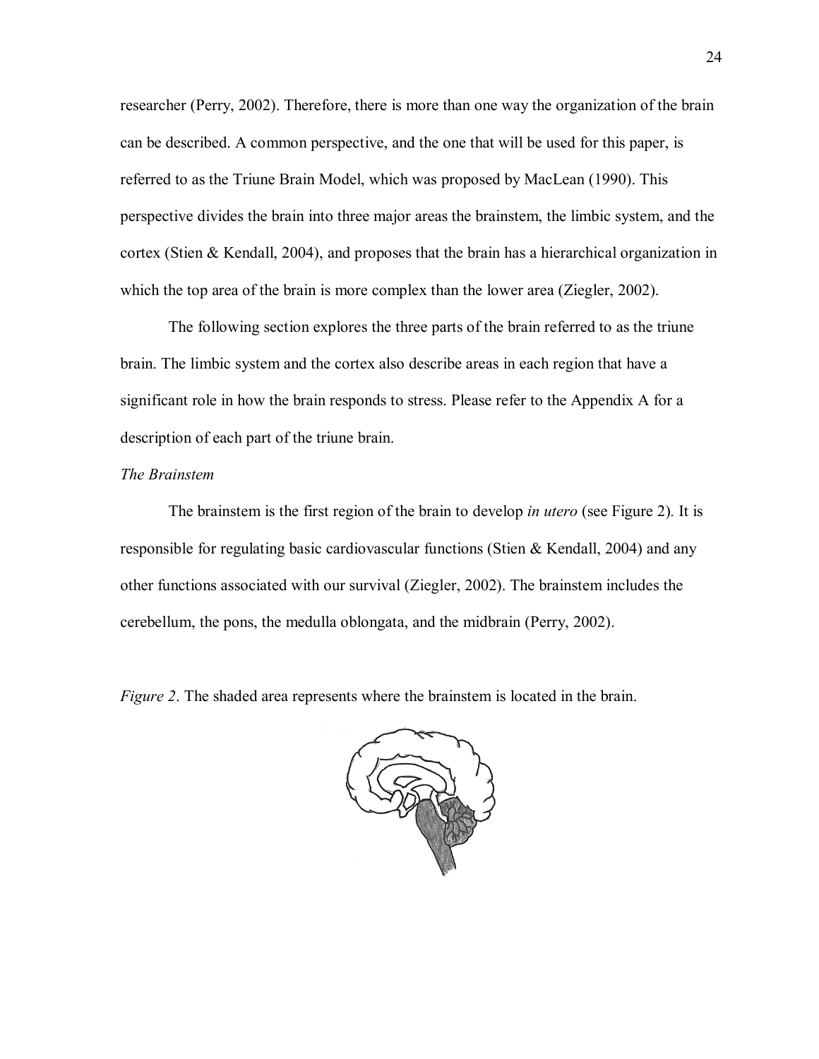researcher (Perry, 2002). Therefore, there is more than one way the organization of the brain can be described. A common perspective, and the one that will be used for this paper, is referred to as the Triune Brain Model, which was proposed by MacLean (1990). This perspective divides the brain into three major areas the brainstem, the limbic system, and the cortex (Stien & Kendall, 2004), and proposes that the brain has a hierarchical organization in which the top area of the brain is more complex than the lower area (Ziegler, 2002).

The following section explores the three parts of the brain referred to as the triune brain. The limbic system and the cortex also describe areas in each region that have a significant role in how the brain responds to stress. Please refer to the Appendix A for a description of each part of the triune brain.

*The Brainstem*

The brainstem is the first region of the brain to develop *in utero* (see Figure 2). It is responsible for regulating basic cardiovascular functions (Stien & Kendall, 2004) and any other functions associated with our survival (Ziegler, 2002). The brainstem includes the cerebellum, the pons, the medulla oblongata, and the midbrain (Perry, 2002).

*Figure 2*. The shaded area represents where the brainstem is located in the brain.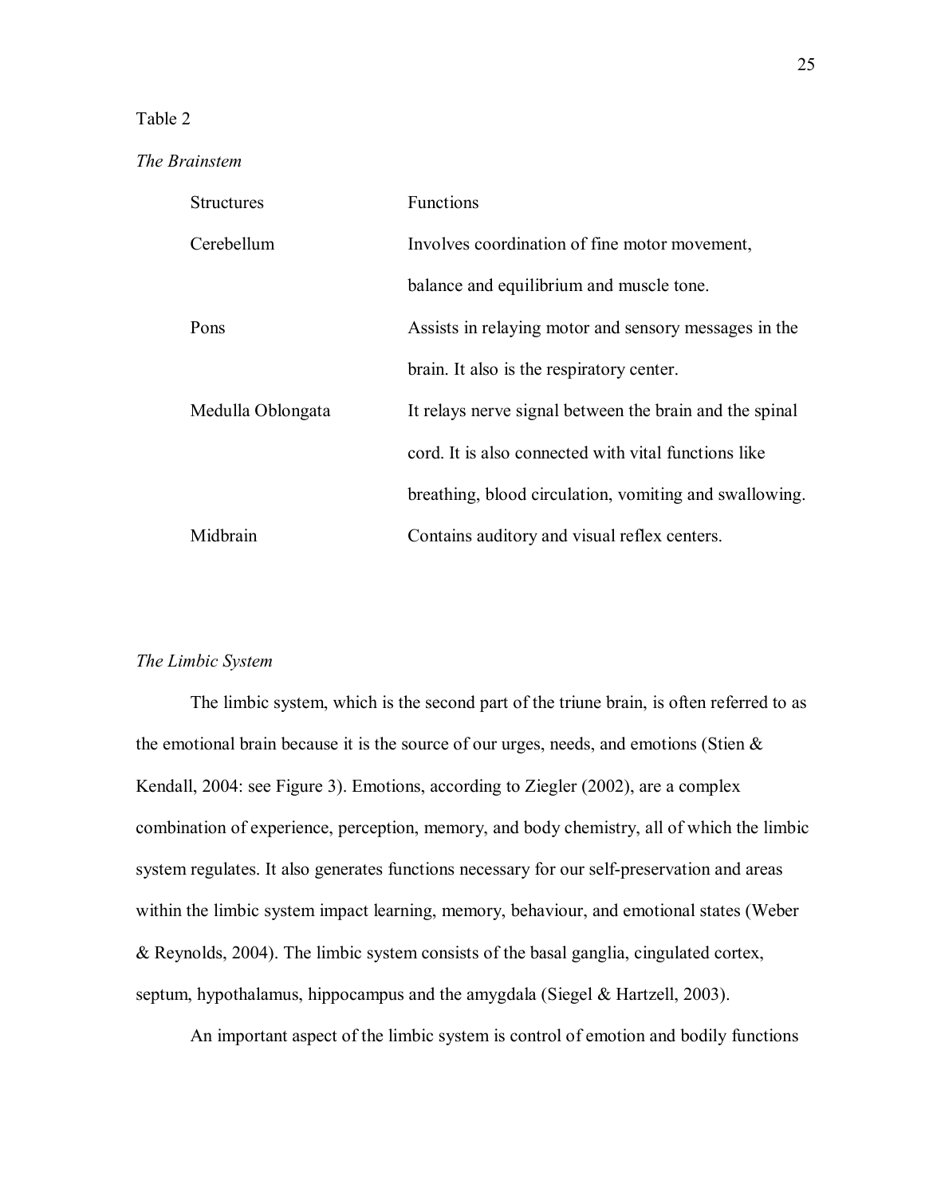Table 2

*The Brainstem*

| Structures | Functions |
|---|---|
| Cerebellum | Involves coordination of fine motor movement, balance and equilibrium and muscle tone. |
| Pons | Assists in relaying motor and sensory messages in the brain. It also is the respiratory center. |
| Medulla Oblongata | It relays nerve signal between the brain and the spinal cord. It is also connected with vital functions like breathing, blood circulation, vomiting and swallowing. |
| Midbrain | Contains auditory and visual reflex centers. |

*The Limbic System*

The limbic system, which is the second part of the triune brain, is often referred to as the emotional brain because it is the source of our urges, needs, and emotions (Stien & Kendall, 2004: see Figure 3). Emotions, according to Ziegler (2002), are a complex combination of experience, perception, memory, and body chemistry, all of which the limbic system regulates. It also generates functions necessary for our self-preservation and areas within the limbic system impact learning, memory, behaviour, and emotional states (Weber & Reynolds, 2004). The limbic system consists of the basal ganglia, cingulated cortex, septum, hypothalamus, hippocampus and the amygdala (Siegel & Hartzell, 2003).

An important aspect of the limbic system is control of emotion and bodily functions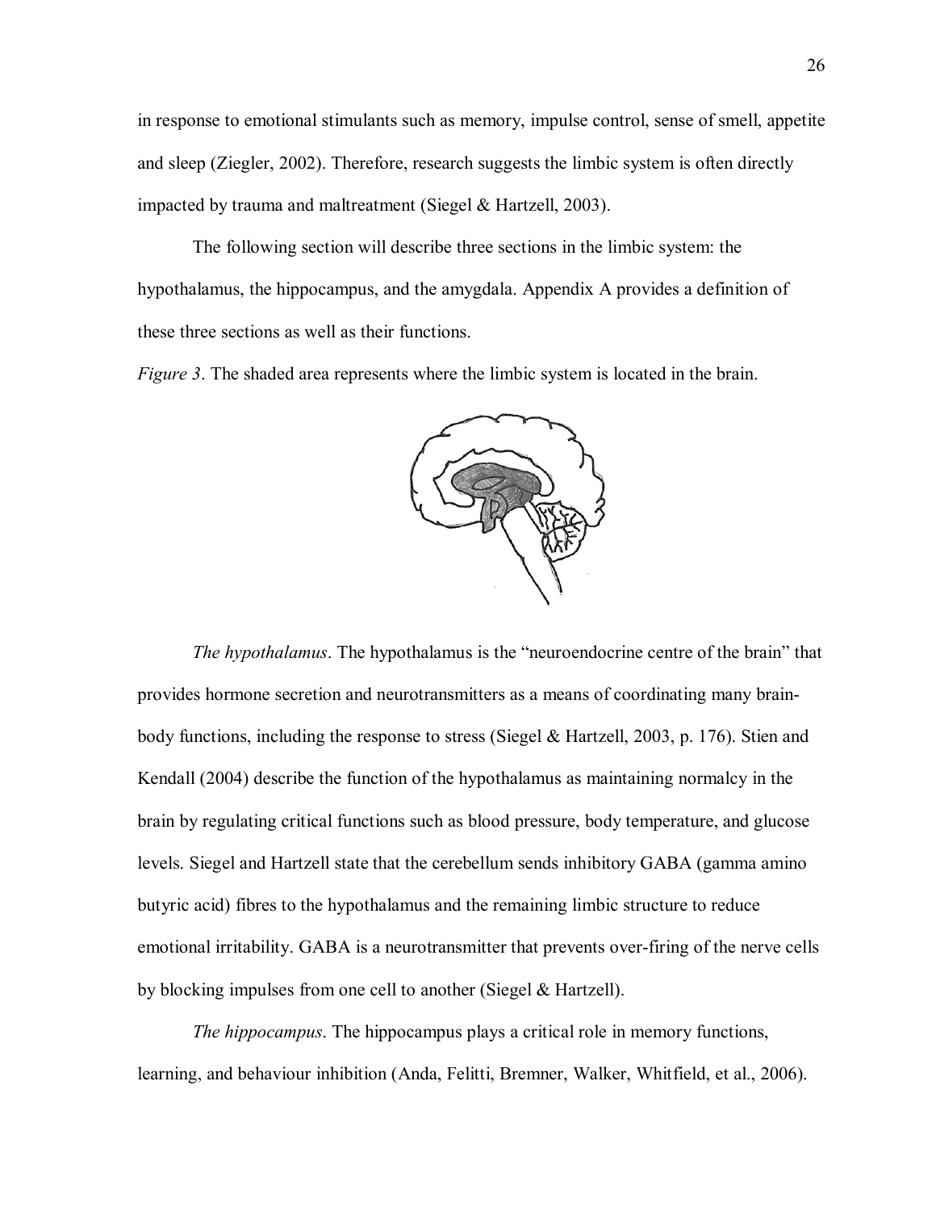in response to emotional stimulants such as memory, impulse control, sense of smell, appetite and sleep (Ziegler, 2002). Therefore, research suggests the limbic system is often directly impacted by trauma and maltreatment (Siegel & Hartzell, 2003).

The following section will describe three sections in the limbic system: the hypothalamus, the hippocampus, and the amygdala. Appendix A provides a definition of these three sections as well as their functions.

*Figure 3*. The shaded area represents where the limbic system is located in the brain.

*The hypothalamus*. The hypothalamus is the "neuroendocrine centre of the brain" that provides hormone secretion and neurotransmitters as a means of coordinating many brain-body functions, including the response to stress (Siegel & Hartzell, 2003, p. 176). Stien and Kendall (2004) describe the function of the hypothalamus as maintaining normalcy in the brain by regulating critical functions such as blood pressure, body temperature, and glucose levels. Siegel and Hartzell state that the cerebellum sends inhibitory GABA (gamma amino butyric acid) fibres to the hypothalamus and the remaining limbic structure to reduce emotional irritability. GABA is a neurotransmitter that prevents over-firing of the nerve cells by blocking impulses from one cell to another (Siegel & Hartzell).

*The hippocampus*. The hippocampus plays a critical role in memory functions, learning, and behaviour inhibition (Anda, Felitti, Bremner, Walker, Whitfield, et al., 2006).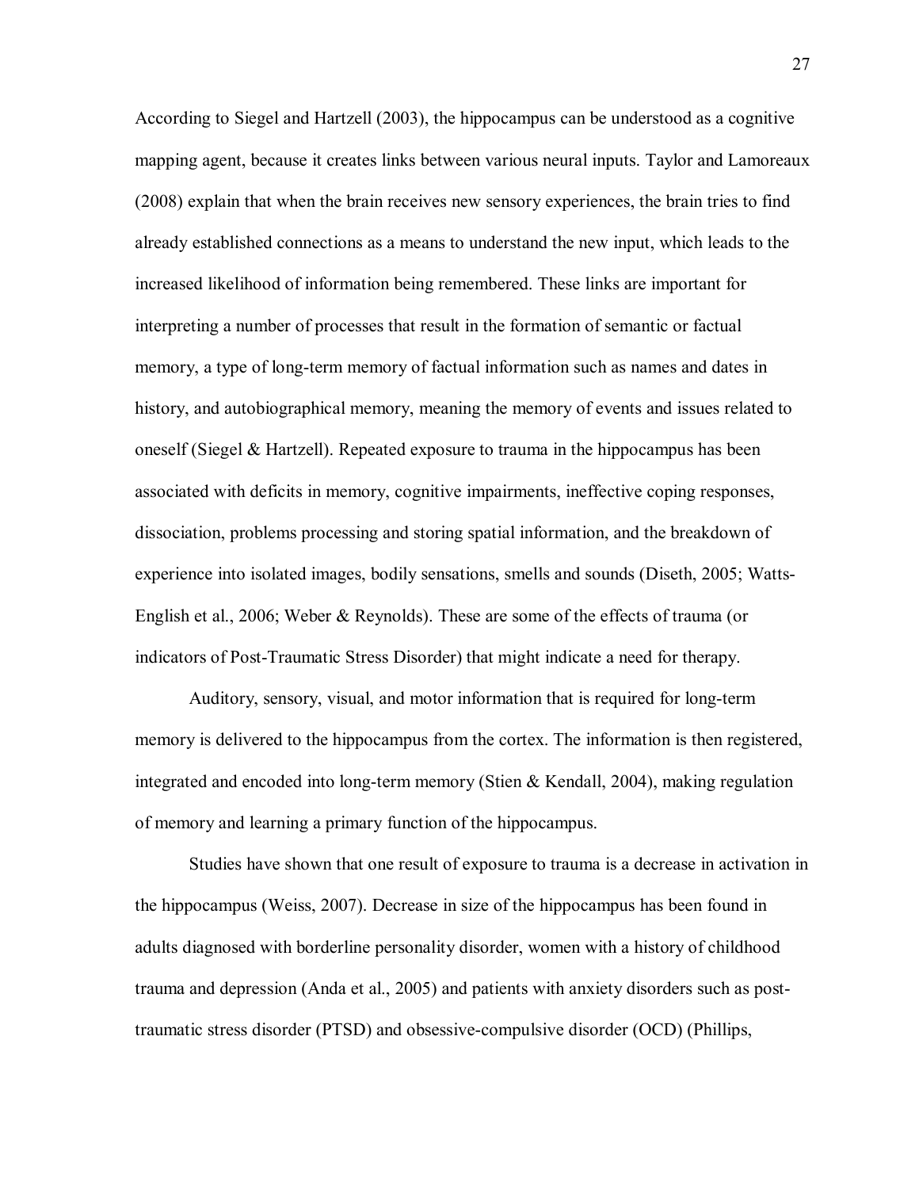According to Siegel and Hartzell (2003), the hippocampus can be understood as a cognitive mapping agent, because it creates links between various neural inputs. Taylor and Lamoreaux (2008) explain that when the brain receives new sensory experiences, the brain tries to find already established connections as a means to understand the new input, which leads to the increased likelihood of information being remembered. These links are important for interpreting a number of processes that result in the formation of semantic or factual memory, a type of long-term memory of factual information such as names and dates in history, and autobiographical memory, meaning the memory of events and issues related to oneself (Siegel & Hartzell). Repeated exposure to trauma in the hippocampus has been associated with deficits in memory, cognitive impairments, ineffective coping responses, dissociation, problems processing and storing spatial information, and the breakdown of experience into isolated images, bodily sensations, smells and sounds (Diseth, 2005; Watts-English et al., 2006; Weber & Reynolds). These are some of the effects of trauma (or indicators of Post-Traumatic Stress Disorder) that might indicate a need for therapy.

Auditory, sensory, visual, and motor information that is required for long-term memory is delivered to the hippocampus from the cortex. The information is then registered, integrated and encoded into long-term memory (Stien & Kendall, 2004), making regulation of memory and learning a primary function of the hippocampus.

Studies have shown that one result of exposure to trauma is a decrease in activation in the hippocampus (Weiss, 2007). Decrease in size of the hippocampus has been found in adults diagnosed with borderline personality disorder, women with a history of childhood trauma and depression (Anda et al., 2005) and patients with anxiety disorders such as post-traumatic stress disorder (PTSD) and obsessive-compulsive disorder (OCD) (Phillips,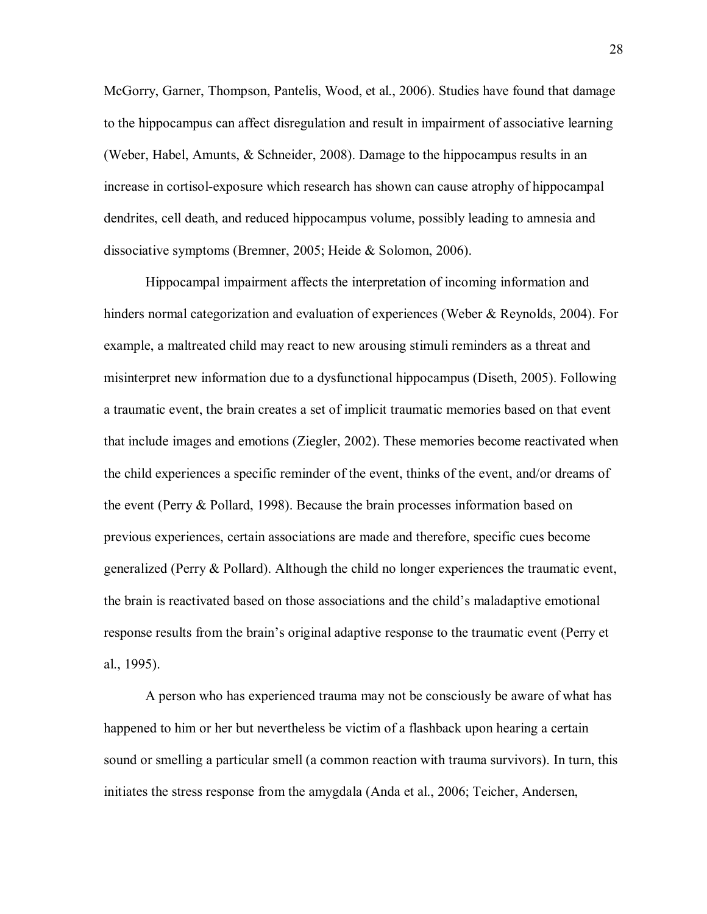McGorry, Garner, Thompson, Pantelis, Wood, et al., 2006). Studies have found that damage to the hippocampus can affect disregulation and result in impairment of associative learning (Weber, Habel, Amunts, & Schneider, 2008). Damage to the hippocampus results in an increase in cortisol-exposure which research has shown can cause atrophy of hippocampal dendrites, cell death, and reduced hippocampus volume, possibly leading to amnesia and dissociative symptoms (Bremner, 2005; Heide & Solomon, 2006).

Hippocampal impairment affects the interpretation of incoming information and hinders normal categorization and evaluation of experiences (Weber & Reynolds, 2004). For example, a maltreated child may react to new arousing stimuli reminders as a threat and misinterpret new information due to a dysfunctional hippocampus (Diseth, 2005). Following a traumatic event, the brain creates a set of implicit traumatic memories based on that event that include images and emotions (Ziegler, 2002). These memories become reactivated when the child experiences a specific reminder of the event, thinks of the event, and/or dreams of the event (Perry & Pollard, 1998). Because the brain processes information based on previous experiences, certain associations are made and therefore, specific cues become generalized (Perry & Pollard). Although the child no longer experiences the traumatic event, the brain is reactivated based on those associations and the child's maladaptive emotional response results from the brain's original adaptive response to the traumatic event (Perry et al., 1995).

A person who has experienced trauma may not be consciously be aware of what has happened to him or her but nevertheless be victim of a flashback upon hearing a certain sound or smelling a particular smell (a common reaction with trauma survivors). In turn, this initiates the stress response from the amygdala (Anda et al., 2006; Teicher, Andersen,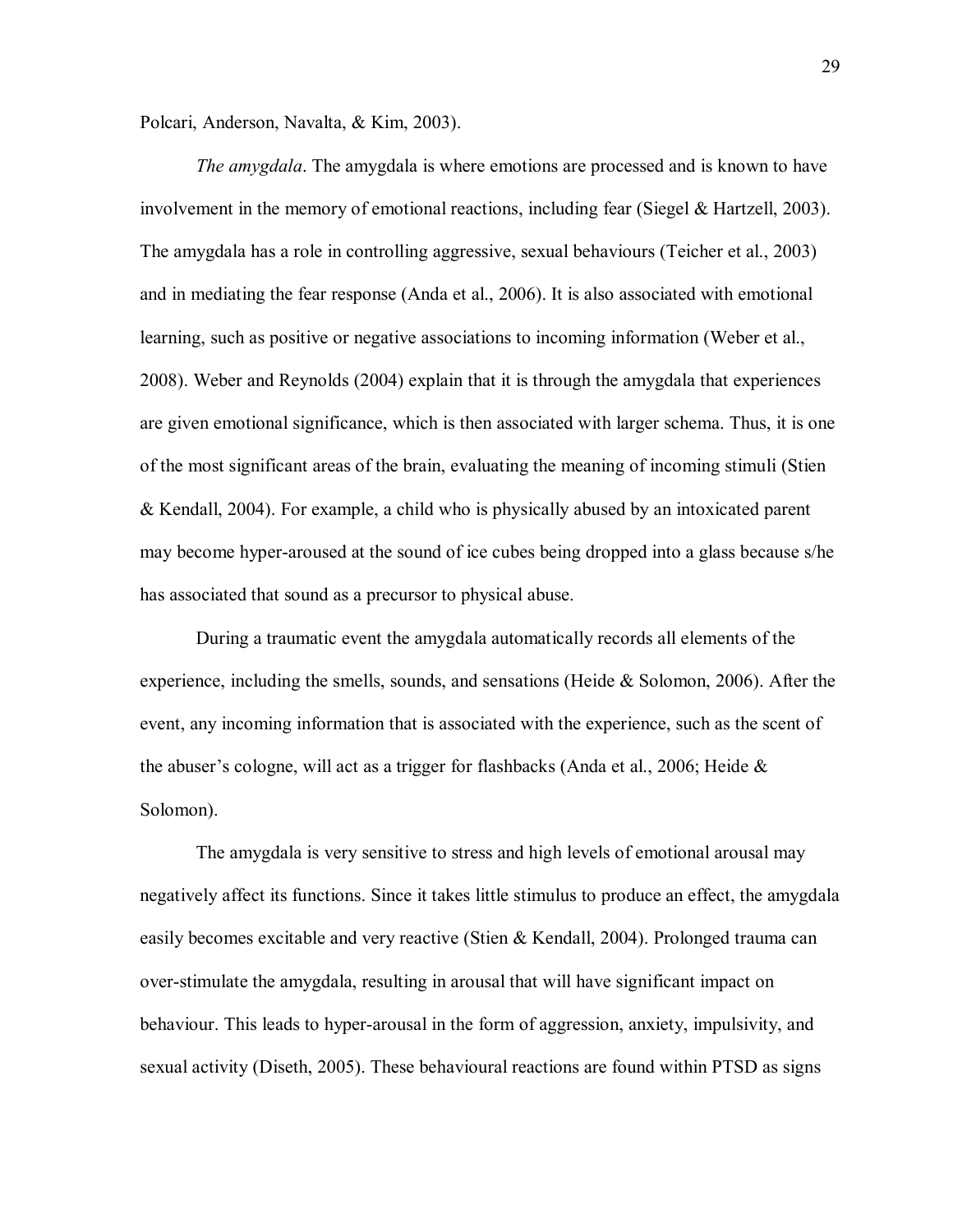Polcari, Anderson, Navalta, & Kim, 2003).

*The amygdala*. The amygdala is where emotions are processed and is known to have involvement in the memory of emotional reactions, including fear (Siegel & Hartzell, 2003). The amygdala has a role in controlling aggressive, sexual behaviours (Teicher et al., 2003) and in mediating the fear response (Anda et al., 2006). It is also associated with emotional learning, such as positive or negative associations to incoming information (Weber et al., 2008). Weber and Reynolds (2004) explain that it is through the amygdala that experiences are given emotional significance, which is then associated with larger schema. Thus, it is one of the most significant areas of the brain, evaluating the meaning of incoming stimuli (Stien & Kendall, 2004). For example, a child who is physically abused by an intoxicated parent may become hyper-aroused at the sound of ice cubes being dropped into a glass because s/he has associated that sound as a precursor to physical abuse.

During a traumatic event the amygdala automatically records all elements of the experience, including the smells, sounds, and sensations (Heide & Solomon, 2006). After the event, any incoming information that is associated with the experience, such as the scent of the abuser's cologne, will act as a trigger for flashbacks (Anda et al., 2006; Heide & Solomon).

The amygdala is very sensitive to stress and high levels of emotional arousal may negatively affect its functions. Since it takes little stimulus to produce an effect, the amygdala easily becomes excitable and very reactive (Stien & Kendall, 2004). Prolonged trauma can over-stimulate the amygdala, resulting in arousal that will have significant impact on behaviour. This leads to hyper-arousal in the form of aggression, anxiety, impulsivity, and sexual activity (Diseth, 2005). These behavioural reactions are found within PTSD as signs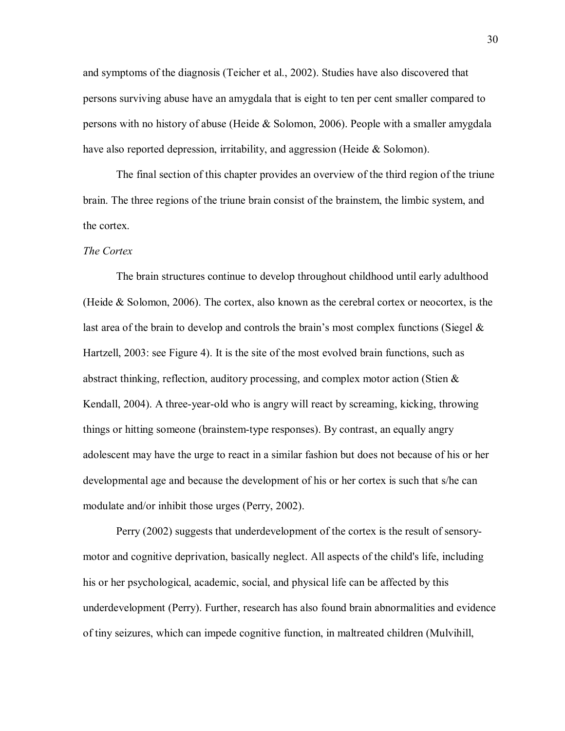and symptoms of the diagnosis (Teicher et al., 2002). Studies have also discovered that persons surviving abuse have an amygdala that is eight to ten per cent smaller compared to persons with no history of abuse (Heide & Solomon, 2006). People with a smaller amygdala have also reported depression, irritability, and aggression (Heide & Solomon).

The final section of this chapter provides an overview of the third region of the triune brain. The three regions of the triune brain consist of the brainstem, the limbic system, and the cortex.

*The Cortex*

The brain structures continue to develop throughout childhood until early adulthood (Heide & Solomon, 2006). The cortex, also known as the cerebral cortex or neocortex, is the last area of the brain to develop and controls the brain's most complex functions (Siegel & Hartzell, 2003: see Figure 4). It is the site of the most evolved brain functions, such as abstract thinking, reflection, auditory processing, and complex motor action (Stien & Kendall, 2004). A three-year-old who is angry will react by screaming, kicking, throwing things or hitting someone (brainstem-type responses). By contrast, an equally angry adolescent may have the urge to react in a similar fashion but does not because of his or her developmental age and because the development of his or her cortex is such that s/he can modulate and/or inhibit those urges (Perry, 2002).

Perry (2002) suggests that underdevelopment of the cortex is the result of sensory-motor and cognitive deprivation, basically neglect. All aspects of the child's life, including his or her psychological, academic, social, and physical life can be affected by this underdevelopment (Perry). Further, research has also found brain abnormalities and evidence of tiny seizures, which can impede cognitive function, in maltreated children (Mulvihill,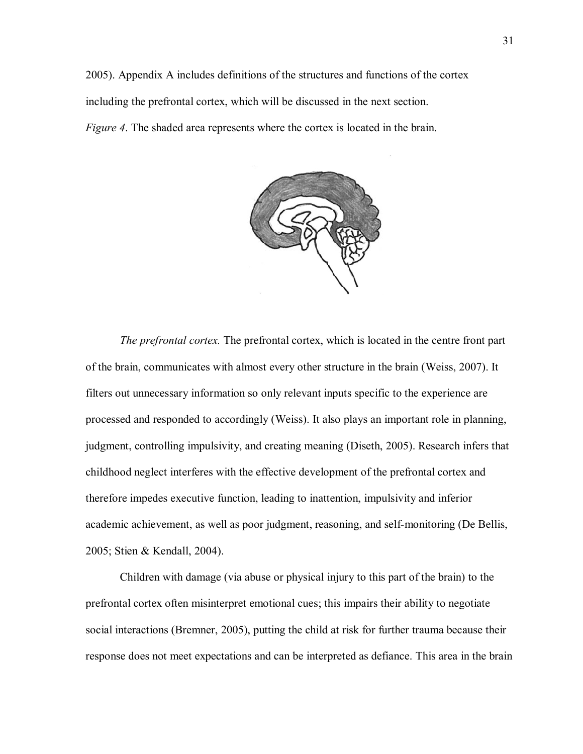2005). Appendix A includes definitions of the structures and functions of the cortex including the prefrontal cortex, which will be discussed in the next section.

*Figure 4*. The shaded area represents where the cortex is located in the brain.

*The prefrontal cortex.* The prefrontal cortex, which is located in the centre front part of the brain, communicates with almost every other structure in the brain (Weiss, 2007). It filters out unnecessary information so only relevant inputs specific to the experience are processed and responded to accordingly (Weiss). It also plays an important role in planning, judgment, controlling impulsivity, and creating meaning (Diseth, 2005). Research infers that childhood neglect interferes with the effective development of the prefrontal cortex and therefore impedes executive function, leading to inattention, impulsivity and inferior academic achievement, as well as poor judgment, reasoning, and self-monitoring (De Bellis, 2005; Stien & Kendall, 2004).

Children with damage (via abuse or physical injury to this part of the brain) to the prefrontal cortex often misinterpret emotional cues; this impairs their ability to negotiate social interactions (Bremner, 2005), putting the child at risk for further trauma because their response does not meet expectations and can be interpreted as defiance. This area in the brain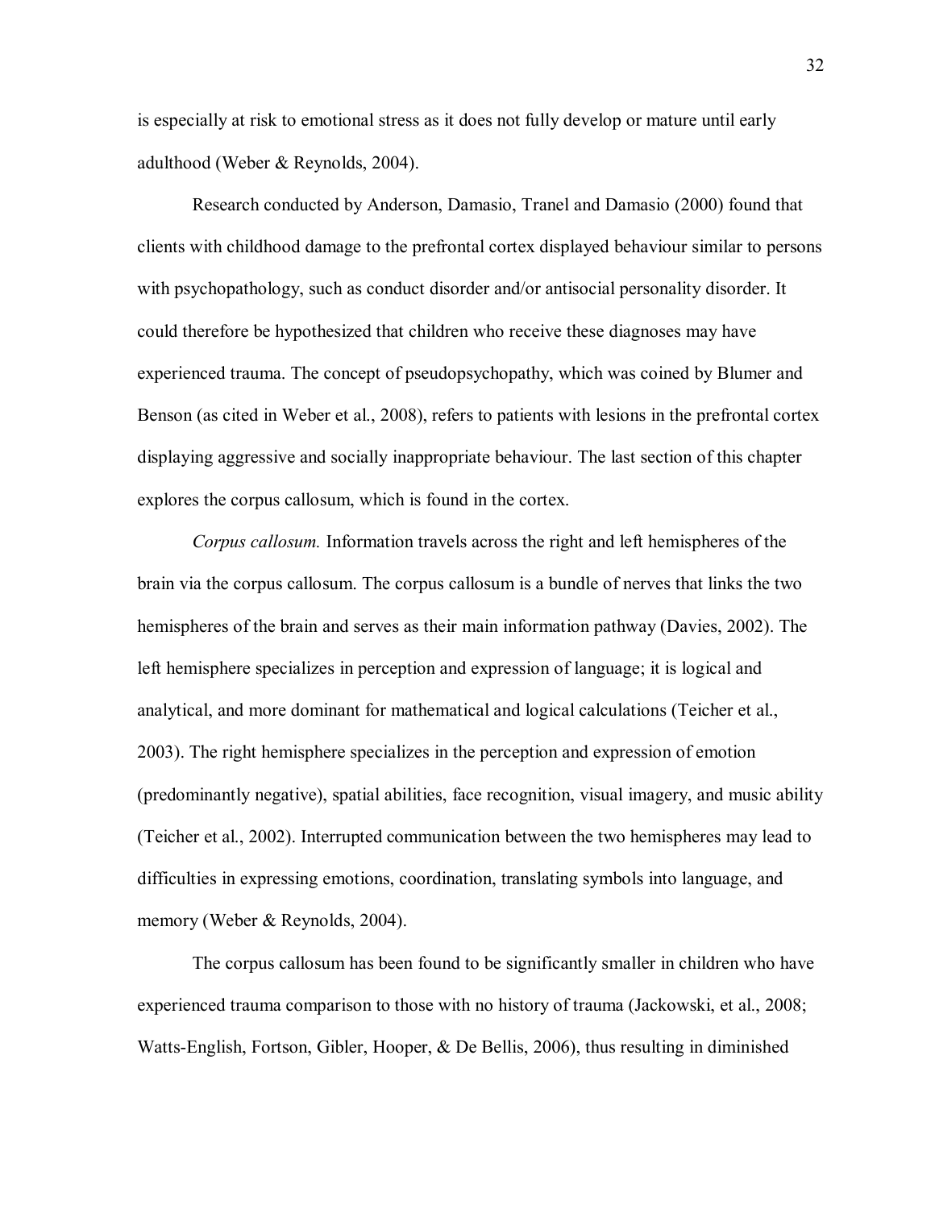is especially at risk to emotional stress as it does not fully develop or mature until early adulthood (Weber & Reynolds, 2004).

Research conducted by Anderson, Damasio, Tranel and Damasio (2000) found that clients with childhood damage to the prefrontal cortex displayed behaviour similar to persons with psychopathology, such as conduct disorder and/or antisocial personality disorder. It could therefore be hypothesized that children who receive these diagnoses may have experienced trauma. The concept of pseudopsychopathy, which was coined by Blumer and Benson (as cited in Weber et al., 2008), refers to patients with lesions in the prefrontal cortex displaying aggressive and socially inappropriate behaviour. The last section of this chapter explores the corpus callosum, which is found in the cortex.

*Corpus callosum.* Information travels across the right and left hemispheres of the brain via the corpus callosum. The corpus callosum is a bundle of nerves that links the two hemispheres of the brain and serves as their main information pathway (Davies, 2002). The left hemisphere specializes in perception and expression of language; it is logical and analytical, and more dominant for mathematical and logical calculations (Teicher et al., 2003). The right hemisphere specializes in the perception and expression of emotion (predominantly negative), spatial abilities, face recognition, visual imagery, and music ability (Teicher et al., 2002). Interrupted communication between the two hemispheres may lead to difficulties in expressing emotions, coordination, translating symbols into language, and memory (Weber & Reynolds, 2004).

The corpus callosum has been found to be significantly smaller in children who have experienced trauma comparison to those with no history of trauma (Jackowski, et al., 2008; Watts-English, Fortson, Gibler, Hooper, & De Bellis, 2006), thus resulting in diminished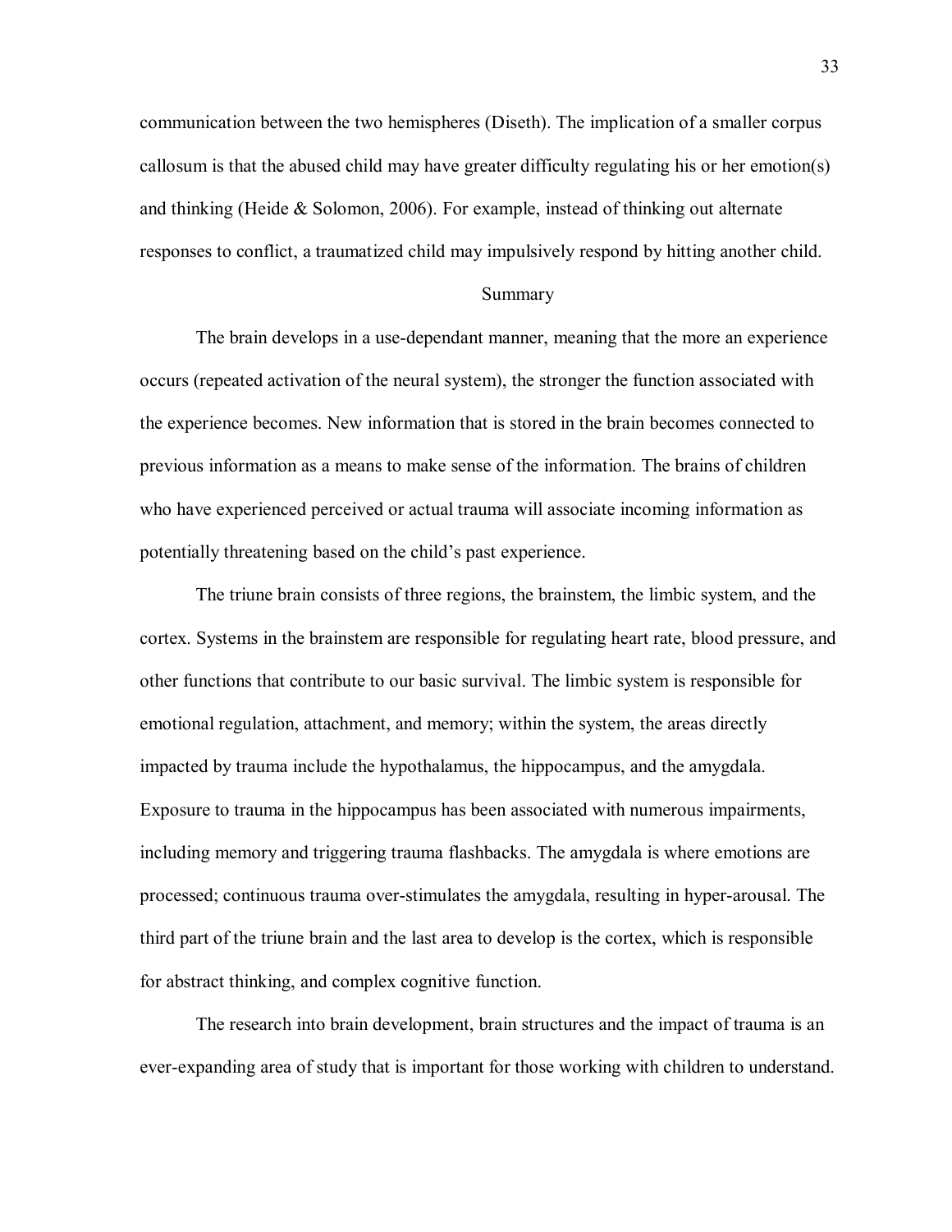communication between the two hemispheres (Diseth). The implication of a smaller corpus callosum is that the abused child may have greater difficulty regulating his or her emotion(s) and thinking (Heide & Solomon, 2006). For example, instead of thinking out alternate responses to conflict, a traumatized child may impulsively respond by hitting another child.

## Summary

The brain develops in a use-dependant manner, meaning that the more an experience occurs (repeated activation of the neural system), the stronger the function associated with the experience becomes. New information that is stored in the brain becomes connected to previous information as a means to make sense of the information. The brains of children who have experienced perceived or actual trauma will associate incoming information as potentially threatening based on the child's past experience.

The triune brain consists of three regions, the brainstem, the limbic system, and the cortex. Systems in the brainstem are responsible for regulating heart rate, blood pressure, and other functions that contribute to our basic survival. The limbic system is responsible for emotional regulation, attachment, and memory; within the system, the areas directly impacted by trauma include the hypothalamus, the hippocampus, and the amygdala. Exposure to trauma in the hippocampus has been associated with numerous impairments, including memory and triggering trauma flashbacks. The amygdala is where emotions are processed; continuous trauma over-stimulates the amygdala, resulting in hyper-arousal. The third part of the triune brain and the last area to develop is the cortex, which is responsible for abstract thinking, and complex cognitive function.

The research into brain development, brain structures and the impact of trauma is an ever-expanding area of study that is important for those working with children to understand.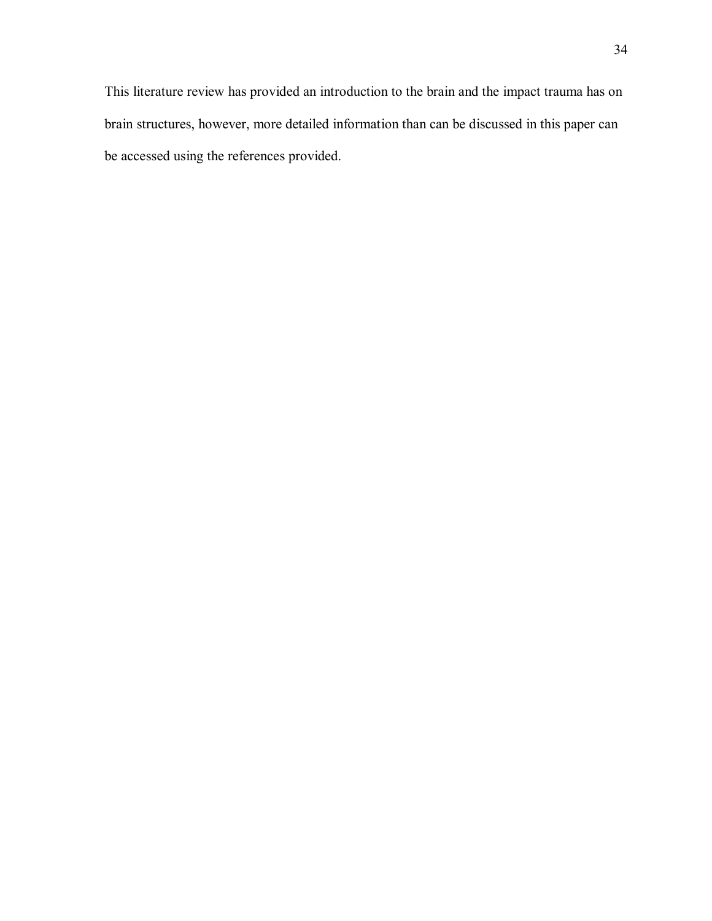This literature review has provided an introduction to the brain and the impact trauma has on brain structures, however, more detailed information than can be discussed in this paper can be accessed using the references provided.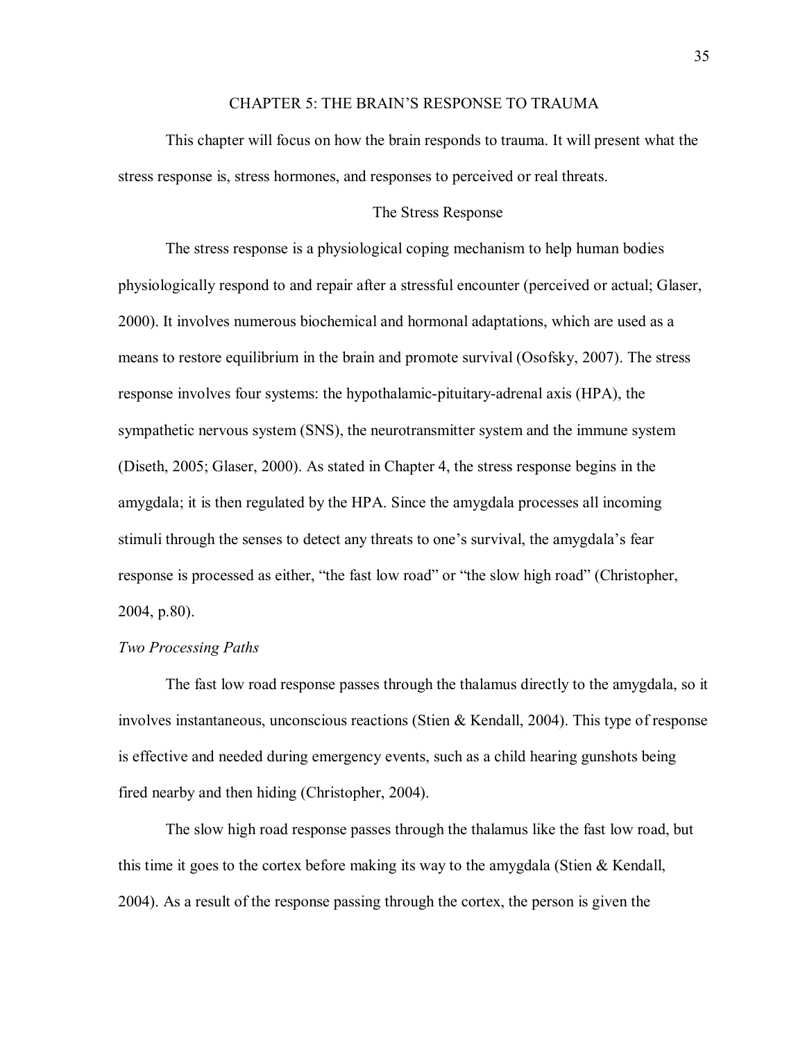# CHAPTER 5: THE BRAIN'S RESPONSE TO TRAUMA

This chapter will focus on how the brain responds to trauma. It will present what the stress response is, stress hormones, and responses to perceived or real threats.

## The Stress Response

The stress response is a physiological coping mechanism to help human bodies physiologically respond to and repair after a stressful encounter (perceived or actual; Glaser, 2000). It involves numerous biochemical and hormonal adaptations, which are used as a means to restore equilibrium in the brain and promote survival (Osofsky, 2007). The stress response involves four systems: the hypothalamic-pituitary-adrenal axis (HPA), the sympathetic nervous system (SNS), the neurotransmitter system and the immune system (Diseth, 2005; Glaser, 2000). As stated in Chapter 4, the stress response begins in the amygdala; it is then regulated by the HPA. Since the amygdala processes all incoming stimuli through the senses to detect any threats to one's survival, the amygdala's fear response is processed as either, "the fast low road" or "the slow high road" (Christopher, 2004, p.80).

### *Two Processing Paths*

The fast low road response passes through the thalamus directly to the amygdala, so it involves instantaneous, unconscious reactions (Stien & Kendall, 2004). This type of response is effective and needed during emergency events, such as a child hearing gunshots being fired nearby and then hiding (Christopher, 2004).

The slow high road response passes through the thalamus like the fast low road, but this time it goes to the cortex before making its way to the amygdala (Stien & Kendall, 2004). As a result of the response passing through the cortex, the person is given the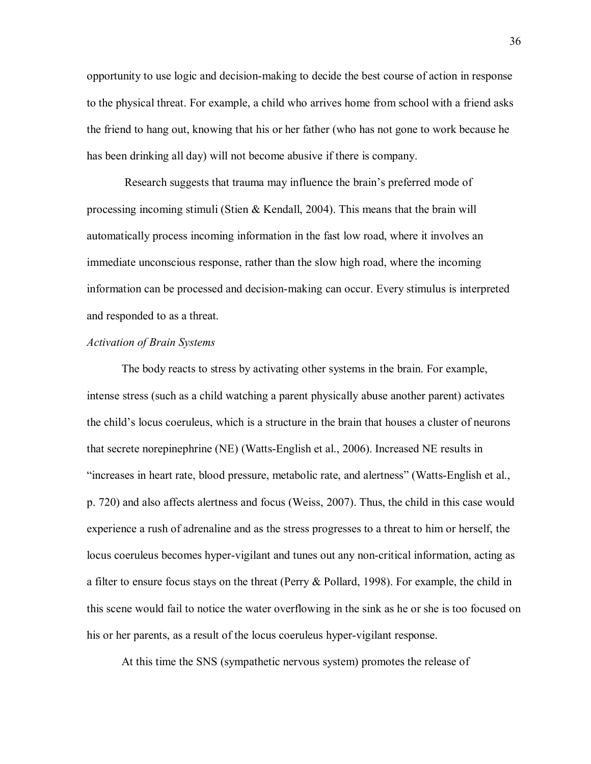opportunity to use logic and decision-making to decide the best course of action in response to the physical threat. For example, a child who arrives home from school with a friend asks the friend to hang out, knowing that his or her father (who has not gone to work because he has been drinking all day) will not become abusive if there is company.

Research suggests that trauma may influence the brain's preferred mode of processing incoming stimuli (Stien & Kendall, 2004). This means that the brain will automatically process incoming information in the fast low road, where it involves an immediate unconscious response, rather than the slow high road, where the incoming information can be processed and decision-making can occur. Every stimulus is interpreted and responded to as a threat.

*Activation of Brain Systems*

The body reacts to stress by activating other systems in the brain. For example, intense stress (such as a child watching a parent physically abuse another parent) activates the child's locus coeruleus, which is a structure in the brain that houses a cluster of neurons that secrete norepinephrine (NE) (Watts-English et al., 2006). Increased NE results in "increases in heart rate, blood pressure, metabolic rate, and alertness" (Watts-English et al., p. 720) and also affects alertness and focus (Weiss, 2007). Thus, the child in this case would experience a rush of adrenaline and as the stress progresses to a threat to him or herself, the locus coeruleus becomes hyper-vigilant and tunes out any non-critical information, acting as a filter to ensure focus stays on the threat (Perry & Pollard, 1998). For example, the child in this scene would fail to notice the water overflowing in the sink as he or she is too focused on his or her parents, as a result of the locus coeruleus hyper-vigilant response.

At this time the SNS (sympathetic nervous system) promotes the release of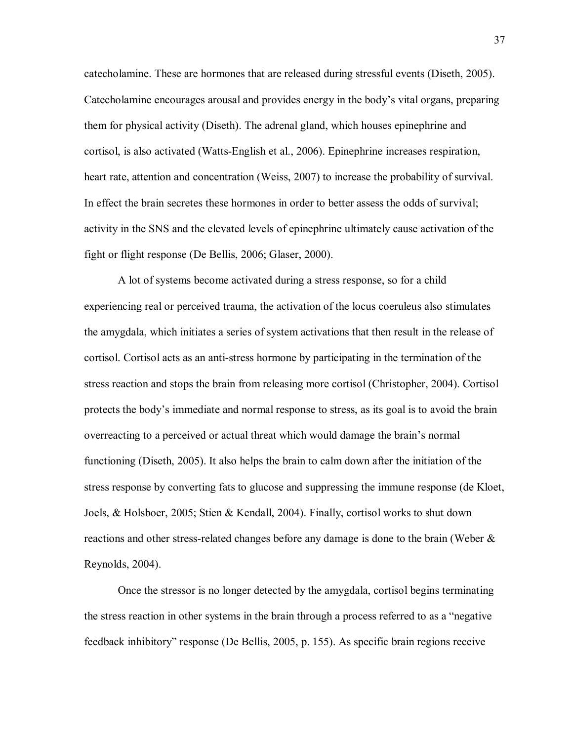catecholamine. These are hormones that are released during stressful events (Diseth, 2005). Catecholamine encourages arousal and provides energy in the body's vital organs, preparing them for physical activity (Diseth). The adrenal gland, which houses epinephrine and cortisol, is also activated (Watts-English et al., 2006). Epinephrine increases respiration, heart rate, attention and concentration (Weiss, 2007) to increase the probability of survival. In effect the brain secretes these hormones in order to better assess the odds of survival; activity in the SNS and the elevated levels of epinephrine ultimately cause activation of the fight or flight response (De Bellis, 2006; Glaser, 2000).

A lot of systems become activated during a stress response, so for a child experiencing real or perceived trauma, the activation of the locus coeruleus also stimulates the amygdala, which initiates a series of system activations that then result in the release of cortisol. Cortisol acts as an anti-stress hormone by participating in the termination of the stress reaction and stops the brain from releasing more cortisol (Christopher, 2004). Cortisol protects the body's immediate and normal response to stress, as its goal is to avoid the brain overreacting to a perceived or actual threat which would damage the brain's normal functioning (Diseth, 2005). It also helps the brain to calm down after the initiation of the stress response by converting fats to glucose and suppressing the immune response (de Kloet, Joels, & Holsboer, 2005; Stien & Kendall, 2004). Finally, cortisol works to shut down reactions and other stress-related changes before any damage is done to the brain (Weber & Reynolds, 2004).

Once the stressor is no longer detected by the amygdala, cortisol begins terminating the stress reaction in other systems in the brain through a process referred to as a "negative feedback inhibitory" response (De Bellis, 2005, p. 155). As specific brain regions receive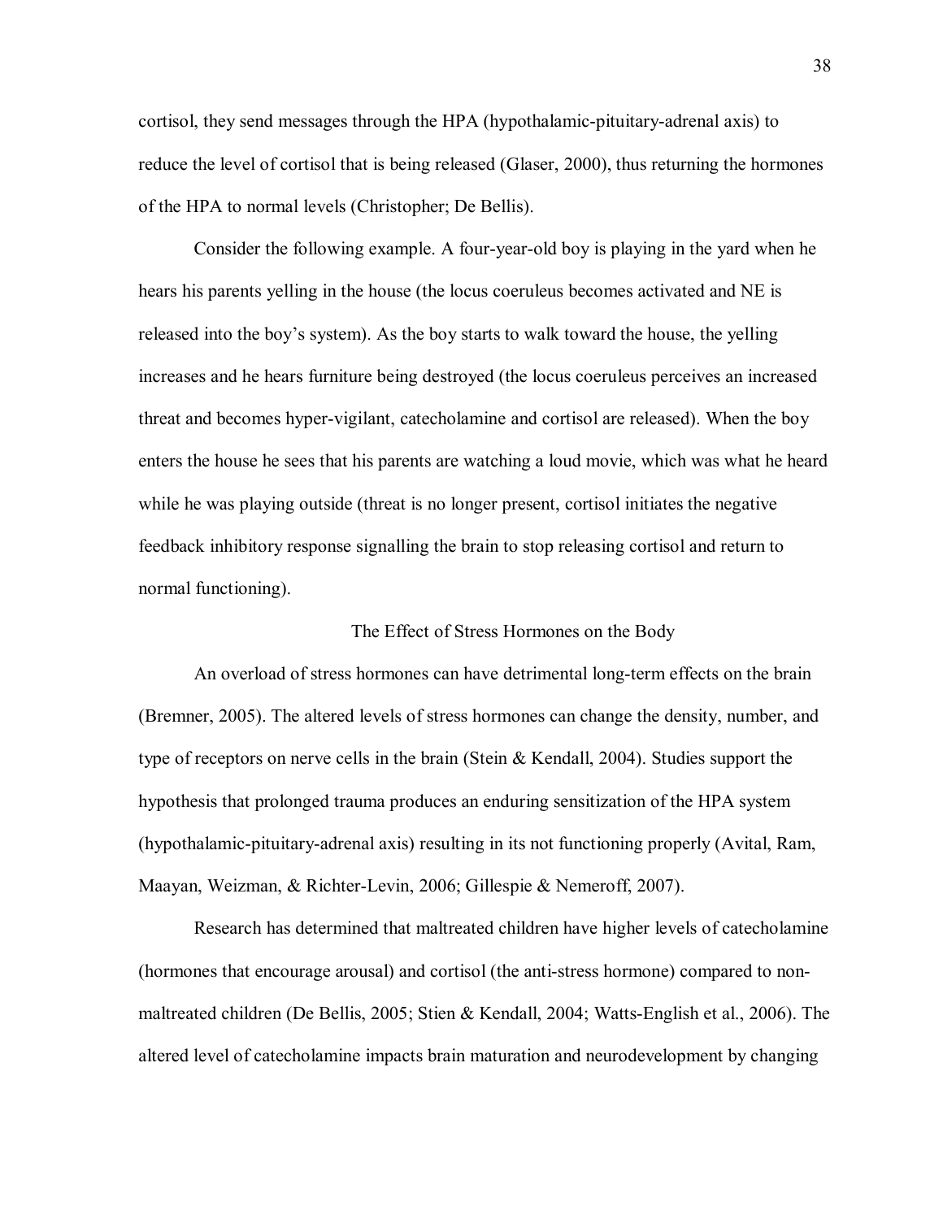cortisol, they send messages through the HPA (hypothalamic-pituitary-adrenal axis) to reduce the level of cortisol that is being released (Glaser, 2000), thus returning the hormones of the HPA to normal levels (Christopher; De Bellis).

Consider the following example. A four-year-old boy is playing in the yard when he hears his parents yelling in the house (the locus coeruleus becomes activated and NE is released into the boy's system). As the boy starts to walk toward the house, the yelling increases and he hears furniture being destroyed (the locus coeruleus perceives an increased threat and becomes hyper-vigilant, catecholamine and cortisol are released). When the boy enters the house he sees that his parents are watching a loud movie, which was what he heard while he was playing outside (threat is no longer present, cortisol initiates the negative feedback inhibitory response signalling the brain to stop releasing cortisol and return to normal functioning).

## The Effect of Stress Hormones on the Body

An overload of stress hormones can have detrimental long-term effects on the brain (Bremner, 2005). The altered levels of stress hormones can change the density, number, and type of receptors on nerve cells in the brain (Stein & Kendall, 2004). Studies support the hypothesis that prolonged trauma produces an enduring sensitization of the HPA system (hypothalamic-pituitary-adrenal axis) resulting in its not functioning properly (Avital, Ram, Maayan, Weizman, & Richter-Levin, 2006; Gillespie & Nemeroff, 2007).

Research has determined that maltreated children have higher levels of catecholamine (hormones that encourage arousal) and cortisol (the anti-stress hormone) compared to non-maltreated children (De Bellis, 2005; Stien & Kendall, 2004; Watts-English et al., 2006). The altered level of catecholamine impacts brain maturation and neurodevelopment by changing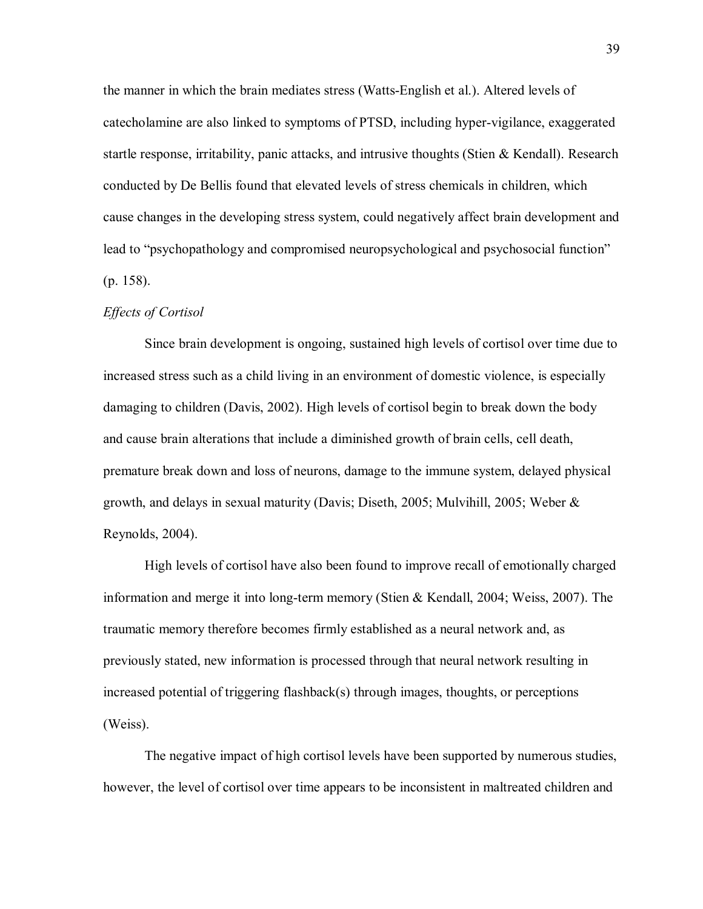the manner in which the brain mediates stress (Watts-English et al.). Altered levels of catecholamine are also linked to symptoms of PTSD, including hyper-vigilance, exaggerated startle response, irritability, panic attacks, and intrusive thoughts (Stien & Kendall). Research conducted by De Bellis found that elevated levels of stress chemicals in children, which cause changes in the developing stress system, could negatively affect brain development and lead to "psychopathology and compromised neuropsychological and psychosocial function" (p. 158).

*Effects of Cortisol*

Since brain development is ongoing, sustained high levels of cortisol over time due to increased stress such as a child living in an environment of domestic violence, is especially damaging to children (Davis, 2002). High levels of cortisol begin to break down the body and cause brain alterations that include a diminished growth of brain cells, cell death, premature break down and loss of neurons, damage to the immune system, delayed physical growth, and delays in sexual maturity (Davis; Diseth, 2005; Mulvihill, 2005; Weber & Reynolds, 2004).

High levels of cortisol have also been found to improve recall of emotionally charged information and merge it into long-term memory (Stien & Kendall, 2004; Weiss, 2007). The traumatic memory therefore becomes firmly established as a neural network and, as previously stated, new information is processed through that neural network resulting in increased potential of triggering flashback(s) through images, thoughts, or perceptions (Weiss).

The negative impact of high cortisol levels have been supported by numerous studies, however, the level of cortisol over time appears to be inconsistent in maltreated children and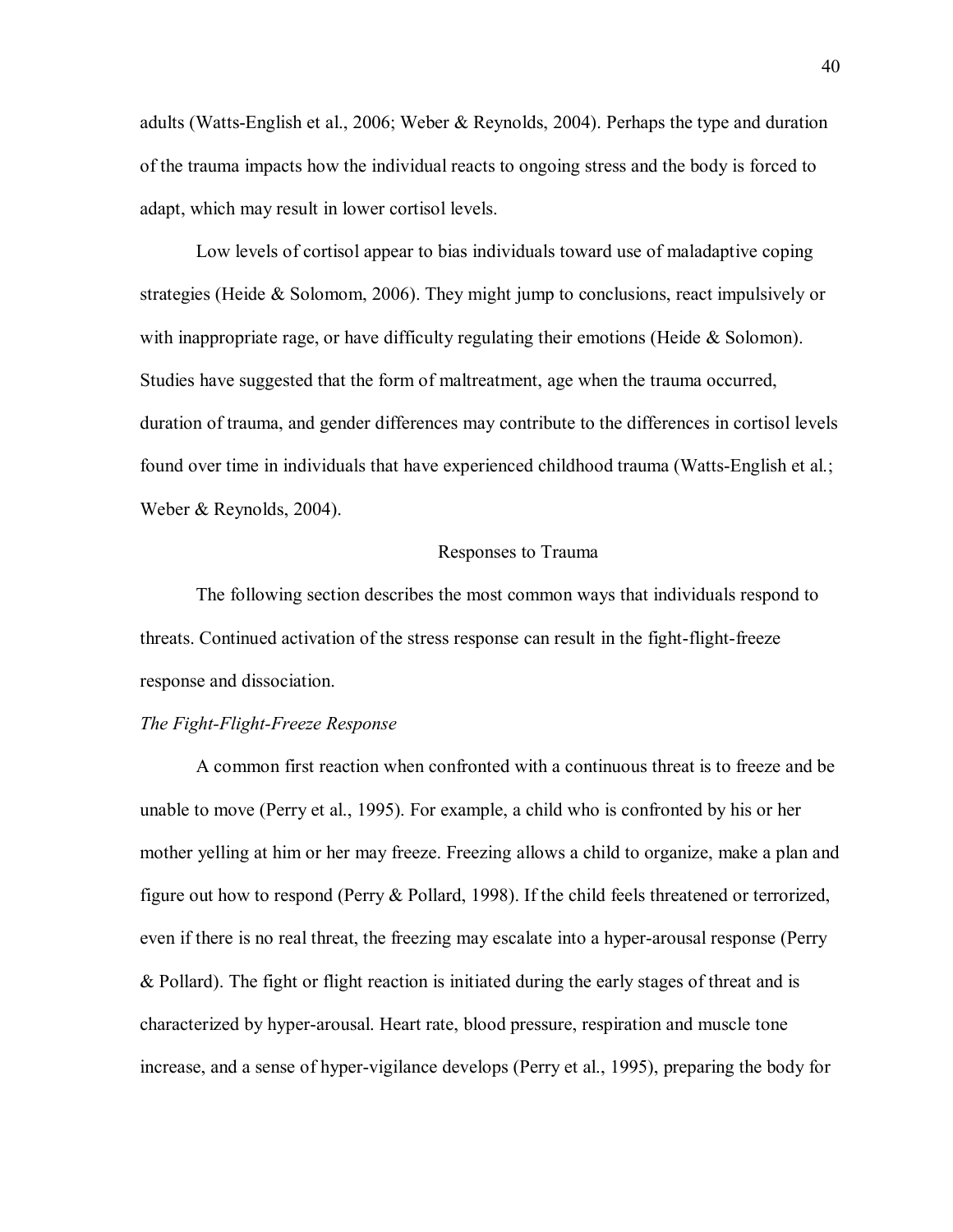adults (Watts-English et al., 2006; Weber & Reynolds, 2004). Perhaps the type and duration of the trauma impacts how the individual reacts to ongoing stress and the body is forced to adapt, which may result in lower cortisol levels.

Low levels of cortisol appear to bias individuals toward use of maladaptive coping strategies (Heide & Solomom, 2006). They might jump to conclusions, react impulsively or with inappropriate rage, or have difficulty regulating their emotions (Heide & Solomon). Studies have suggested that the form of maltreatment, age when the trauma occurred, duration of trauma, and gender differences may contribute to the differences in cortisol levels found over time in individuals that have experienced childhood trauma (Watts-English et al.; Weber & Reynolds, 2004).

## Responses to Trauma

The following section describes the most common ways that individuals respond to threats. Continued activation of the stress response can result in the fight-flight-freeze response and dissociation.

### *The Fight-Flight-Freeze Response*

A common first reaction when confronted with a continuous threat is to freeze and be unable to move (Perry et al., 1995). For example, a child who is confronted by his or her mother yelling at him or her may freeze. Freezing allows a child to organize, make a plan and figure out how to respond (Perry & Pollard, 1998). If the child feels threatened or terrorized, even if there is no real threat, the freezing may escalate into a hyper-arousal response (Perry & Pollard). The fight or flight reaction is initiated during the early stages of threat and is characterized by hyper-arousal. Heart rate, blood pressure, respiration and muscle tone increase, and a sense of hyper-vigilance develops (Perry et al., 1995), preparing the body for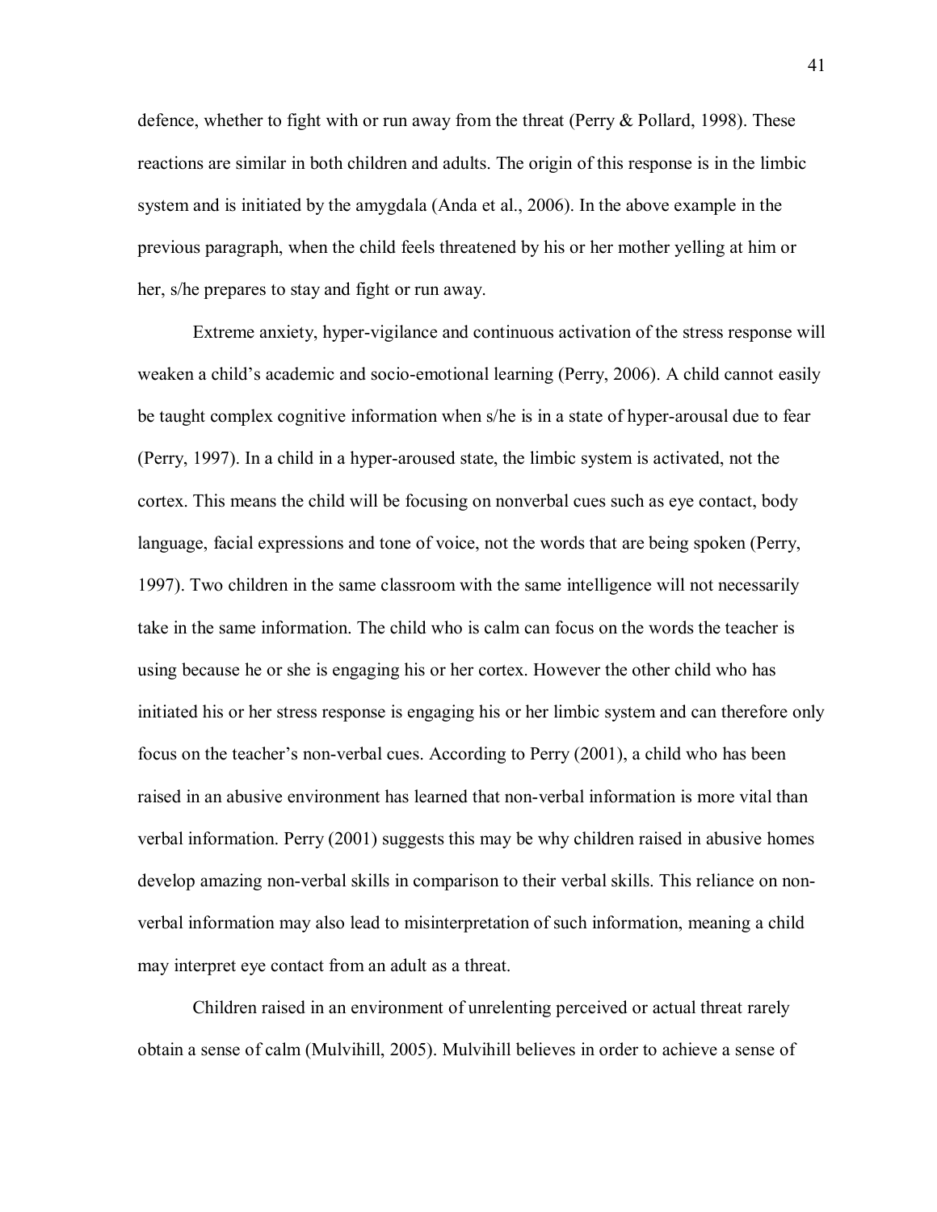defence, whether to fight with or run away from the threat (Perry & Pollard, 1998). These reactions are similar in both children and adults. The origin of this response is in the limbic system and is initiated by the amygdala (Anda et al., 2006). In the above example in the previous paragraph, when the child feels threatened by his or her mother yelling at him or her, s/he prepares to stay and fight or run away.

Extreme anxiety, hyper-vigilance and continuous activation of the stress response will weaken a child's academic and socio-emotional learning (Perry, 2006). A child cannot easily be taught complex cognitive information when s/he is in a state of hyper-arousal due to fear (Perry, 1997). In a child in a hyper-aroused state, the limbic system is activated, not the cortex. This means the child will be focusing on nonverbal cues such as eye contact, body language, facial expressions and tone of voice, not the words that are being spoken (Perry, 1997). Two children in the same classroom with the same intelligence will not necessarily take in the same information. The child who is calm can focus on the words the teacher is using because he or she is engaging his or her cortex. However the other child who has initiated his or her stress response is engaging his or her limbic system and can therefore only focus on the teacher's non-verbal cues. According to Perry (2001), a child who has been raised in an abusive environment has learned that non-verbal information is more vital than verbal information. Perry (2001) suggests this may be why children raised in abusive homes develop amazing non-verbal skills in comparison to their verbal skills. This reliance on non-verbal information may also lead to misinterpretation of such information, meaning a child may interpret eye contact from an adult as a threat.

Children raised in an environment of unrelenting perceived or actual threat rarely obtain a sense of calm (Mulvihill, 2005). Mulvihill believes in order to achieve a sense of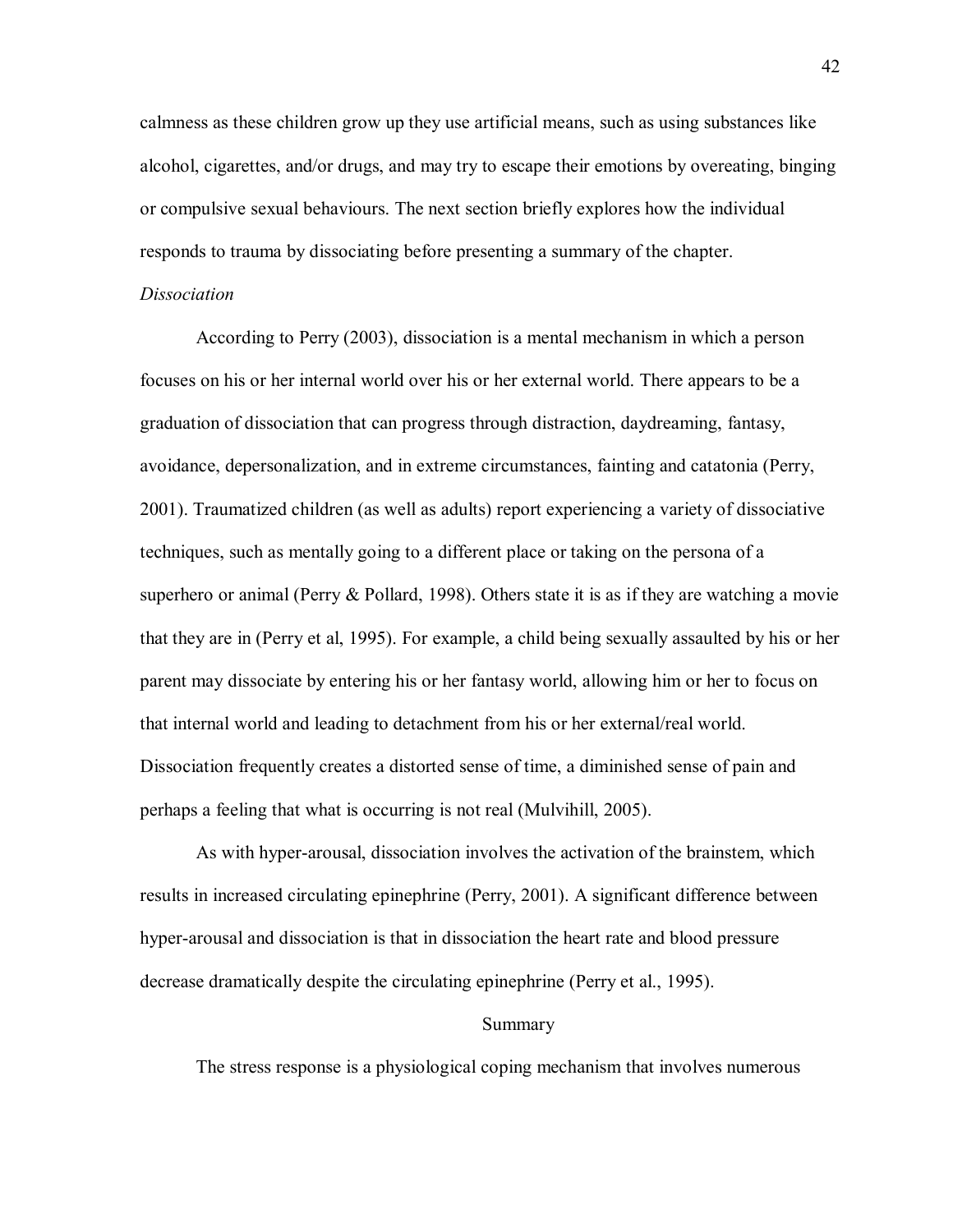calmness as these children grow up they use artificial means, such as using substances like alcohol, cigarettes, and/or drugs, and may try to escape their emotions by overeating, binging or compulsive sexual behaviours. The next section briefly explores how the individual responds to trauma by dissociating before presenting a summary of the chapter.

### *Dissociation*

According to Perry (2003), dissociation is a mental mechanism in which a person focuses on his or her internal world over his or her external world. There appears to be a graduation of dissociation that can progress through distraction, daydreaming, fantasy, avoidance, depersonalization, and in extreme circumstances, fainting and catatonia (Perry, 2001). Traumatized children (as well as adults) report experiencing a variety of dissociative techniques, such as mentally going to a different place or taking on the persona of a superhero or animal (Perry & Pollard, 1998). Others state it is as if they are watching a movie that they are in (Perry et al, 1995). For example, a child being sexually assaulted by his or her parent may dissociate by entering his or her fantasy world, allowing him or her to focus on that internal world and leading to detachment from his or her external/real world. Dissociation frequently creates a distorted sense of time, a diminished sense of pain and perhaps a feeling that what is occurring is not real (Mulvihill, 2005).

As with hyper-arousal, dissociation involves the activation of the brainstem, which results in increased circulating epinephrine (Perry, 2001). A significant difference between hyper-arousal and dissociation is that in dissociation the heart rate and blood pressure decrease dramatically despite the circulating epinephrine (Perry et al., 1995).

## Summary

The stress response is a physiological coping mechanism that involves numerous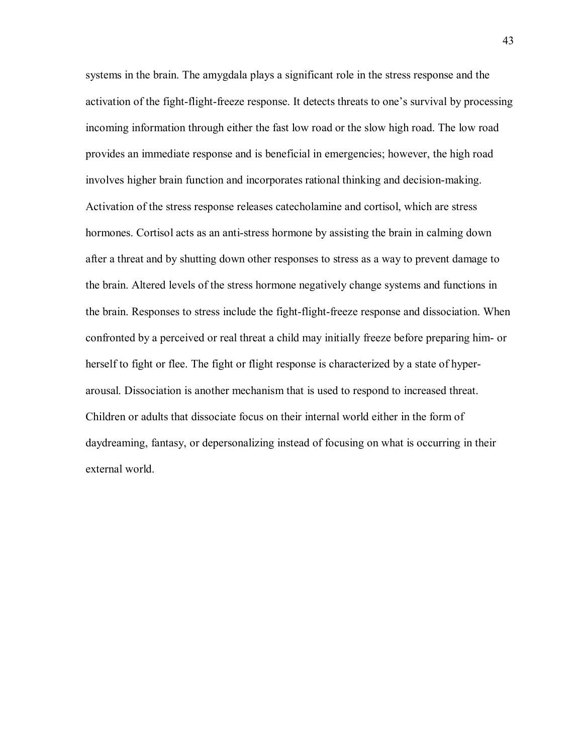systems in the brain. The amygdala plays a significant role in the stress response and the activation of the fight-flight-freeze response. It detects threats to one's survival by processing incoming information through either the fast low road or the slow high road. The low road provides an immediate response and is beneficial in emergencies; however, the high road involves higher brain function and incorporates rational thinking and decision-making. Activation of the stress response releases catecholamine and cortisol, which are stress hormones. Cortisol acts as an anti-stress hormone by assisting the brain in calming down after a threat and by shutting down other responses to stress as a way to prevent damage to the brain. Altered levels of the stress hormone negatively change systems and functions in the brain. Responses to stress include the fight-flight-freeze response and dissociation. When confronted by a perceived or real threat a child may initially freeze before preparing him- or herself to fight or flee. The fight or flight response is characterized by a state of hyper-arousal. Dissociation is another mechanism that is used to respond to increased threat. Children or adults that dissociate focus on their internal world either in the form of daydreaming, fantasy, or depersonalizing instead of focusing on what is occurring in their external world.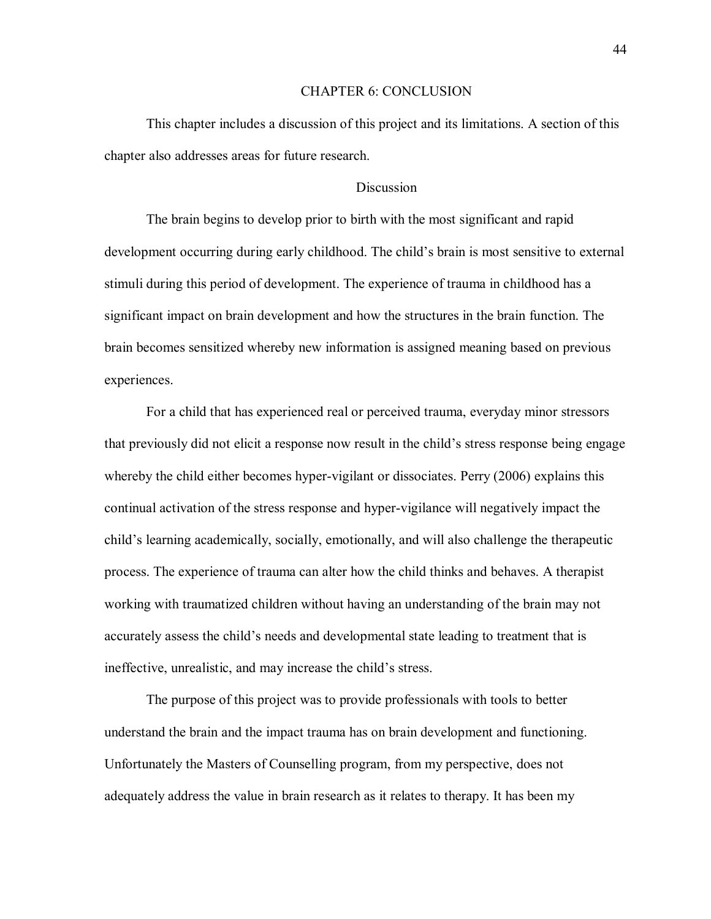# CHAPTER 6: CONCLUSION

This chapter includes a discussion of this project and its limitations. A section of this chapter also addresses areas for future research.

## Discussion

The brain begins to develop prior to birth with the most significant and rapid development occurring during early childhood. The child's brain is most sensitive to external stimuli during this period of development. The experience of trauma in childhood has a significant impact on brain development and how the structures in the brain function. The brain becomes sensitized whereby new information is assigned meaning based on previous experiences.

For a child that has experienced real or perceived trauma, everyday minor stressors that previously did not elicit a response now result in the child's stress response being engage whereby the child either becomes hyper-vigilant or dissociates. Perry (2006) explains this continual activation of the stress response and hyper-vigilance will negatively impact the child's learning academically, socially, emotionally, and will also challenge the therapeutic process. The experience of trauma can alter how the child thinks and behaves. A therapist working with traumatized children without having an understanding of the brain may not accurately assess the child's needs and developmental state leading to treatment that is ineffective, unrealistic, and may increase the child's stress.

The purpose of this project was to provide professionals with tools to better understand the brain and the impact trauma has on brain development and functioning. Unfortunately the Masters of Counselling program, from my perspective, does not adequately address the value in brain research as it relates to therapy. It has been my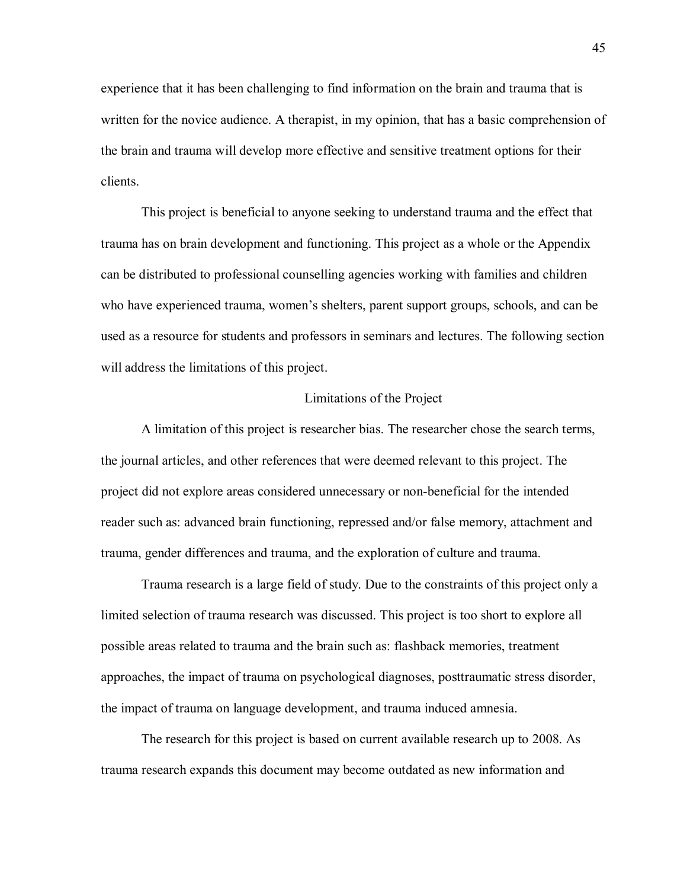experience that it has been challenging to find information on the brain and trauma that is written for the novice audience. A therapist, in my opinion, that has a basic comprehension of the brain and trauma will develop more effective and sensitive treatment options for their clients.

This project is beneficial to anyone seeking to understand trauma and the effect that trauma has on brain development and functioning. This project as a whole or the Appendix can be distributed to professional counselling agencies working with families and children who have experienced trauma, women's shelters, parent support groups, schools, and can be used as a resource for students and professors in seminars and lectures. The following section will address the limitations of this project.

## Limitations of the Project

A limitation of this project is researcher bias. The researcher chose the search terms, the journal articles, and other references that were deemed relevant to this project. The project did not explore areas considered unnecessary or non-beneficial for the intended reader such as: advanced brain functioning, repressed and/or false memory, attachment and trauma, gender differences and trauma, and the exploration of culture and trauma.

Trauma research is a large field of study. Due to the constraints of this project only a limited selection of trauma research was discussed. This project is too short to explore all possible areas related to trauma and the brain such as: flashback memories, treatment approaches, the impact of trauma on psychological diagnoses, posttraumatic stress disorder, the impact of trauma on language development, and trauma induced amnesia.

The research for this project is based on current available research up to 2008. As trauma research expands this document may become outdated as new information and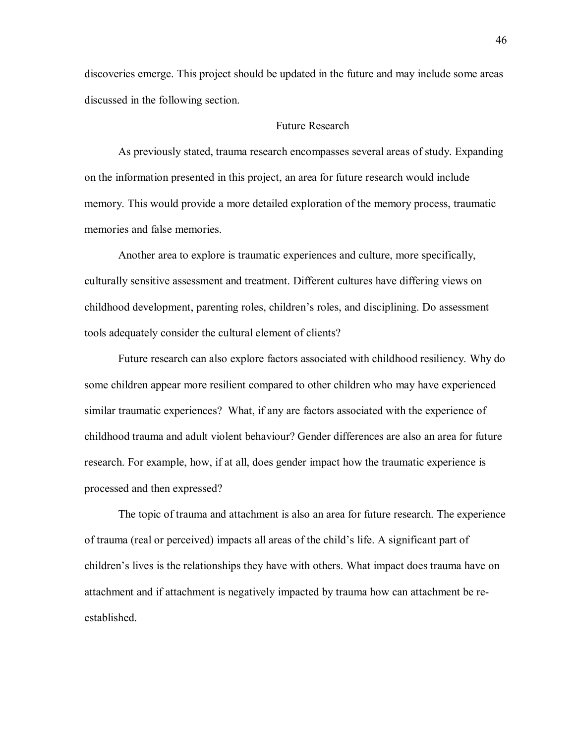discoveries emerge. This project should be updated in the future and may include some areas discussed in the following section.

## Future Research

As previously stated, trauma research encompasses several areas of study. Expanding on the information presented in this project, an area for future research would include memory. This would provide a more detailed exploration of the memory process, traumatic memories and false memories.

Another area to explore is traumatic experiences and culture, more specifically, culturally sensitive assessment and treatment. Different cultures have differing views on childhood development, parenting roles, children's roles, and disciplining. Do assessment tools adequately consider the cultural element of clients?

Future research can also explore factors associated with childhood resiliency. Why do some children appear more resilient compared to other children who may have experienced similar traumatic experiences? What, if any are factors associated with the experience of childhood trauma and adult violent behaviour? Gender differences are also an area for future research. For example, how, if at all, does gender impact how the traumatic experience is processed and then expressed?

The topic of trauma and attachment is also an area for future research. The experience of trauma (real or perceived) impacts all areas of the child's life. A significant part of children's lives is the relationships they have with others. What impact does trauma have on attachment and if attachment is negatively impacted by trauma how can attachment be re-established.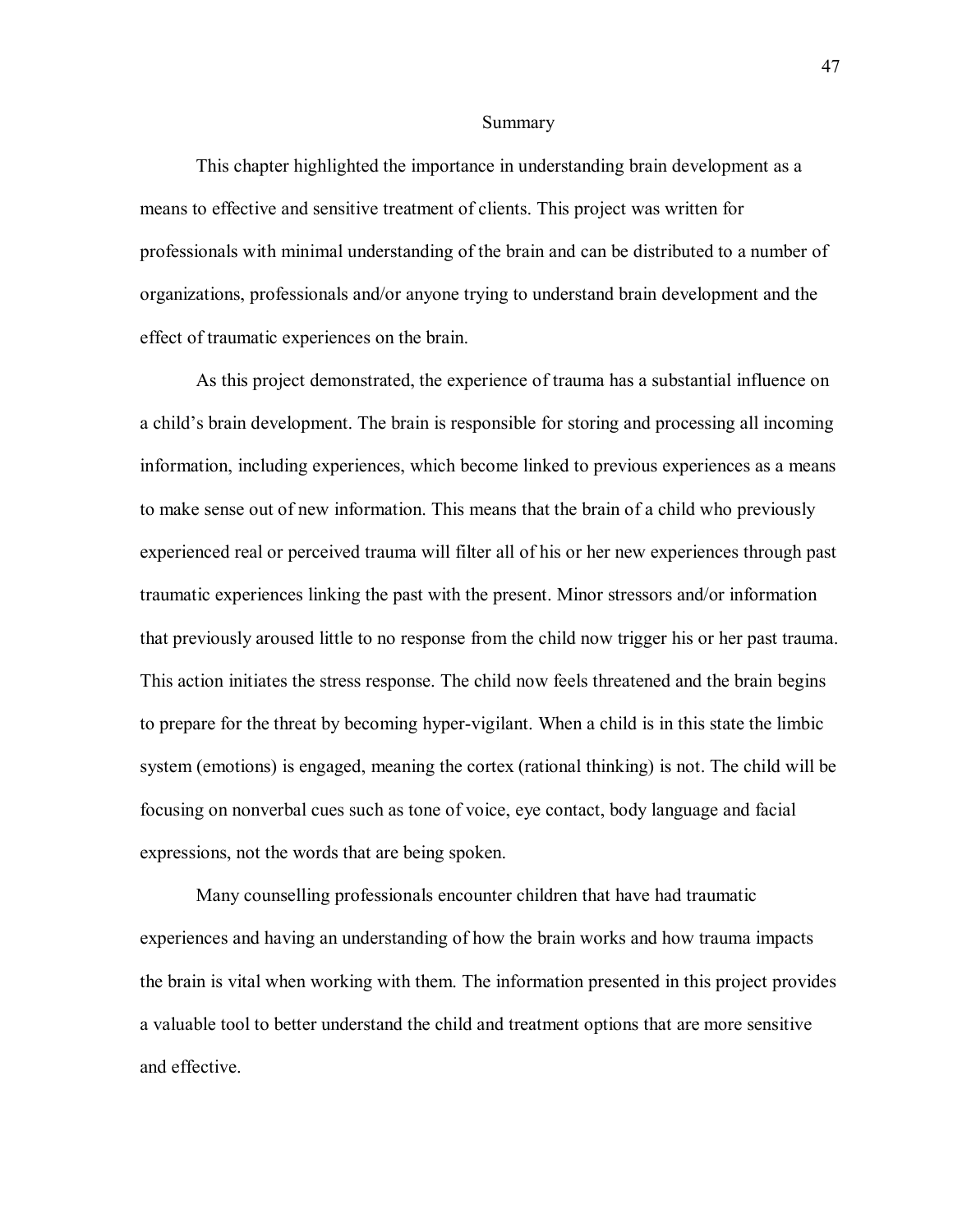## Summary

This chapter highlighted the importance in understanding brain development as a means to effective and sensitive treatment of clients. This project was written for professionals with minimal understanding of the brain and can be distributed to a number of organizations, professionals and/or anyone trying to understand brain development and the effect of traumatic experiences on the brain.

As this project demonstrated, the experience of trauma has a substantial influence on a child's brain development. The brain is responsible for storing and processing all incoming information, including experiences, which become linked to previous experiences as a means to make sense out of new information. This means that the brain of a child who previously experienced real or perceived trauma will filter all of his or her new experiences through past traumatic experiences linking the past with the present. Minor stressors and/or information that previously aroused little to no response from the child now trigger his or her past trauma. This action initiates the stress response. The child now feels threatened and the brain begins to prepare for the threat by becoming hyper-vigilant. When a child is in this state the limbic system (emotions) is engaged, meaning the cortex (rational thinking) is not. The child will be focusing on nonverbal cues such as tone of voice, eye contact, body language and facial expressions, not the words that are being spoken.

Many counselling professionals encounter children that have had traumatic experiences and having an understanding of how the brain works and how trauma impacts the brain is vital when working with them. The information presented in this project provides a valuable tool to better understand the child and treatment options that are more sensitive and effective.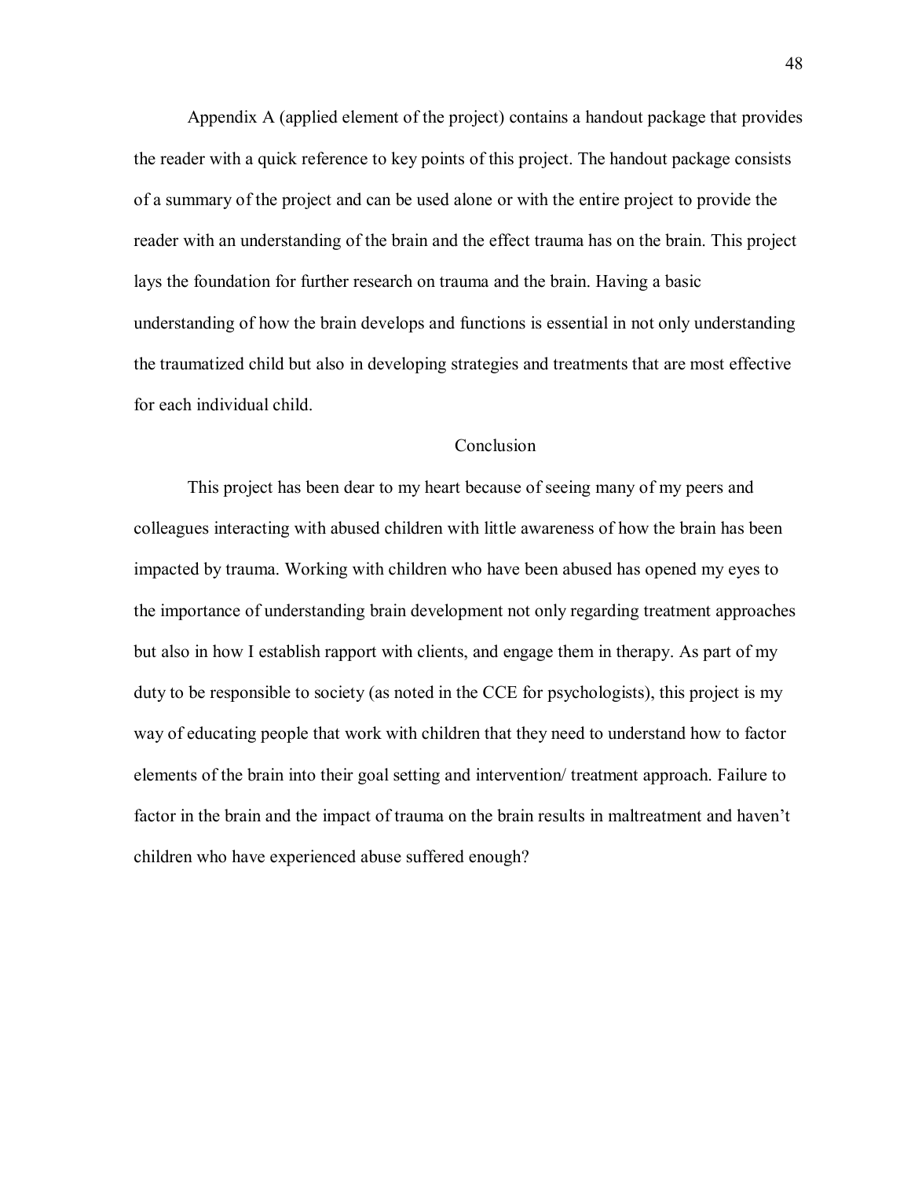Appendix A (applied element of the project) contains a handout package that provides the reader with a quick reference to key points of this project. The handout package consists of a summary of the project and can be used alone or with the entire project to provide the reader with an understanding of the brain and the effect trauma has on the brain. This project lays the foundation for further research on trauma and the brain. Having a basic understanding of how the brain develops and functions is essential in not only understanding the traumatized child but also in developing strategies and treatments that are most effective for each individual child.

## Conclusion

This project has been dear to my heart because of seeing many of my peers and colleagues interacting with abused children with little awareness of how the brain has been impacted by trauma. Working with children who have been abused has opened my eyes to the importance of understanding brain development not only regarding treatment approaches but also in how I establish rapport with clients, and engage them in therapy. As part of my duty to be responsible to society (as noted in the CCE for psychologists), this project is my way of educating people that work with children that they need to understand how to factor elements of the brain into their goal setting and intervention/ treatment approach. Failure to factor in the brain and the impact of trauma on the brain results in maltreatment and haven't children who have experienced abuse suffered enough?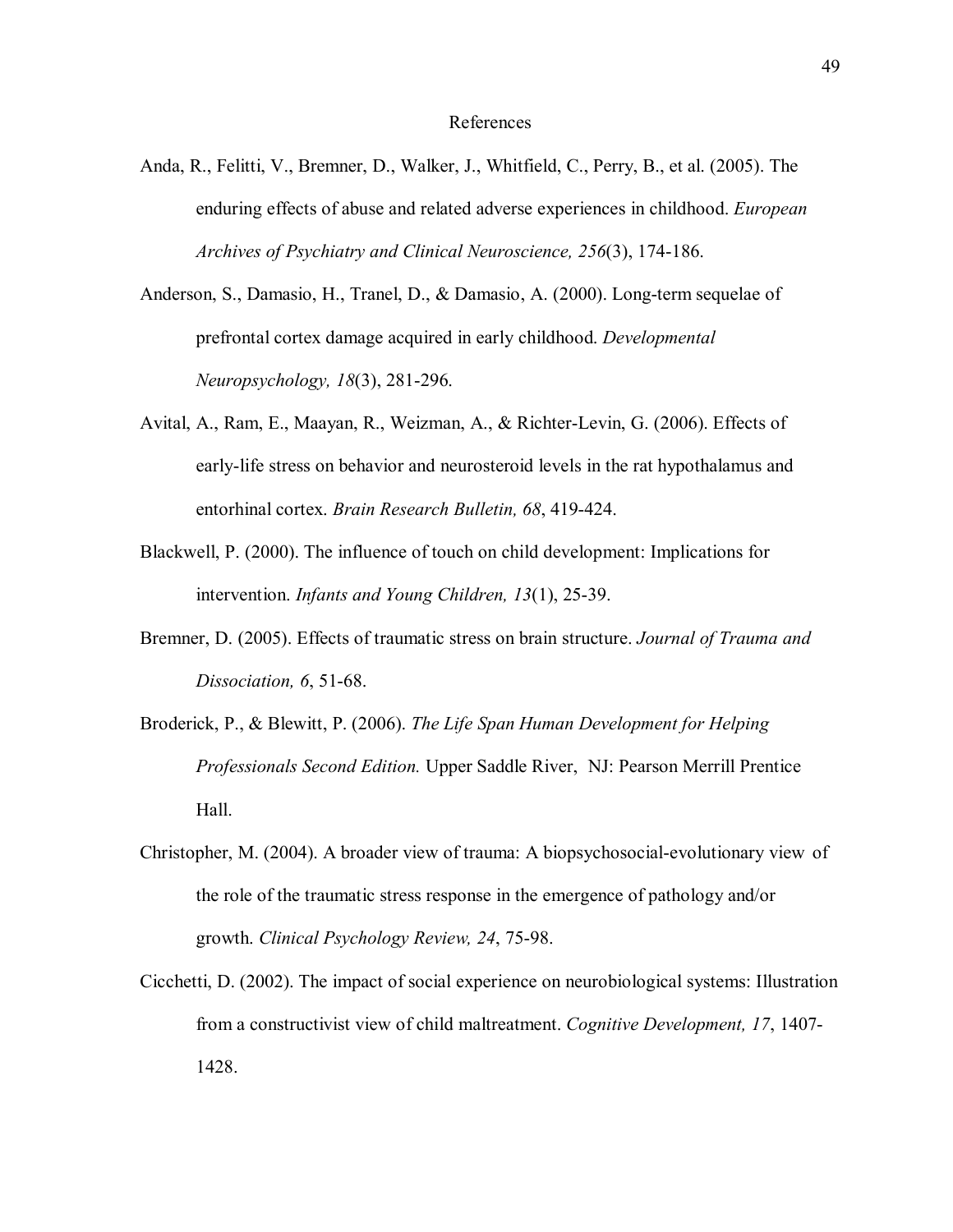# References

Anda, R., Felitti, V., Bremner, D., Walker, J., Whitfield, C., Perry, B., et al. (2005). The enduring effects of abuse and related adverse experiences in childhood. *European Archives of Psychiatry and Clinical Neuroscience, 256*(3), 174-186.

Anderson, S., Damasio, H., Tranel, D., & Damasio, A. (2000). Long-term sequelae of prefrontal cortex damage acquired in early childhood. *Developmental Neuropsychology, 18*(3), 281-296.

Avital, A., Ram, E., Maayan, R., Weizman, A., & Richter-Levin, G. (2006). Effects of early-life stress on behavior and neurosteroid levels in the rat hypothalamus and entorhinal cortex. *Brain Research Bulletin, 68*, 419-424.

Blackwell, P. (2000). The influence of touch on child development: Implications for intervention. *Infants and Young Children, 13*(1), 25-39.

Bremner, D. (2005). Effects of traumatic stress on brain structure. *Journal of Trauma and Dissociation, 6*, 51-68.

Broderick, P., & Blewitt, P. (2006). *The Life Span Human Development for Helping Professionals Second Edition.* Upper Saddle River, NJ: Pearson Merrill Prentice Hall.

Christopher, M. (2004). A broader view of trauma: A biopsychosocial-evolutionary view of the role of the traumatic stress response in the emergence of pathology and/or growth. *Clinical Psychology Review, 24*, 75-98.

Cicchetti, D. (2002). The impact of social experience on neurobiological systems: Illustration from a constructivist view of child maltreatment. *Cognitive Development, 17*, 1407-1428.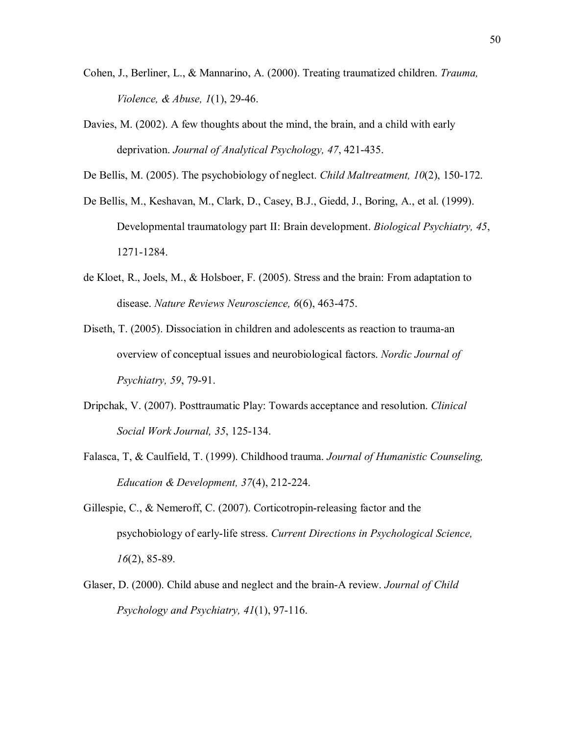Cohen, J., Berliner, L., & Mannarino, A. (2000). Treating traumatized children. *Trauma, Violence, & Abuse, 1*(1), 29-46.

Davies, M. (2002). A few thoughts about the mind, the brain, and a child with early deprivation. *Journal of Analytical Psychology, 47*, 421-435.

De Bellis, M. (2005). The psychobiology of neglect. *Child Maltreatment, 10*(2), 150-172.

De Bellis, M., Keshavan, M., Clark, D., Casey, B.J., Giedd, J., Boring, A., et al. (1999). Developmental traumatology part II: Brain development. *Biological Psychiatry, 45*, 1271-1284.

de Kloet, R., Joels, M., & Holsboer, F. (2005). Stress and the brain: From adaptation to disease. *Nature Reviews Neuroscience, 6*(6), 463-475.

Diseth, T. (2005). Dissociation in children and adolescents as reaction to trauma-an overview of conceptual issues and neurobiological factors. *Nordic Journal of Psychiatry, 59*, 79-91.

Dripchak, V. (2007). Posttraumatic Play: Towards acceptance and resolution. *Clinical Social Work Journal, 35*, 125-134.

Falasca, T, & Caulfield, T. (1999). Childhood trauma. *Journal of Humanistic Counseling, Education & Development, 37*(4), 212-224.

Gillespie, C., & Nemeroff, C. (2007). Corticotropin-releasing factor and the psychobiology of early-life stress. *Current Directions in Psychological Science, 16*(2), 85-89.

Glaser, D. (2000). Child abuse and neglect and the brain-A review. *Journal of Child Psychology and Psychiatry, 41*(1), 97-116.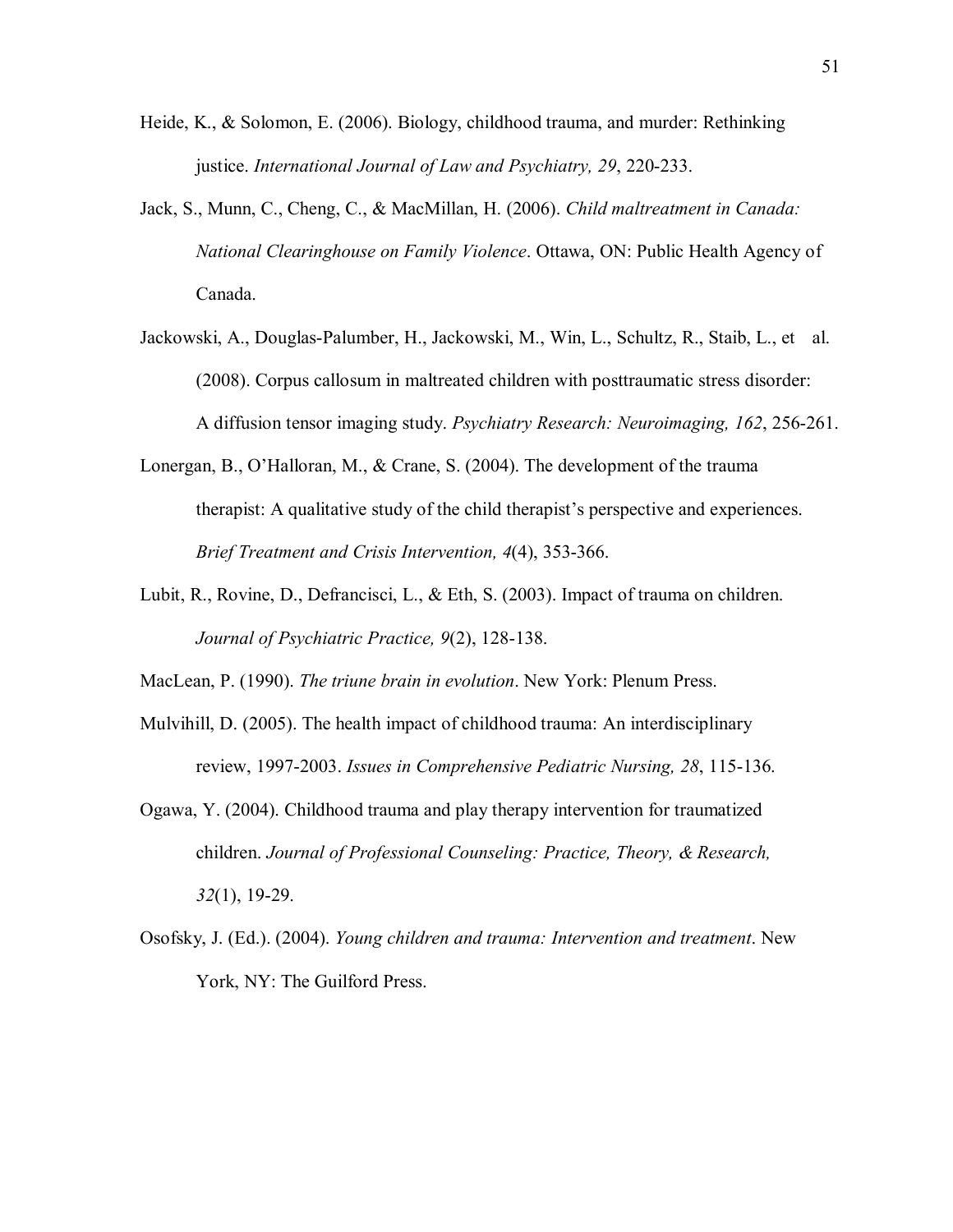Heide, K., & Solomon, E. (2006). Biology, childhood trauma, and murder: Rethinking justice. *International Journal of Law and Psychiatry, 29*, 220-233.

Jack, S., Munn, C., Cheng, C., & MacMillan, H. (2006). *Child maltreatment in Canada: National Clearinghouse on Family Violence*. Ottawa, ON: Public Health Agency of Canada.

Jackowski, A., Douglas-Palumber, H., Jackowski, M., Win, L., Schultz, R., Staib, L., et al. (2008). Corpus callosum in maltreated children with posttraumatic stress disorder: A diffusion tensor imaging study. *Psychiatry Research: Neuroimaging, 162*, 256-261.

Lonergan, B., O'Halloran, M., & Crane, S. (2004). The development of the trauma therapist: A qualitative study of the child therapist's perspective and experiences. *Brief Treatment and Crisis Intervention, 4*(4), 353-366.

Lubit, R., Rovine, D., Defrancisci, L., & Eth, S. (2003). Impact of trauma on children. *Journal of Psychiatric Practice, 9*(2), 128-138.

MacLean, P. (1990). *The triune brain in evolution*. New York: Plenum Press.

Mulvihill, D. (2005). The health impact of childhood trauma: An interdisciplinary review, 1997-2003. *Issues in Comprehensive Pediatric Nursing, 28*, 115-136.

Ogawa, Y. (2004). Childhood trauma and play therapy intervention for traumatized children. *Journal of Professional Counseling: Practice, Theory, & Research, 32*(1), 19-29.

Osofsky, J. (Ed.). (2004). *Young children and trauma: Intervention and treatment*. New York, NY: The Guilford Press.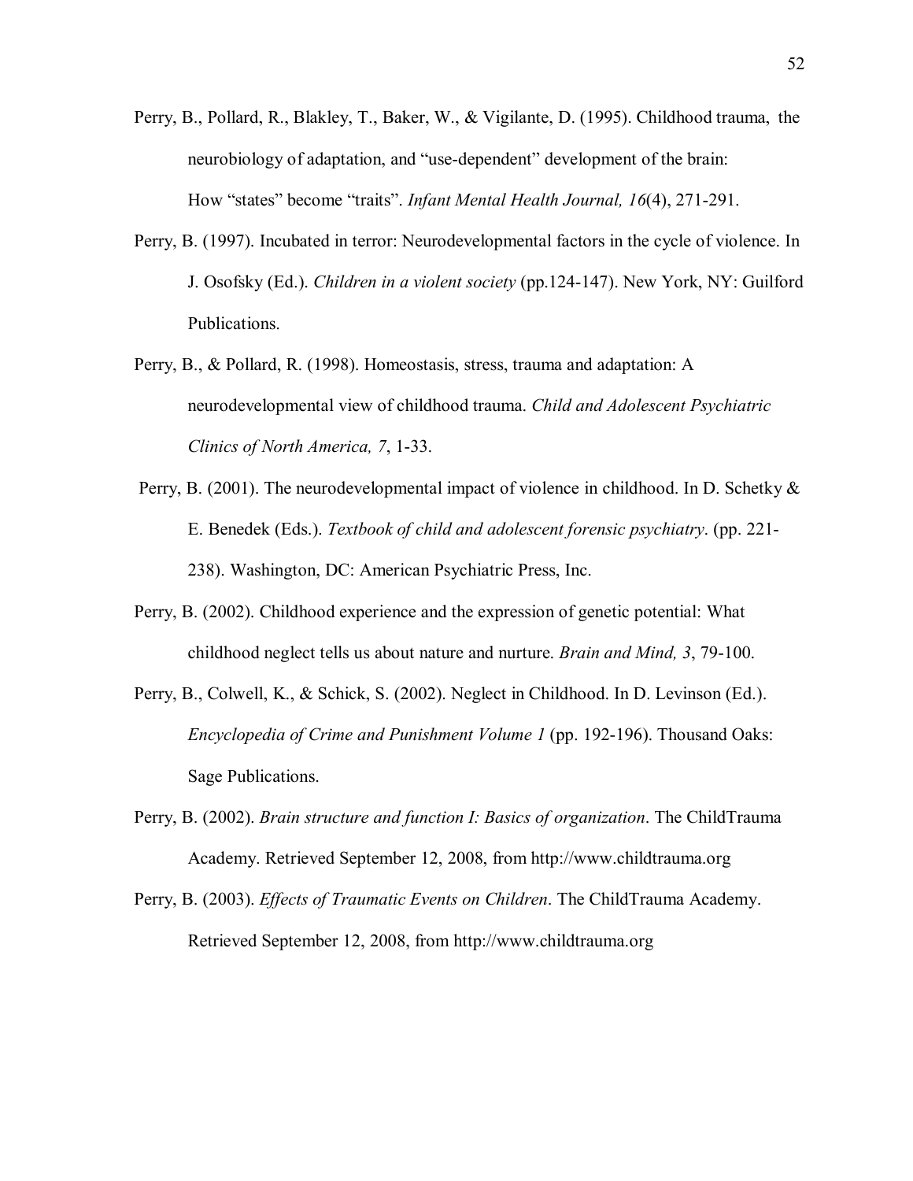Perry, B., Pollard, R., Blakley, T., Baker, W., & Vigilante, D. (1995). Childhood trauma, the neurobiology of adaptation, and "use-dependent" development of the brain: How "states" become "traits". *Infant Mental Health Journal, 16*(4), 271-291.

Perry, B. (1997). Incubated in terror: Neurodevelopmental factors in the cycle of violence. In J. Osofsky (Ed.). *Children in a violent society* (pp.124-147). New York, NY: Guilford Publications.

Perry, B., & Pollard, R. (1998). Homeostasis, stress, trauma and adaptation: A neurodevelopmental view of childhood trauma. *Child and Adolescent Psychiatric Clinics of North America, 7*, 1-33.

Perry, B. (2001). The neurodevelopmental impact of violence in childhood. In D. Schetky & E. Benedek (Eds.). *Textbook of child and adolescent forensic psychiatry*. (pp. 221-238). Washington, DC: American Psychiatric Press, Inc.

Perry, B. (2002). Childhood experience and the expression of genetic potential: What childhood neglect tells us about nature and nurture. *Brain and Mind, 3*, 79-100.

Perry, B., Colwell, K., & Schick, S. (2002). Neglect in Childhood. In D. Levinson (Ed.). *Encyclopedia of Crime and Punishment Volume 1* (pp. 192-196). Thousand Oaks: Sage Publications.

Perry, B. (2002). *Brain structure and function I: Basics of organization*. The ChildTrauma Academy. Retrieved September 12, 2008, from http://www.childtrauma.org

Perry, B. (2003). *Effects of Traumatic Events on Children*. The ChildTrauma Academy. Retrieved September 12, 2008, from http://www.childtrauma.org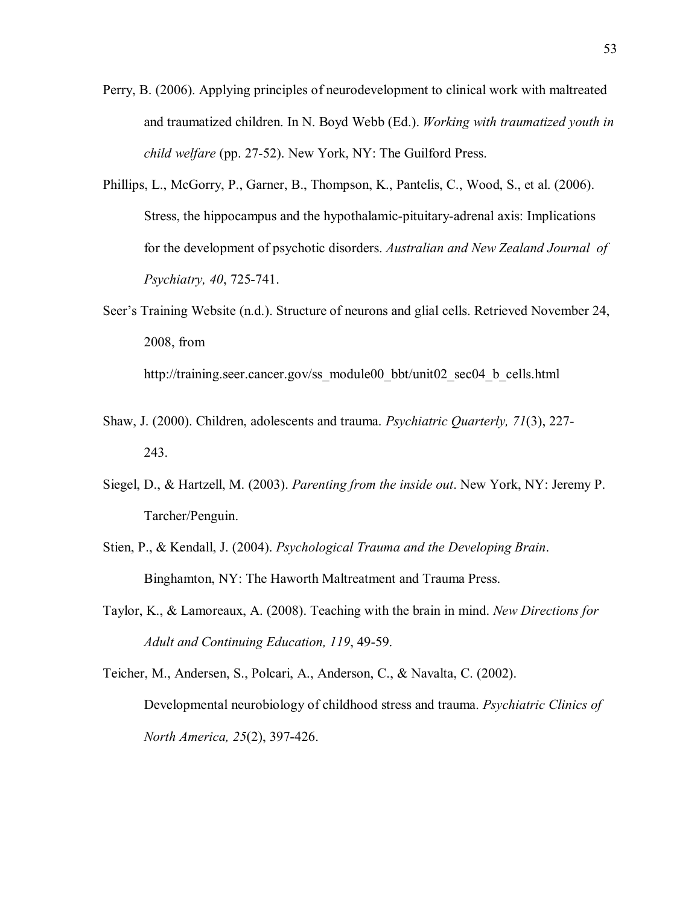Perry, B. (2006). Applying principles of neurodevelopment to clinical work with maltreated and traumatized children. In N. Boyd Webb (Ed.). *Working with traumatized youth in child welfare* (pp. 27-52). New York, NY: The Guilford Press.

Phillips, L., McGorry, P., Garner, B., Thompson, K., Pantelis, C., Wood, S., et al. (2006). Stress, the hippocampus and the hypothalamic-pituitary-adrenal axis: Implications for the development of psychotic disorders. *Australian and New Zealand Journal of Psychiatry, 40*, 725-741.

Seer's Training Website (n.d.). Structure of neurons and glial cells. Retrieved November 24, 2008, from http://training.seer.cancer.gov/ss_module00_bbt/unit02_sec04_b_cells.html

Shaw, J. (2000). Children, adolescents and trauma. *Psychiatric Quarterly, 71*(3), 227-243.

Siegel, D., & Hartzell, M. (2003). *Parenting from the inside out*. New York, NY: Jeremy P. Tarcher/Penguin.

Stien, P., & Kendall, J. (2004). *Psychological Trauma and the Developing Brain*. Binghamton, NY: The Haworth Maltreatment and Trauma Press.

Taylor, K., & Lamoreaux, A. (2008). Teaching with the brain in mind. *New Directions for Adult and Continuing Education, 119*, 49-59.

Teicher, M., Andersen, S., Polcari, A., Anderson, C., & Navalta, C. (2002). Developmental neurobiology of childhood stress and trauma. *Psychiatric Clinics of North America, 25*(2), 397-426.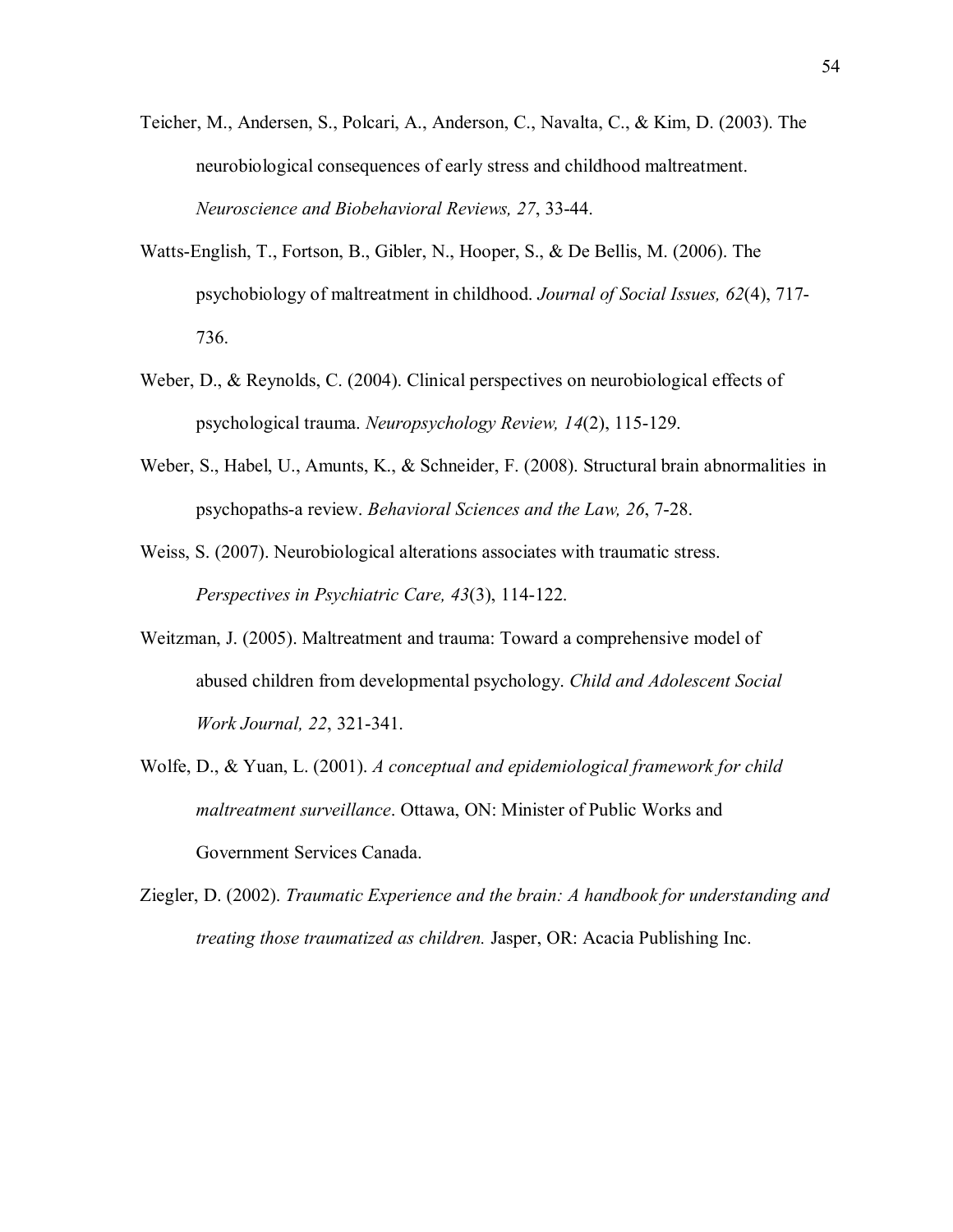Teicher, M., Andersen, S., Polcari, A., Anderson, C., Navalta, C., & Kim, D. (2003). The neurobiological consequences of early stress and childhood maltreatment. *Neuroscience and Biobehavioral Reviews, 27*, 33-44.

Watts-English, T., Fortson, B., Gibler, N., Hooper, S., & De Bellis, M. (2006). The psychobiology of maltreatment in childhood. *Journal of Social Issues, 62*(4), 717-736.

Weber, D., & Reynolds, C. (2004). Clinical perspectives on neurobiological effects of psychological trauma. *Neuropsychology Review, 14*(2), 115-129.

Weber, S., Habel, U., Amunts, K., & Schneider, F. (2008). Structural brain abnormalities in psychopaths-a review. *Behavioral Sciences and the Law, 26*, 7-28.

Weiss, S. (2007). Neurobiological alterations associates with traumatic stress. *Perspectives in Psychiatric Care, 43*(3), 114-122.

Weitzman, J. (2005). Maltreatment and trauma: Toward a comprehensive model of abused children from developmental psychology. *Child and Adolescent Social Work Journal, 22*, 321-341.

Wolfe, D., & Yuan, L. (2001). *A conceptual and epidemiological framework for child maltreatment surveillance*. Ottawa, ON: Minister of Public Works and Government Services Canada.

Ziegler, D. (2002). *Traumatic Experience and the brain: A handbook for understanding and treating those traumatized as children.* Jasper, OR: Acacia Publishing Inc.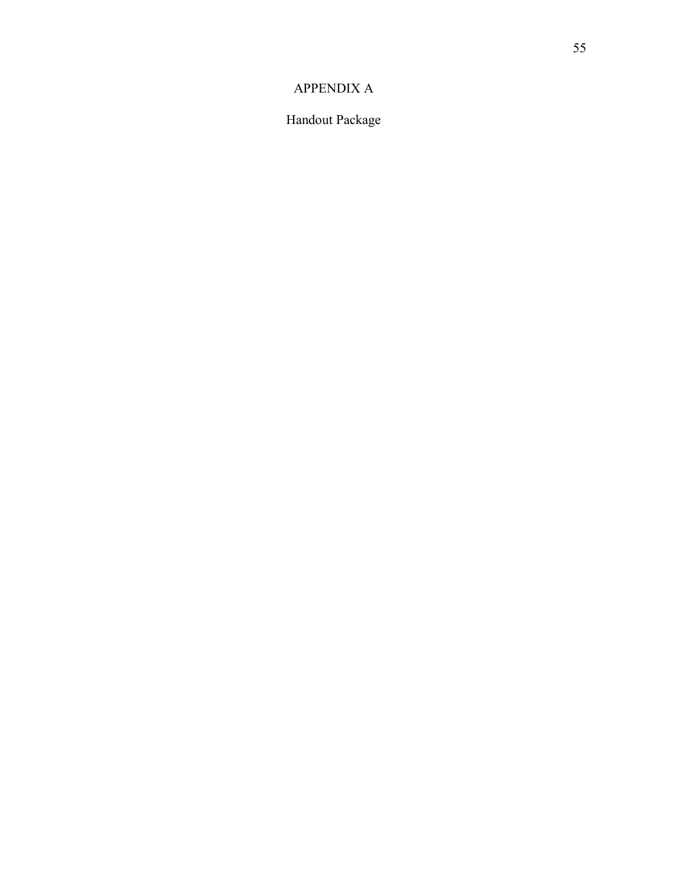# APPENDIX A

## Handout Package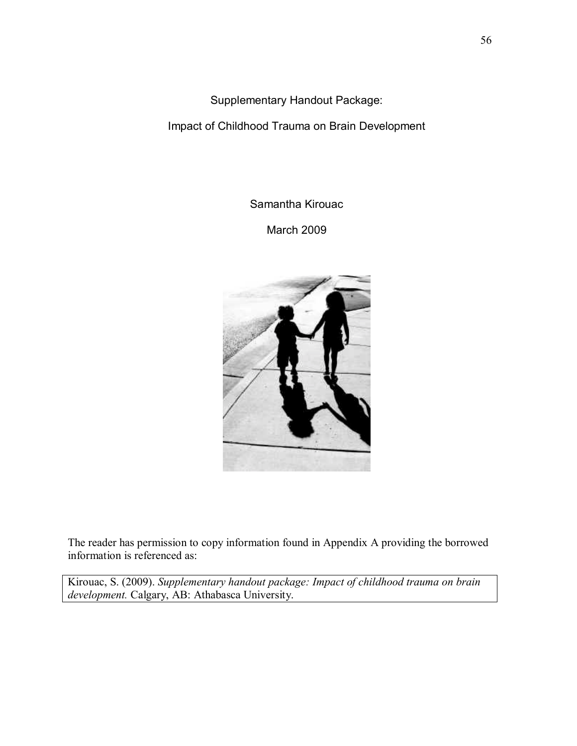# Supplementary Handout Package:

# Impact of Childhood Trauma on Brain Development

Samantha Kirouac

March 2009

The reader has permission to copy information found in Appendix A providing the borrowed information is referenced as:

> Kirouac, S. (2009). *Supplementary handout package: Impact of childhood trauma on brain development.* Calgary, AB: Athabasca University.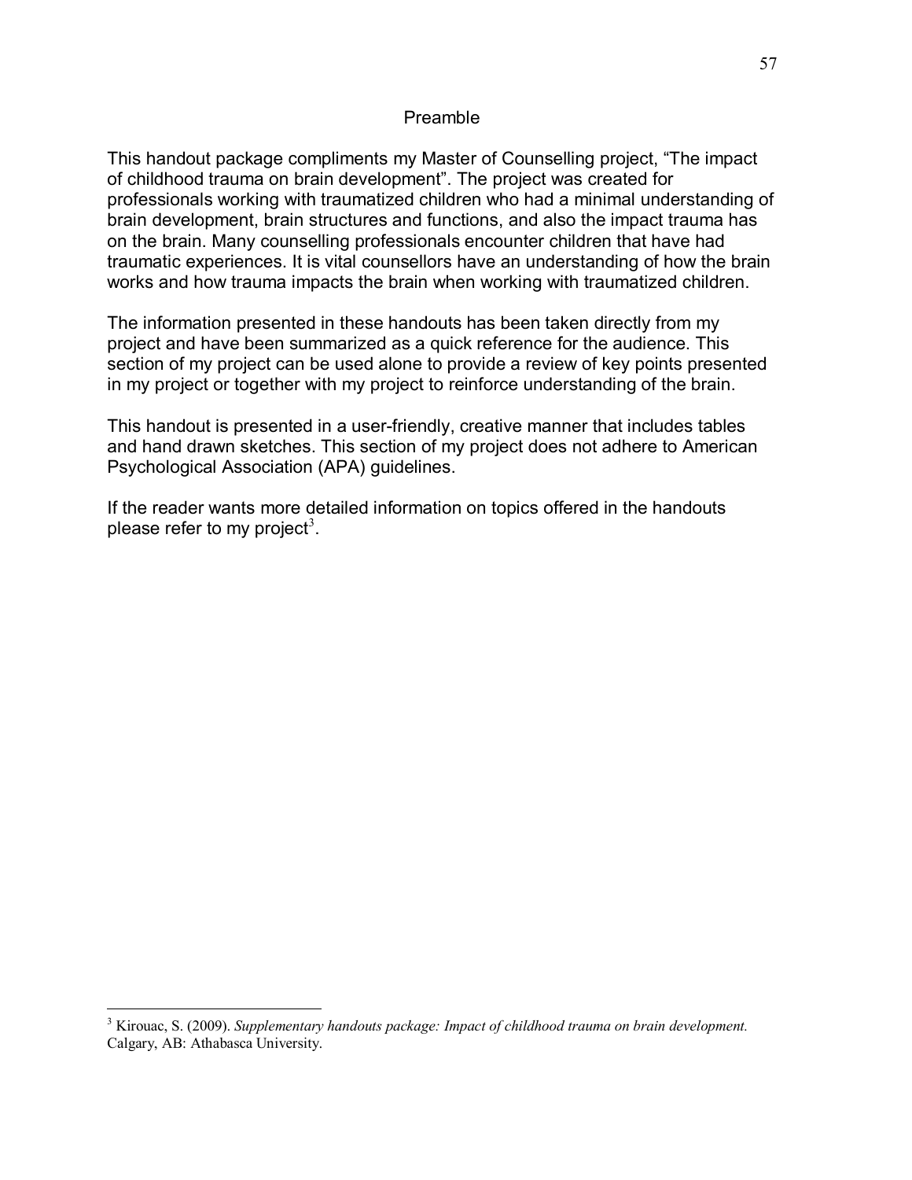## Preamble

This handout package compliments my Master of Counselling project, “The impact of childhood trauma on brain development”. The project was created for professionals working with traumatized children who had a minimal understanding of brain development, brain structures and functions, and also the impact trauma has on the brain. Many counselling professionals encounter children that have had traumatic experiences. It is vital counsellors have an understanding of how the brain works and how trauma impacts the brain when working with traumatized children.

The information presented in these handouts has been taken directly from my project and have been summarized as a quick reference for the audience. This section of my project can be used alone to provide a review of key points presented in my project or together with my project to reinforce understanding of the brain.

This handout is presented in a user-friendly, creative manner that includes tables and hand drawn sketches. This section of my project does not adhere to American Psychological Association (APA) guidelines.

If the reader wants more detailed information on topics offered in the handouts please refer to my project[3].

---

[3] Kirouac, S. (2009). *Supplementary handouts package: Impact of childhood trauma on brain development.* Calgary, AB: Athabasca University.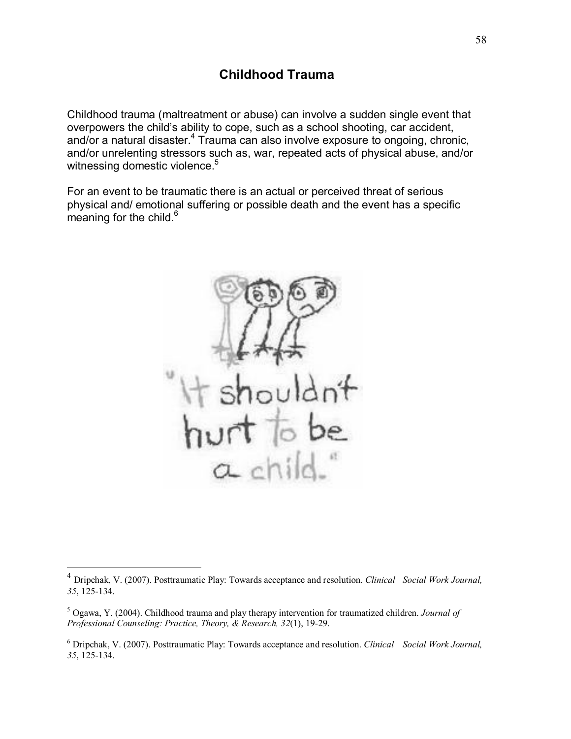## Childhood Trauma

Childhood trauma (maltreatment or abuse) can involve a sudden single event that overpowers the child's ability to cope, such as a school shooting, car accident, and/or a natural disaster.[4] Trauma can also involve exposure to ongoing, chronic, and/or unrelenting stressors such as, war, repeated acts of physical abuse, and/or witnessing domestic violence.[5]

For an event to be traumatic there is an actual or perceived threat of serious physical and/ emotional suffering or possible death and the event has a specific meaning for the child.[6]

---

[4] Dripchak, V. (2007). Posttraumatic Play: Towards acceptance and resolution. *Clinical Social Work Journal, 35*, 125-134.

[5] Ogawa, Y. (2004). Childhood trauma and play therapy intervention for traumatized children. *Journal of Professional Counseling: Practice, Theory, & Research, 32*(1), 19-29.

[6] Dripchak, V. (2007). Posttraumatic Play: Towards acceptance and resolution. *Clinical Social Work Journal, 35*, 125-134.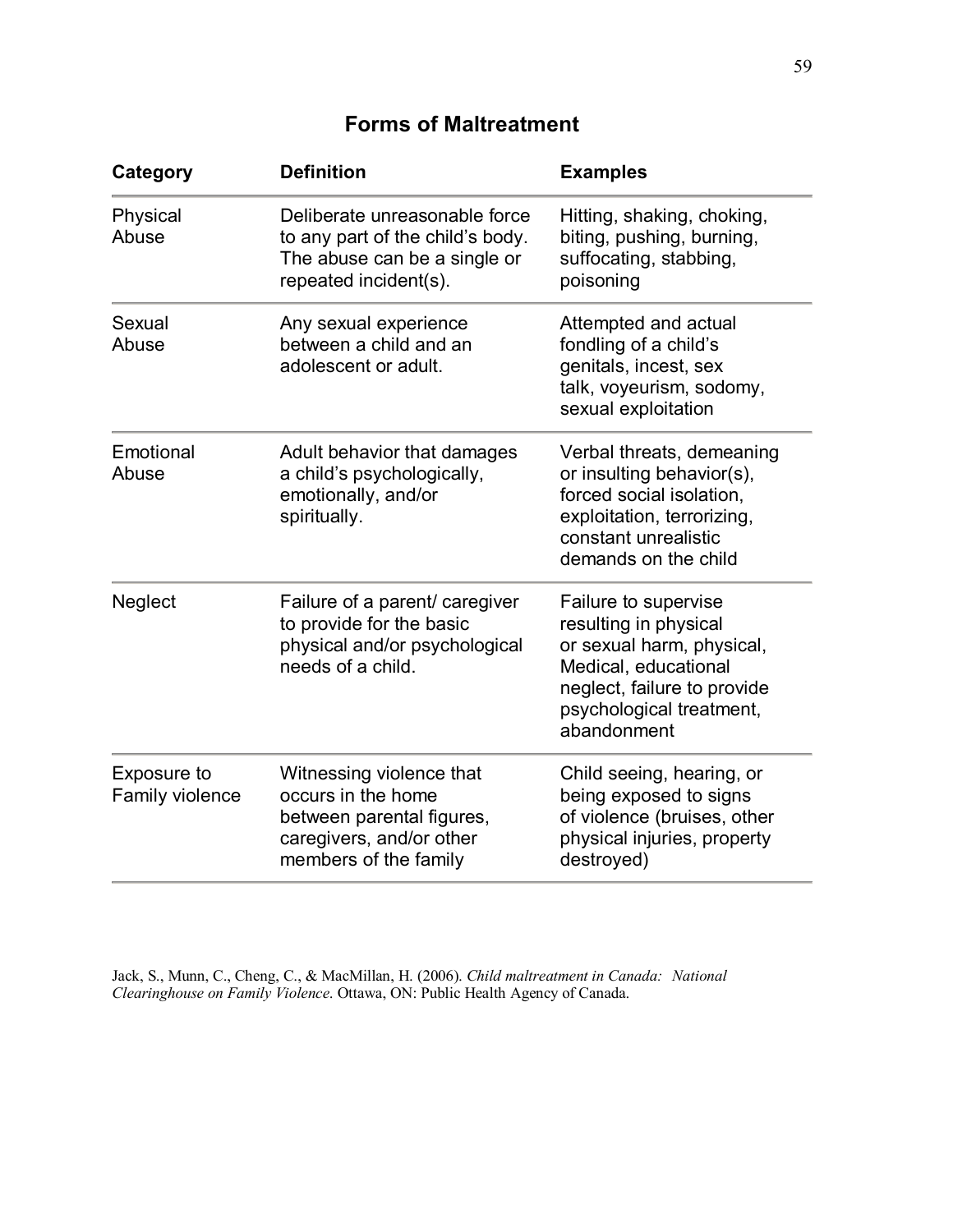## Forms of Maltreatment

| Category | Definition | Examples |
|---|---|---|
| Physical Abuse | Deliberate unreasonable force to any part of the child's body. The abuse can be a single or repeated incident(s). | Hitting, shaking, choking, biting, pushing, burning, suffocating, stabbing, poisoning |
| Sexual Abuse | Any sexual experience between a child and an adolescent or adult. | Attempted and actual fondling of a child's genitals, incest, sex talk, voyeurism, sodomy, sexual exploitation |
| Emotional Abuse | Adult behavior that damages a child's psychologically, emotionally, and/or spiritually. | Verbal threats, demeaning or insulting behavior(s), forced social isolation, exploitation, terrorizing, constant unrealistic demands on the child |
| Neglect | Failure of a parent/ caregiver to provide for the basic physical and/or psychological needs of a child. | Failure to supervise resulting in physical or sexual harm, physical, Medical, educational neglect, failure to provide psychological treatment, abandonment |
| Exposure to Family violence | Witnessing violence that occurs in the home between parental figures, caregivers, and/or other members of the family | Child seeing, hearing, or being exposed to signs of violence (bruises, other physical injuries, property destroyed) |

Jack, S., Munn, C., Cheng, C., & MacMillan, H. (2006). *Child maltreatment in Canada: National Clearinghouse on Family Violence*. Ottawa, ON: Public Health Agency of Canada.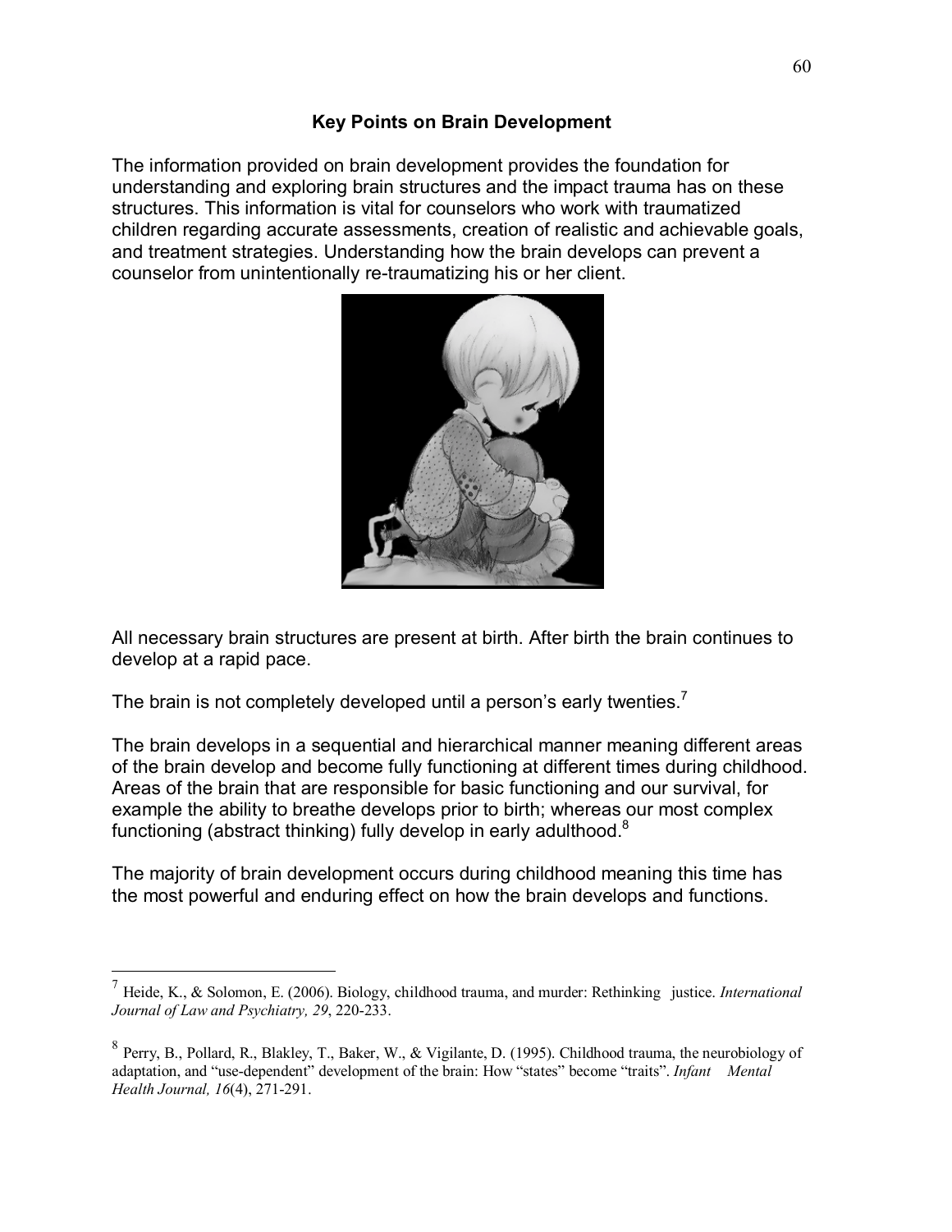## Key Points on Brain Development

The information provided on brain development provides the foundation for understanding and exploring brain structures and the impact trauma has on these structures. This information is vital for counselors who work with traumatized children regarding accurate assessments, creation of realistic and achievable goals, and treatment strategies. Understanding how the brain develops can prevent a counselor from unintentionally re-traumatizing his or her client.

All necessary brain structures are present at birth. After birth the brain continues to develop at a rapid pace.

The brain is not completely developed until a person's early twenties.[7]

The brain develops in a sequential and hierarchical manner meaning different areas of the brain develop and become fully functioning at different times during childhood. Areas of the brain that are responsible for basic functioning and our survival, for example the ability to breathe develops prior to birth; whereas our most complex functioning (abstract thinking) fully develop in early adulthood.[8]

The majority of brain development occurs during childhood meaning this time has the most powerful and enduring effect on how the brain develops and functions.

---

[7] Heide, K., & Solomon, E. (2006). Biology, childhood trauma, and murder: Rethinking justice. *International Journal of Law and Psychiatry, 29*, 220-233.

[8] Perry, B., Pollard, R., Blakley, T., Baker, W., & Vigilante, D. (1995). Childhood trauma, the neurobiology of adaptation, and "use-dependent" development of the brain: How "states" become "traits". *Infant Mental Health Journal, 16*(4), 271-291.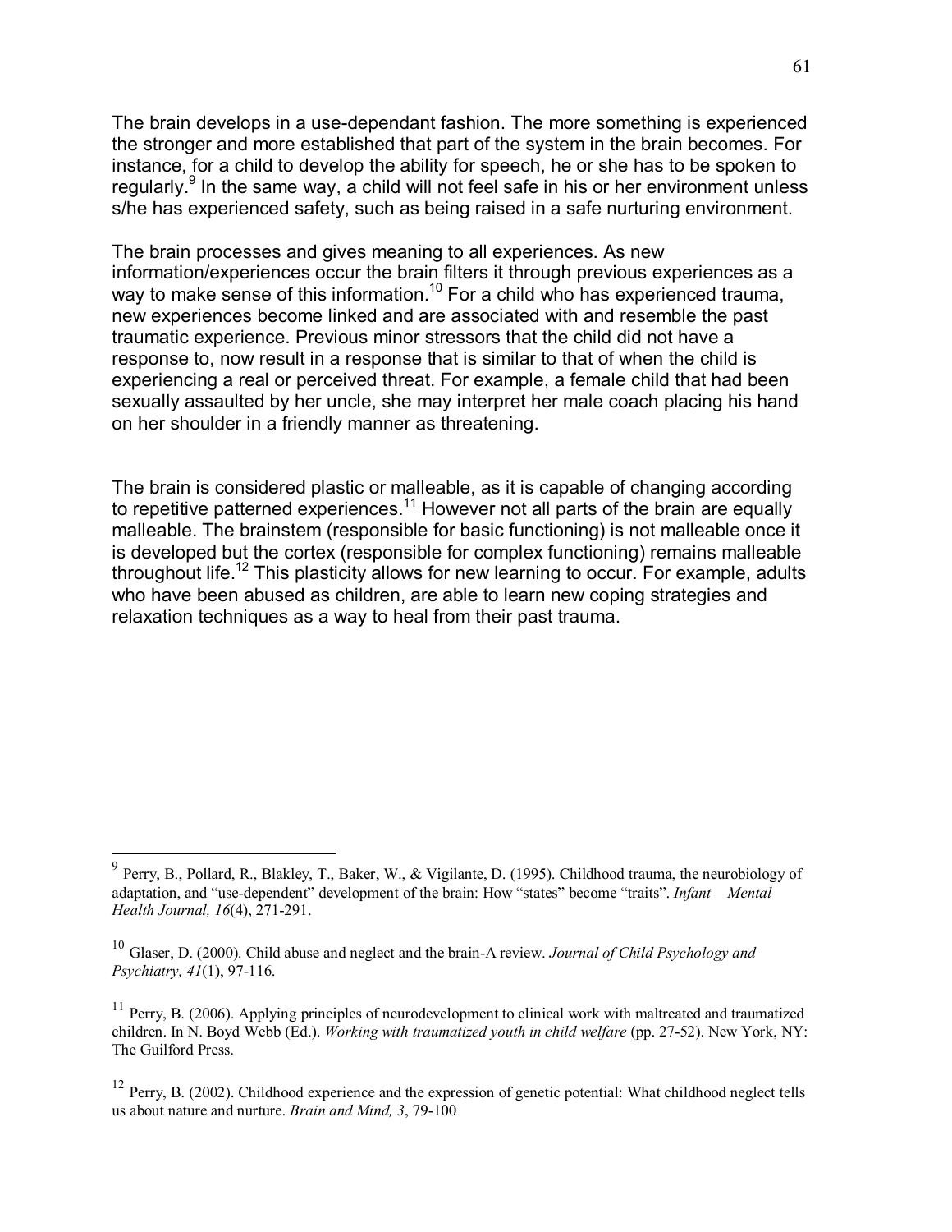The brain develops in a use-dependant fashion. The more something is experienced the stronger and more established that part of the system in the brain becomes. For instance, for a child to develop the ability for speech, he or she has to be spoken to regularly.[9] In the same way, a child will not feel safe in his or her environment unless s/he has experienced safety, such as being raised in a safe nurturing environment.

The brain processes and gives meaning to all experiences. As new information/experiences occur the brain filters it through previous experiences as a way to make sense of this information.[10] For a child who has experienced trauma, new experiences become linked and are associated with and resemble the past traumatic experience. Previous minor stressors that the child did not have a response to, now result in a response that is similar to that of when the child is experiencing a real or perceived threat. For example, a female child that had been sexually assaulted by her uncle, she may interpret her male coach placing his hand on her shoulder in a friendly manner as threatening.

The brain is considered plastic or malleable, as it is capable of changing according to repetitive patterned experiences.[11] However not all parts of the brain are equally malleable. The brainstem (responsible for basic functioning) is not malleable once it is developed but the cortex (responsible for complex functioning) remains malleable throughout life.[12] This plasticity allows for new learning to occur. For example, adults who have been abused as children, are able to learn new coping strategies and relaxation techniques as a way to heal from their past trauma.

---

[9] Perry, B., Pollard, R., Blakley, T., Baker, W., & Vigilante, D. (1995). Childhood trauma, the neurobiology of adaptation, and "use-dependent" development of the brain: How "states" become "traits". *Infant Mental Health Journal, 16*(4), 271-291.

[10] Glaser, D. (2000). Child abuse and neglect and the brain-A review. *Journal of Child Psychology and Psychiatry, 41*(1), 97-116.

[11] Perry, B. (2006). Applying principles of neurodevelopment to clinical work with maltreated and traumatized children. In N. Boyd Webb (Ed.). *Working with traumatized youth in child welfare* (pp. 27-52). New York, NY: The Guilford Press.

[12] Perry, B. (2002). Childhood experience and the expression of genetic potential: What childhood neglect tells us about nature and nurture. *Brain and Mind, 3*, 79-100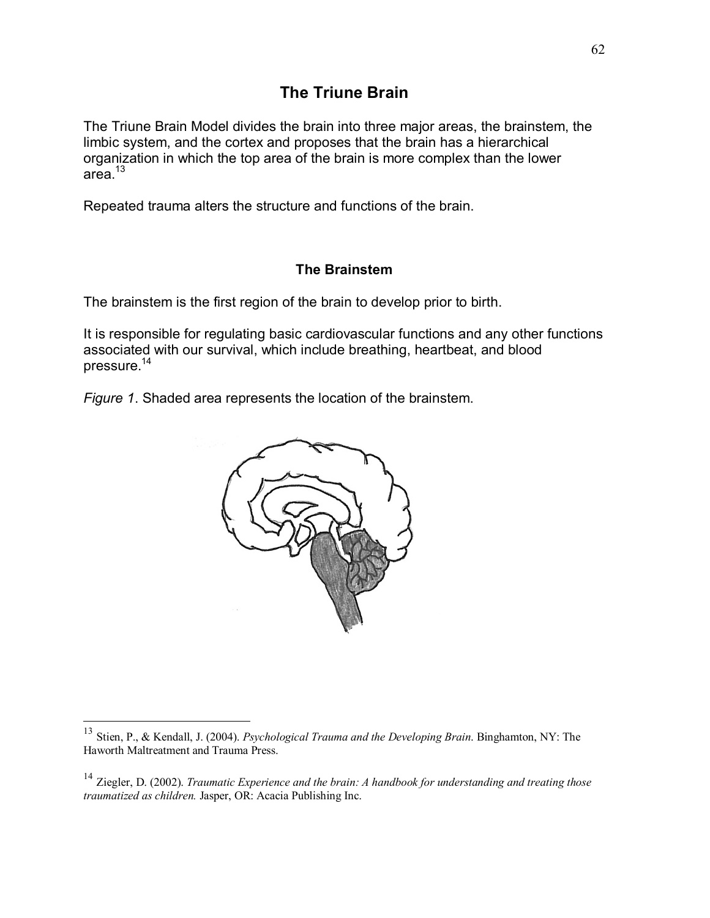## The Triune Brain

The Triune Brain Model divides the brain into three major areas, the brainstem, the limbic system, and the cortex and proposes that the brain has a hierarchical organization in which the top area of the brain is more complex than the lower area.[13]

Repeated trauma alters the structure and functions of the brain.

### The Brainstem

The brainstem is the first region of the brain to develop prior to birth.

It is responsible for regulating basic cardiovascular functions and any other functions associated with our survival, which include breathing, heartbeat, and blood pressure.[14]

*Figure 1*. Shaded area represents the location of the brainstem.

---

[13] Stien, P., & Kendall, J. (2004). *Psychological Trauma and the Developing Brain*. Binghamton, NY: The Haworth Maltreatment and Trauma Press.

[14] Ziegler, D. (2002). *Traumatic Experience and the brain: A handbook for understanding and treating those traumatized as children.* Jasper, OR: Acacia Publishing Inc.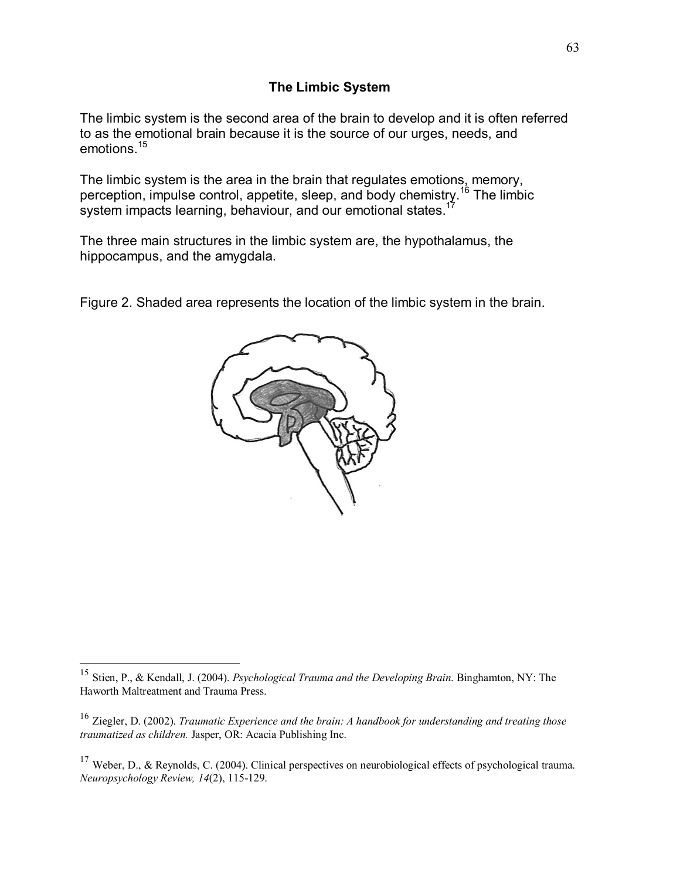## The Limbic System

The limbic system is the second area of the brain to develop and it is often referred to as the emotional brain because it is the source of our urges, needs, and emotions.[15]

The limbic system is the area in the brain that regulates emotions, memory, perception, impulse control, appetite, sleep, and body chemistry.[16] The limbic system impacts learning, behaviour, and our emotional states.[17]

The three main structures in the limbic system are, the hypothalamus, the hippocampus, and the amygdala.

Figure 2. Shaded area represents the location of the limbic system in the brain.

---

[15] Stien, P., & Kendall, J. (2004). *Psychological Trauma and the Developing Brain*. Binghamton, NY: The Haworth Maltreatment and Trauma Press.

[16] Ziegler, D. (2002). *Traumatic Experience and the brain: A handbook for understanding and treating those traumatized as children.* Jasper, OR: Acacia Publishing Inc.

[17] Weber, D., & Reynolds, C. (2004). Clinical perspectives on neurobiological effects of psychological trauma. *Neuropsychology Review, 14*(2), 115-129.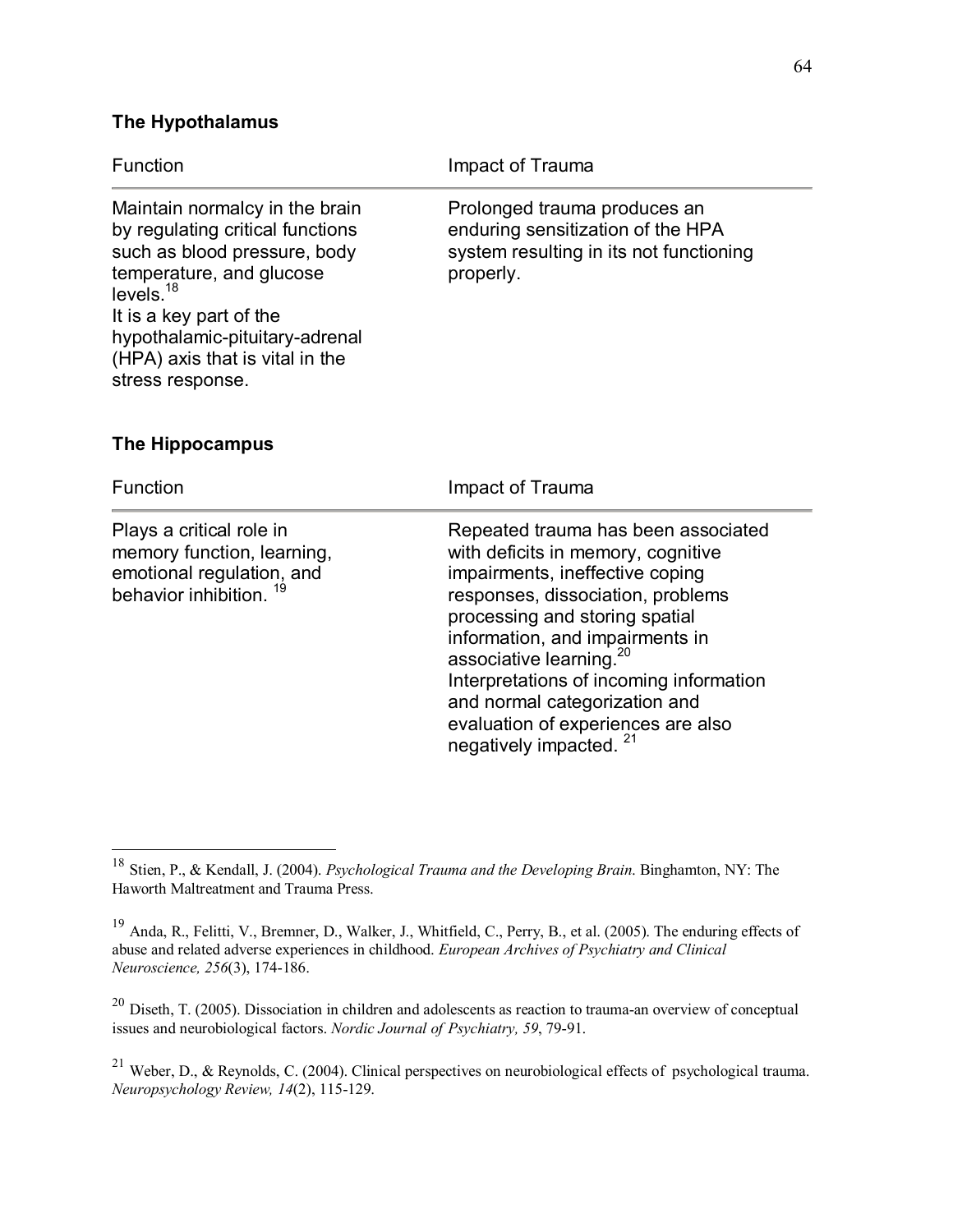### The Hypothalamus

| Function | Impact of Trauma |
|---|---|
| Maintain normalcy in the brain by regulating critical functions such as blood pressure, body temperature, and glucose levels.[18] It is a key part of the hypothalamic-pituitary-adrenal (HPA) axis that is vital in the stress response. | Prolonged trauma produces an enduring sensitization of the HPA system resulting in its not functioning properly. |

### The Hippocampus

| Function | Impact of Trauma |
|---|---|
| Plays a critical role in memory function, learning, emotional regulation, and behavior inhibition. [19] | Repeated trauma has been associated with deficits in memory, cognitive impairments, ineffective coping responses, dissociation, problems processing and storing spatial information, and impairments in associative learning.[20] Interpretations of incoming information and normal categorization and evaluation of experiences are also negatively impacted. [21] |

---

[18] Stien, P., & Kendall, J. (2004). *Psychological Trauma and the Developing Brain*. Binghamton, NY: The Haworth Maltreatment and Trauma Press.

[19] Anda, R., Felitti, V., Bremner, D., Walker, J., Whitfield, C., Perry, B., et al. (2005). The enduring effects of abuse and related adverse experiences in childhood. *European Archives of Psychiatry and Clinical Neuroscience, 256*(3), 174-186.

[20] Diseth, T. (2005). Dissociation in children and adolescents as reaction to trauma-an overview of conceptual issues and neurobiological factors. *Nordic Journal of Psychiatry, 59*, 79-91.

[21] Weber, D., & Reynolds, C. (2004). Clinical perspectives on neurobiological effects of psychological trauma. *Neuropsychology Review, 14*(2), 115-129.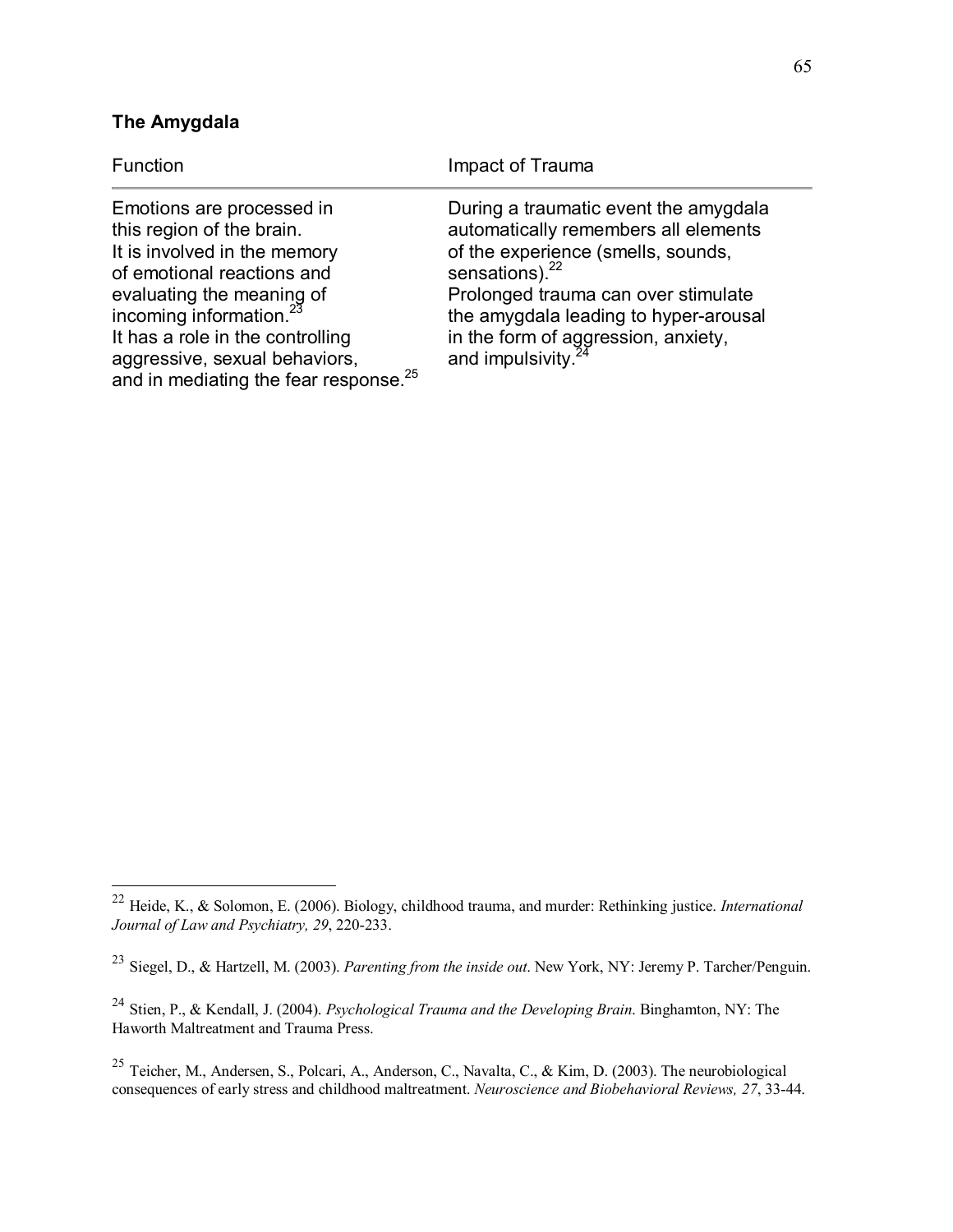### The Amygdala

| Function | Impact of Trauma |
|---|---|
| Emotions are processed in this region of the brain. It is involved in the memory of emotional reactions and evaluating the meaning of incoming information.[23] It has a role in the controlling aggressive, sexual behaviors, and in mediating the fear response.[25] | During a traumatic event the amygdala automatically remembers all elements of the experience (smells, sounds, sensations).[22] Prolonged trauma can over stimulate the amygdala leading to hyper-arousal in the form of aggression, anxiety, and impulsivity.[24] |

---

[22] Heide, K., & Solomon, E. (2006). Biology, childhood trauma, and murder: Rethinking justice. *International Journal of Law and Psychiatry, 29*, 220-233.

[23] Siegel, D., & Hartzell, M. (2003). *Parenting from the inside out*. New York, NY: Jeremy P. Tarcher/Penguin.

[24] Stien, P., & Kendall, J. (2004). *Psychological Trauma and the Developing Brain*. Binghamton, NY: The Haworth Maltreatment and Trauma Press.

[25] Teicher, M., Andersen, S., Polcari, A., Anderson, C., Navalta, C., & Kim, D. (2003). The neurobiological consequences of early stress and childhood maltreatment. *Neuroscience and Biobehavioral Reviews, 27*, 33-44.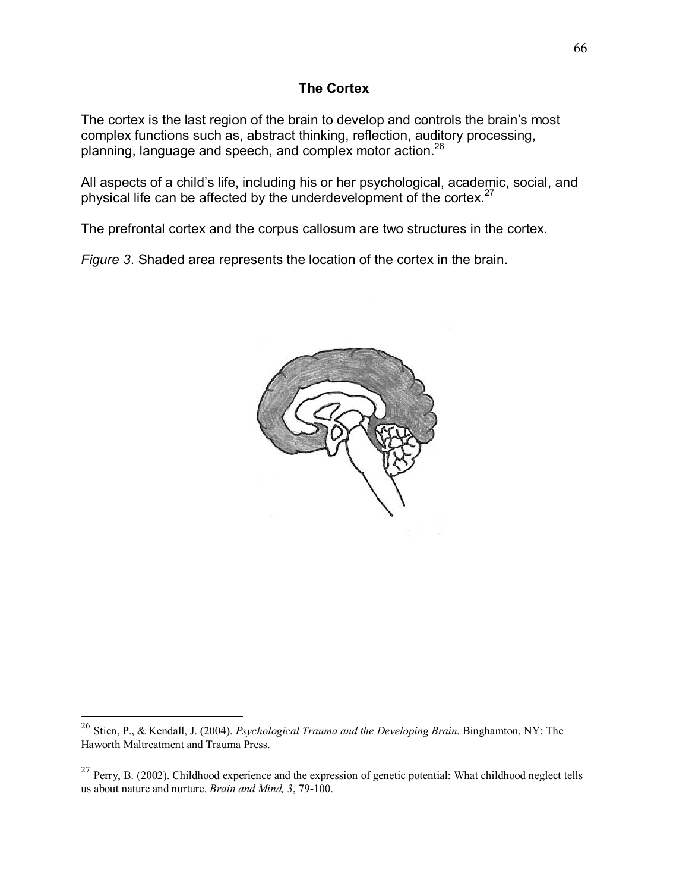## The Cortex

The cortex is the last region of the brain to develop and controls the brain's most complex functions such as, abstract thinking, reflection, auditory processing, planning, language and speech, and complex motor action.[26]

All aspects of a child's life, including his or her psychological, academic, social, and physical life can be affected by the underdevelopment of the cortex.[27]

The prefrontal cortex and the corpus callosum are two structures in the cortex.

*Figure 3*. Shaded area represents the location of the cortex in the brain.

---

[26] Stien, P., & Kendall, J. (2004). *Psychological Trauma and the Developing Brain*. Binghamton, NY: The Haworth Maltreatment and Trauma Press.

[27] Perry, B. (2002). Childhood experience and the expression of genetic potential: What childhood neglect tells us about nature and nurture. *Brain and Mind, 3*, 79-100.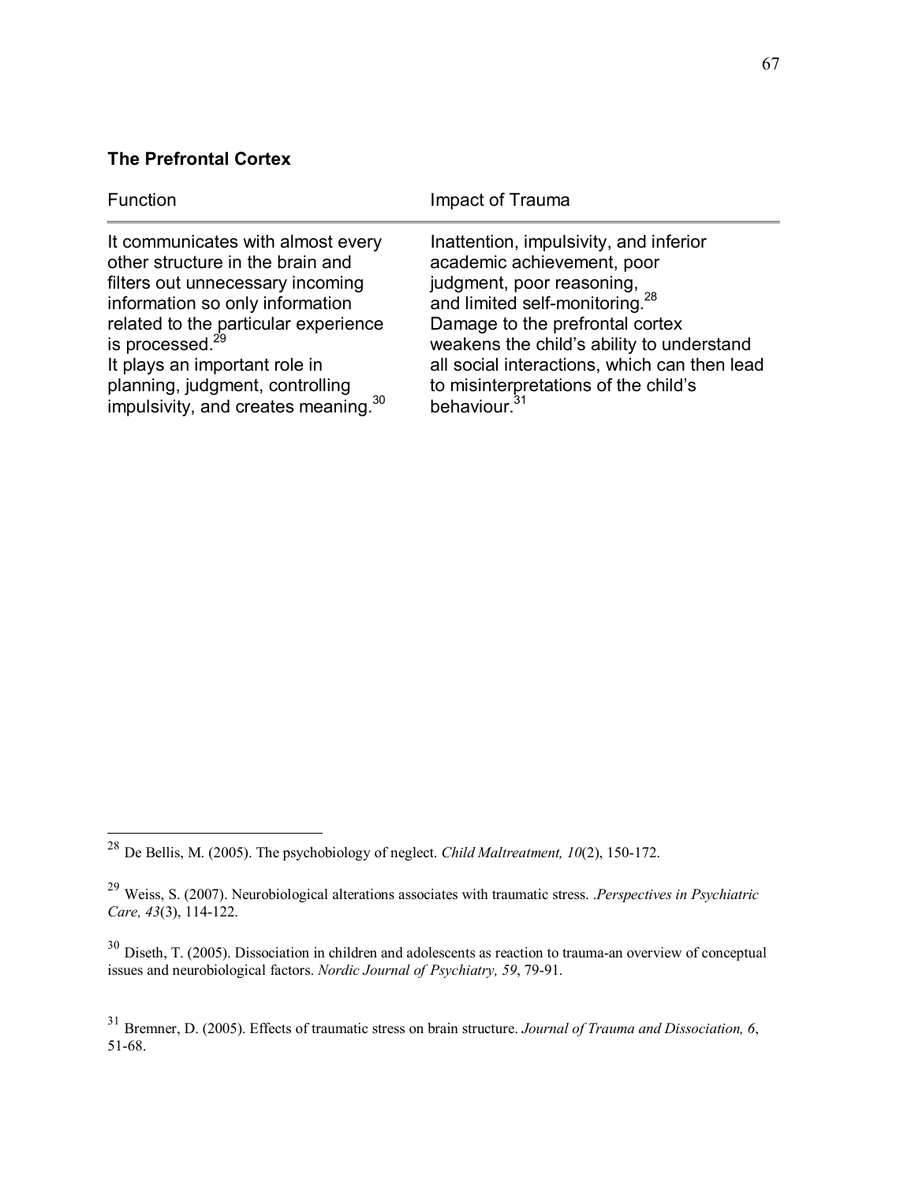**The Prefrontal Cortex**

| Function | Impact of Trauma |
|---|---|
| It communicates with almost every other structure in the brain and filters out unnecessary incoming information so only information related to the particular experience is processed.[29] It plays an important role in planning, judgment, controlling impulsivity, and creates meaning.[30] | Inattention, impulsivity, and inferior academic achievement, poor judgment, poor reasoning, and limited self-monitoring.[28] Damage to the prefrontal cortex weakens the child's ability to understand all social interactions, which can then lead to misinterpretations of the child's behaviour.[31] |

---

[28] De Bellis, M. (2005). The psychobiology of neglect. *Child Maltreatment, 10*(2), 150-172.

[29] Weiss, S. (2007). Neurobiological alterations associates with traumatic stress. .*Perspectives in Psychiatric Care, 43*(3), 114-122.

[30] Diseth, T. (2005). Dissociation in children and adolescents as reaction to trauma-an overview of conceptual issues and neurobiological factors. *Nordic Journal of Psychiatry, 59*, 79-91.

[31] Bremner, D. (2005). Effects of traumatic stress on brain structure. *Journal of Trauma and Dissociation, 6*, 51-68.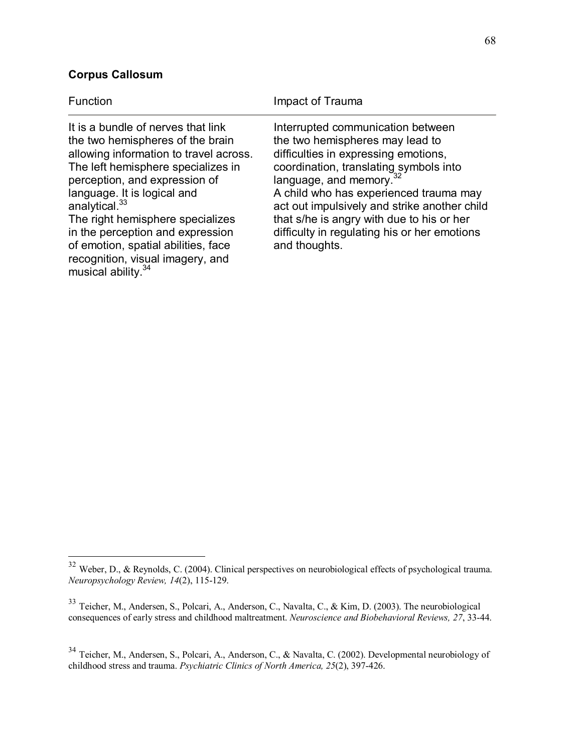**Corpus Callosum**

| Function | Impact of Trauma |
|---|---|
| It is a bundle of nerves that link the two hemispheres of the brain allowing information to travel across. The left hemisphere specializes in perception, and expression of language. It is logical and analytical.[33] The right hemisphere specializes in the perception and expression of emotion, spatial abilities, face recognition, visual imagery, and musical ability.[34] | Interrupted communication between the two hemispheres may lead to difficulties in expressing emotions, coordination, translating symbols into language, and memory.[32] A child who has experienced trauma may act out impulsively and strike another child that s/he is angry with due to his or her difficulty in regulating his or her emotions and thoughts. |

---

[32] Weber, D., & Reynolds, C. (2004). Clinical perspectives on neurobiological effects of psychological trauma. *Neuropsychology Review, 14*(2), 115-129.

[33] Teicher, M., Andersen, S., Polcari, A., Anderson, C., Navalta, C., & Kim, D. (2003). The neurobiological consequences of early stress and childhood maltreatment. *Neuroscience and Biobehavioral Reviews, 27*, 33-44.

[34] Teicher, M., Andersen, S., Polcari, A., Anderson, C., & Navalta, C. (2002). Developmental neurobiology of childhood stress and trauma. *Psychiatric Clinics of North America, 25*(2), 397-426.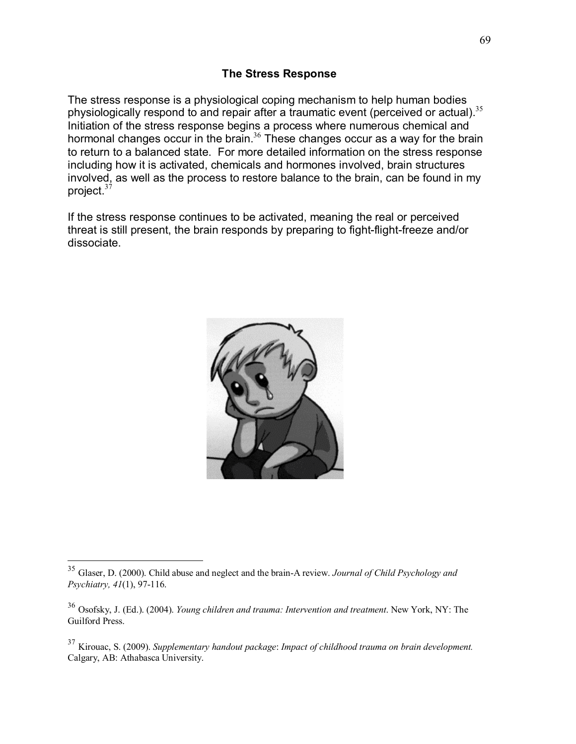## The Stress Response

The stress response is a physiological coping mechanism to help human bodies physiologically respond to and repair after a traumatic event (perceived or actual).[35] Initiation of the stress response begins a process where numerous chemical and hormonal changes occur in the brain.[36] These changes occur as a way for the brain to return to a balanced state. For more detailed information on the stress response including how it is activated, chemicals and hormones involved, brain structures involved, as well as the process to restore balance to the brain, can be found in my project.[37]

If the stress response continues to be activated, meaning the real or perceived threat is still present, the brain responds by preparing to fight-flight-freeze and/or dissociate.

---

[35] Glaser, D. (2000). Child abuse and neglect and the brain-A review. *Journal of Child Psychology and Psychiatry, 41*(1), 97-116.

[36] Osofsky, J. (Ed.). (2004). *Young children and trauma: Intervention and treatment*. New York, NY: The Guilford Press.

[37] Kirouac, S. (2009). *Supplementary handout package*: *Impact of childhood trauma on brain development.* Calgary, AB: Athabasca University.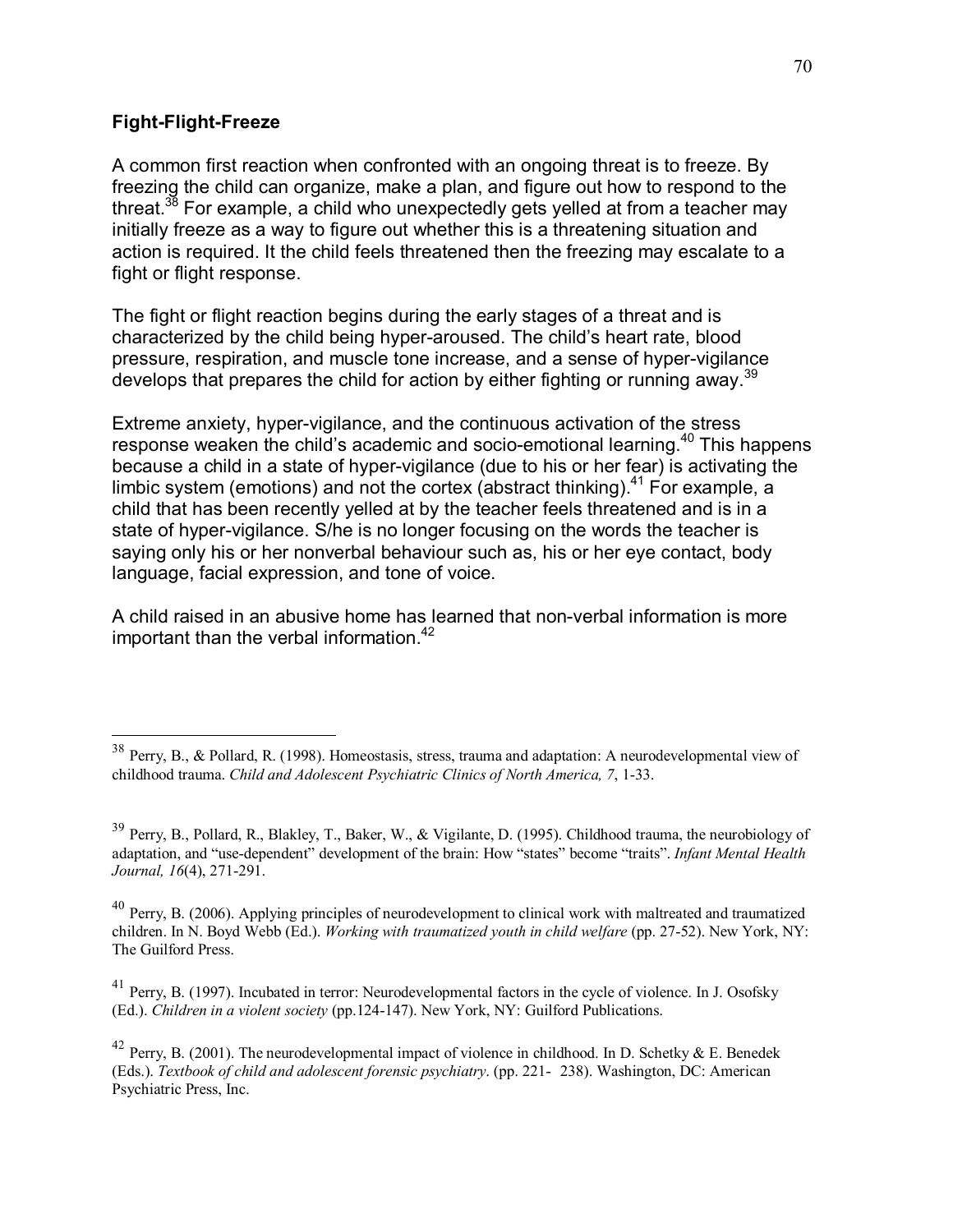**Fight-Flight-Freeze**

A common first reaction when confronted with an ongoing threat is to freeze. By freezing the child can organize, make a plan, and figure out how to respond to the threat.[38] For example, a child who unexpectedly gets yelled at from a teacher may initially freeze as a way to figure out whether this is a threatening situation and action is required. It the child feels threatened then the freezing may escalate to a fight or flight response.

The fight or flight reaction begins during the early stages of a threat and is characterized by the child being hyper-aroused. The child's heart rate, blood pressure, respiration, and muscle tone increase, and a sense of hyper-vigilance develops that prepares the child for action by either fighting or running away.[39]

Extreme anxiety, hyper-vigilance, and the continuous activation of the stress response weaken the child's academic and socio-emotional learning.[40] This happens because a child in a state of hyper-vigilance (due to his or her fear) is activating the limbic system (emotions) and not the cortex (abstract thinking).[41] For example, a child that has been recently yelled at by the teacher feels threatened and is in a state of hyper-vigilance. S/he is no longer focusing on the words the teacher is saying only his or her nonverbal behaviour such as, his or her eye contact, body language, facial expression, and tone of voice.

A child raised in an abusive home has learned that non-verbal information is more important than the verbal information.[42]

---

[38] Perry, B., & Pollard, R. (1998). Homeostasis, stress, trauma and adaptation: A neurodevelopmental view of childhood trauma. *Child and Adolescent Psychiatric Clinics of North America, 7*, 1-33.

[39] Perry, B., Pollard, R., Blakley, T., Baker, W., & Vigilante, D. (1995). Childhood trauma, the neurobiology of adaptation, and "use-dependent" development of the brain: How "states" become "traits". *Infant Mental Health Journal, 16*(4), 271-291.

[40] Perry, B. (2006). Applying principles of neurodevelopment to clinical work with maltreated and traumatized children. In N. Boyd Webb (Ed.). *Working with traumatized youth in child welfare* (pp. 27-52). New York, NY: The Guilford Press.

[41] Perry, B. (1997). Incubated in terror: Neurodevelopmental factors in the cycle of violence. In J. Osofsky (Ed.). *Children in a violent society* (pp.124-147). New York, NY: Guilford Publications.

[42] Perry, B. (2001). The neurodevelopmental impact of violence in childhood. In D. Schetky & E. Benedek (Eds.). *Textbook of child and adolescent forensic psychiatry*. (pp. 221- 238). Washington, DC: American Psychiatric Press, Inc.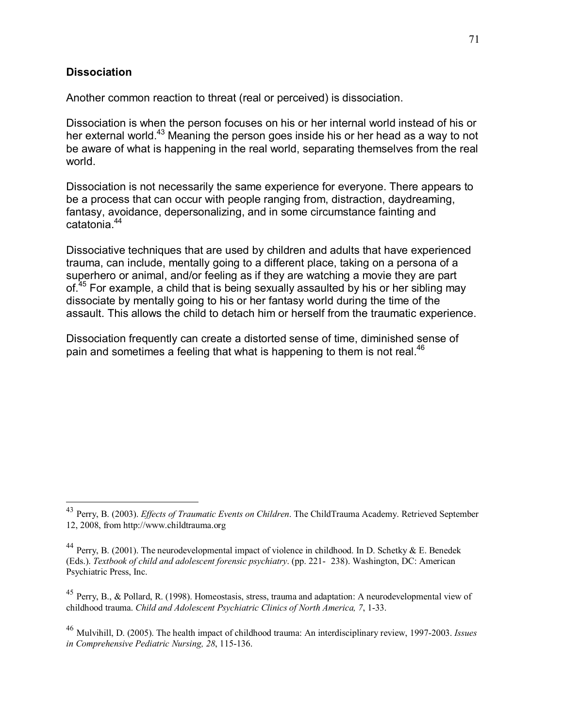## Dissociation

Another common reaction to threat (real or perceived) is dissociation.

Dissociation is when the person focuses on his or her internal world instead of his or her external world.[43] Meaning the person goes inside his or her head as a way to not be aware of what is happening in the real world, separating themselves from the real world.

Dissociation is not necessarily the same experience for everyone. There appears to be a process that can occur with people ranging from, distraction, daydreaming, fantasy, avoidance, depersonalizing, and in some circumstance fainting and catatonia.[44]

Dissociative techniques that are used by children and adults that have experienced trauma, can include, mentally going to a different place, taking on a persona of a superhero or animal, and/or feeling as if they are watching a movie they are part of.[45] For example, a child that is being sexually assaulted by his or her sibling may dissociate by mentally going to his or her fantasy world during the time of the assault. This allows the child to detach him or herself from the traumatic experience.

Dissociation frequently can create a distorted sense of time, diminished sense of pain and sometimes a feeling that what is happening to them is not real.[46]

---

[43] Perry, B. (2003). *Effects of Traumatic Events on Children*. The ChildTrauma Academy. Retrieved September 12, 2008, from http://www.childtrauma.org

[44] Perry, B. (2001). The neurodevelopmental impact of violence in childhood. In D. Schetky & E. Benedek (Eds.). *Textbook of child and adolescent forensic psychiatry*. (pp. 221- 238). Washington, DC: American Psychiatric Press, Inc.

[45] Perry, B., & Pollard, R. (1998). Homeostasis, stress, trauma and adaptation: A neurodevelopmental view of childhood trauma. *Child and Adolescent Psychiatric Clinics of North America, 7*, 1-33.

[46] Mulvihill, D. (2005). The health impact of childhood trauma: An interdisciplinary review, 1997-2003. *Issues in Comprehensive Pediatric Nursing, 28*, 115-136.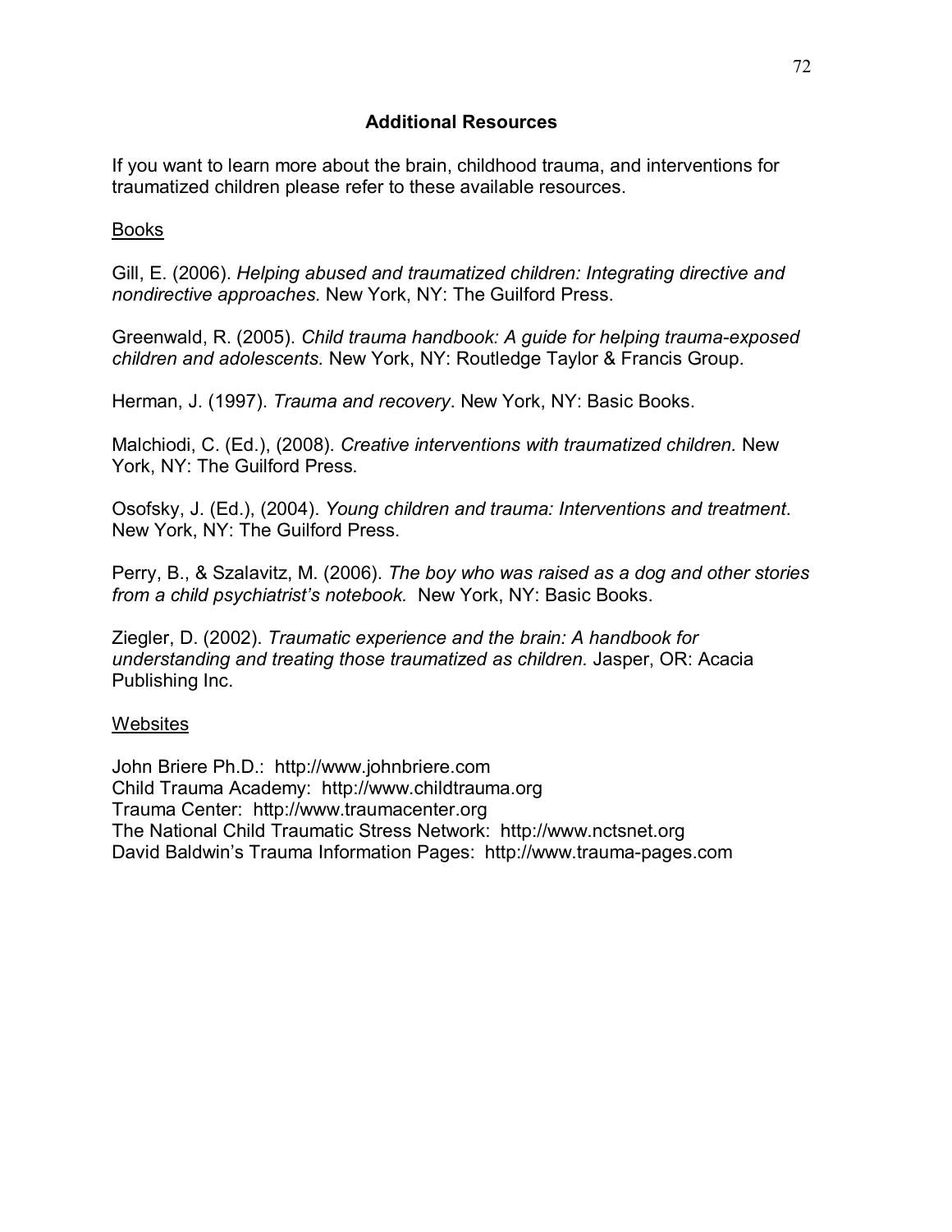## Additional Resources

If you want to learn more about the brain, childhood trauma, and interventions for traumatized children please refer to these available resources.

<u>Books</u>

Gill, E. (2006). *Helping abused and traumatized children: Integrating directive and nondirective approaches.* New York, NY: The Guilford Press.

Greenwald, R. (2005). *Child trauma handbook: A guide for helping trauma-exposed children and adolescents.* New York, NY: Routledge Taylor & Francis Group.

Herman, J. (1997). *Trauma and recovery*. New York, NY: Basic Books.

Malchiodi, C. (Ed.), (2008). *Creative interventions with traumatized children.* New York, NY: The Guilford Press.

Osofsky, J. (Ed.), (2004). *Young children and trauma: Interventions and treatment*. New York, NY: The Guilford Press.

Perry, B., & Szalavitz, M. (2006). *The boy who was raised as a dog and other stories from a child psychiatrist's notebook.* New York, NY: Basic Books.

Ziegler, D. (2002). *Traumatic experience and the brain: A handbook for understanding and treating those traumatized as children.* Jasper, OR: Acacia Publishing Inc.

<u>Websites</u>

John Briere Ph.D.: http://www.johnbriere.com
Child Trauma Academy: http://www.childtrauma.org
Trauma Center: http://www.traumacenter.org
The National Child Traumatic Stress Network: http://www.nctsnet.org
David Baldwin's Trauma Information Pages: http://www.trauma-pages.com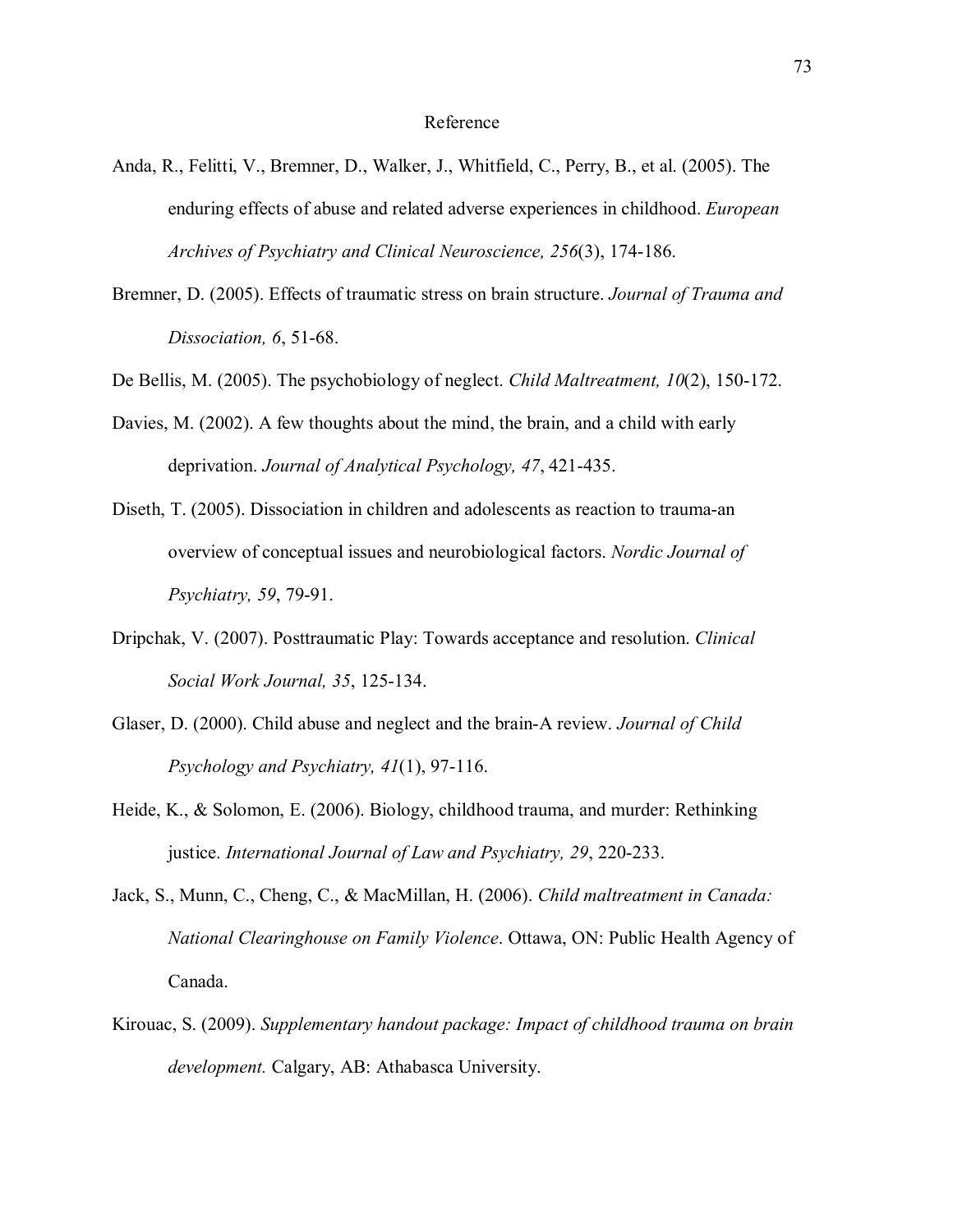# Reference

Anda, R., Felitti, V., Bremner, D., Walker, J., Whitfield, C., Perry, B., et al. (2005). The enduring effects of abuse and related adverse experiences in childhood. *European Archives of Psychiatry and Clinical Neuroscience, 256*(3), 174-186.

Bremner, D. (2005). Effects of traumatic stress on brain structure. *Journal of Trauma and Dissociation, 6*, 51-68.

De Bellis, M. (2005). The psychobiology of neglect. *Child Maltreatment, 10*(2), 150-172.

Davies, M. (2002). A few thoughts about the mind, the brain, and a child with early deprivation. *Journal of Analytical Psychology, 47*, 421-435.

Diseth, T. (2005). Dissociation in children and adolescents as reaction to trauma-an overview of conceptual issues and neurobiological factors. *Nordic Journal of Psychiatry, 59*, 79-91.

Dripchak, V. (2007). Posttraumatic Play: Towards acceptance and resolution. *Clinical Social Work Journal, 35*, 125-134.

Glaser, D. (2000). Child abuse and neglect and the brain-A review. *Journal of Child Psychology and Psychiatry, 41*(1), 97-116.

Heide, K., & Solomon, E. (2006). Biology, childhood trauma, and murder: Rethinking justice. *International Journal of Law and Psychiatry, 29*, 220-233.

Jack, S., Munn, C., Cheng, C., & MacMillan, H. (2006). *Child maltreatment in Canada: National Clearinghouse on Family Violence*. Ottawa, ON: Public Health Agency of Canada.

Kirouac, S. (2009). *Supplementary handout package: Impact of childhood trauma on brain development.* Calgary, AB: Athabasca University.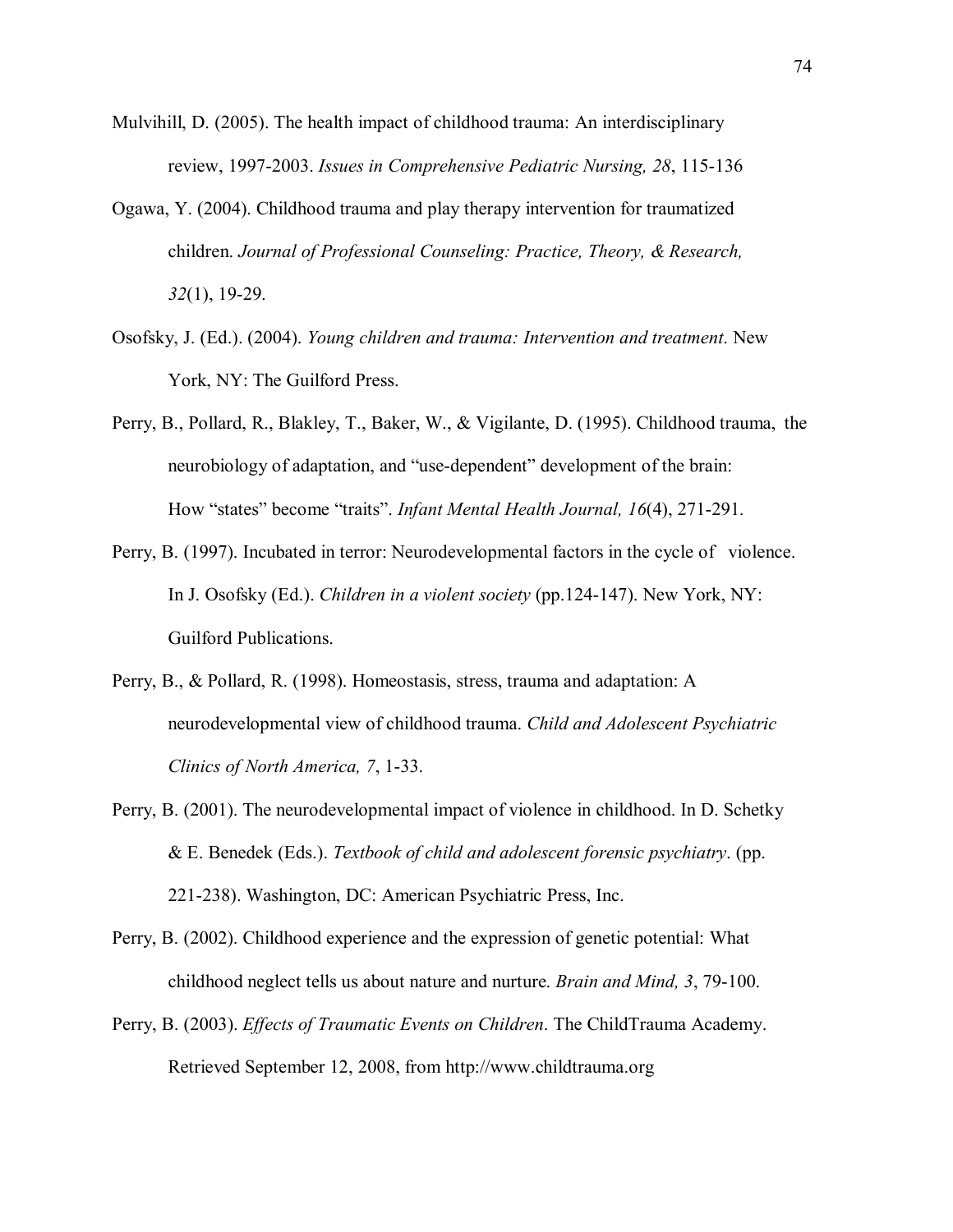Mulvihill, D. (2005). The health impact of childhood trauma: An interdisciplinary review, 1997-2003. *Issues in Comprehensive Pediatric Nursing, 28*, 115-136

Ogawa, Y. (2004). Childhood trauma and play therapy intervention for traumatized children. *Journal of Professional Counseling: Practice, Theory, & Research, 32*(1), 19-29.

Osofsky, J. (Ed.). (2004). *Young children and trauma: Intervention and treatment*. New York, NY: The Guilford Press.

Perry, B., Pollard, R., Blakley, T., Baker, W., & Vigilante, D. (1995). Childhood trauma, the neurobiology of adaptation, and "use-dependent" development of the brain: How "states" become "traits". *Infant Mental Health Journal, 16*(4), 271-291.

Perry, B. (1997). Incubated in terror: Neurodevelopmental factors in the cycle of violence. In J. Osofsky (Ed.). *Children in a violent society* (pp.124-147). New York, NY: Guilford Publications.

Perry, B., & Pollard, R. (1998). Homeostasis, stress, trauma and adaptation: A neurodevelopmental view of childhood trauma. *Child and Adolescent Psychiatric Clinics of North America, 7*, 1-33.

Perry, B. (2001). The neurodevelopmental impact of violence in childhood. In D. Schetky & E. Benedek (Eds.). *Textbook of child and adolescent forensic psychiatry*. (pp. 221-238). Washington, DC: American Psychiatric Press, Inc.

Perry, B. (2002). Childhood experience and the expression of genetic potential: What childhood neglect tells us about nature and nurture. *Brain and Mind, 3*, 79-100.

Perry, B. (2003). *Effects of Traumatic Events on Children*. The ChildTrauma Academy. Retrieved September 12, 2008, from http://www.childtrauma.org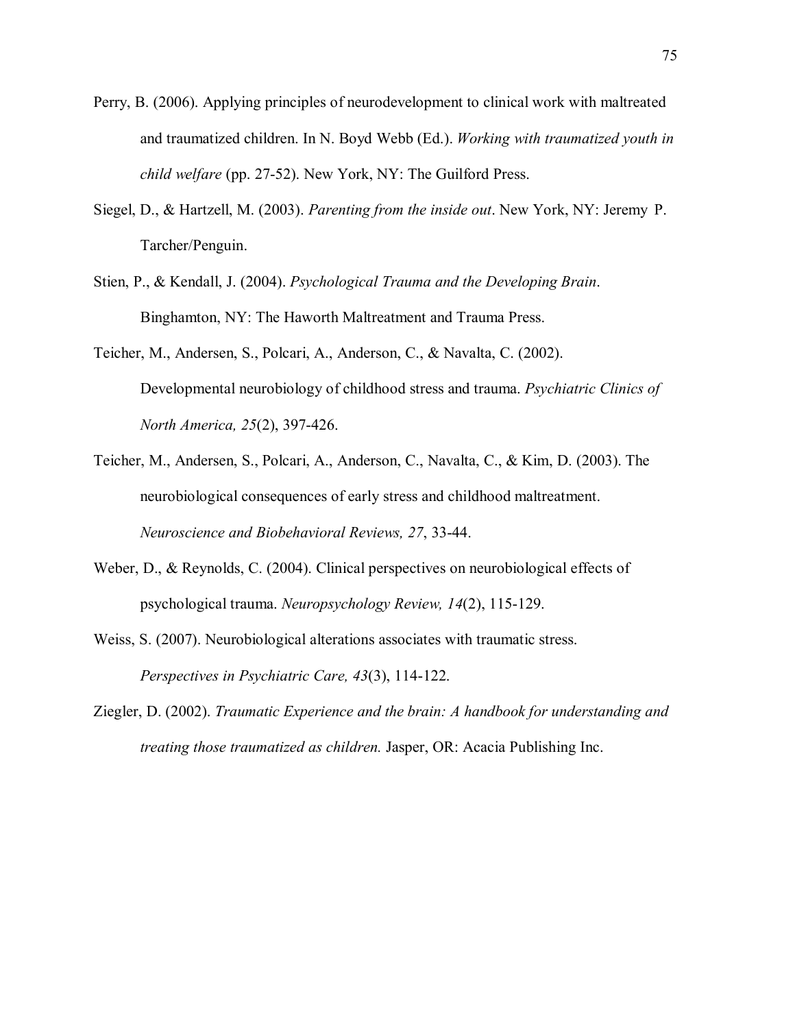Perry, B. (2006). Applying principles of neurodevelopment to clinical work with maltreated and traumatized children. In N. Boyd Webb (Ed.). *Working with traumatized youth in child welfare* (pp. 27-52). New York, NY: The Guilford Press.

Siegel, D., & Hartzell, M. (2003). *Parenting from the inside out*. New York, NY: Jeremy P. Tarcher/Penguin.

Stien, P., & Kendall, J. (2004). *Psychological Trauma and the Developing Brain*. Binghamton, NY: The Haworth Maltreatment and Trauma Press.

Teicher, M., Andersen, S., Polcari, A., Anderson, C., & Navalta, C. (2002). Developmental neurobiology of childhood stress and trauma. *Psychiatric Clinics of North America, 25*(2), 397-426.

Teicher, M., Andersen, S., Polcari, A., Anderson, C., Navalta, C., & Kim, D. (2003). The neurobiological consequences of early stress and childhood maltreatment. *Neuroscience and Biobehavioral Reviews, 27*, 33-44.

Weber, D., & Reynolds, C. (2004). Clinical perspectives on neurobiological effects of psychological trauma. *Neuropsychology Review, 14*(2), 115-129.

Weiss, S. (2007). Neurobiological alterations associates with traumatic stress. *Perspectives in Psychiatric Care, 43*(3), 114-122.

Ziegler, D. (2002). *Traumatic Experience and the brain: A handbook for understanding and treating those traumatized as children.* Jasper, OR: Acacia Publishing Inc.